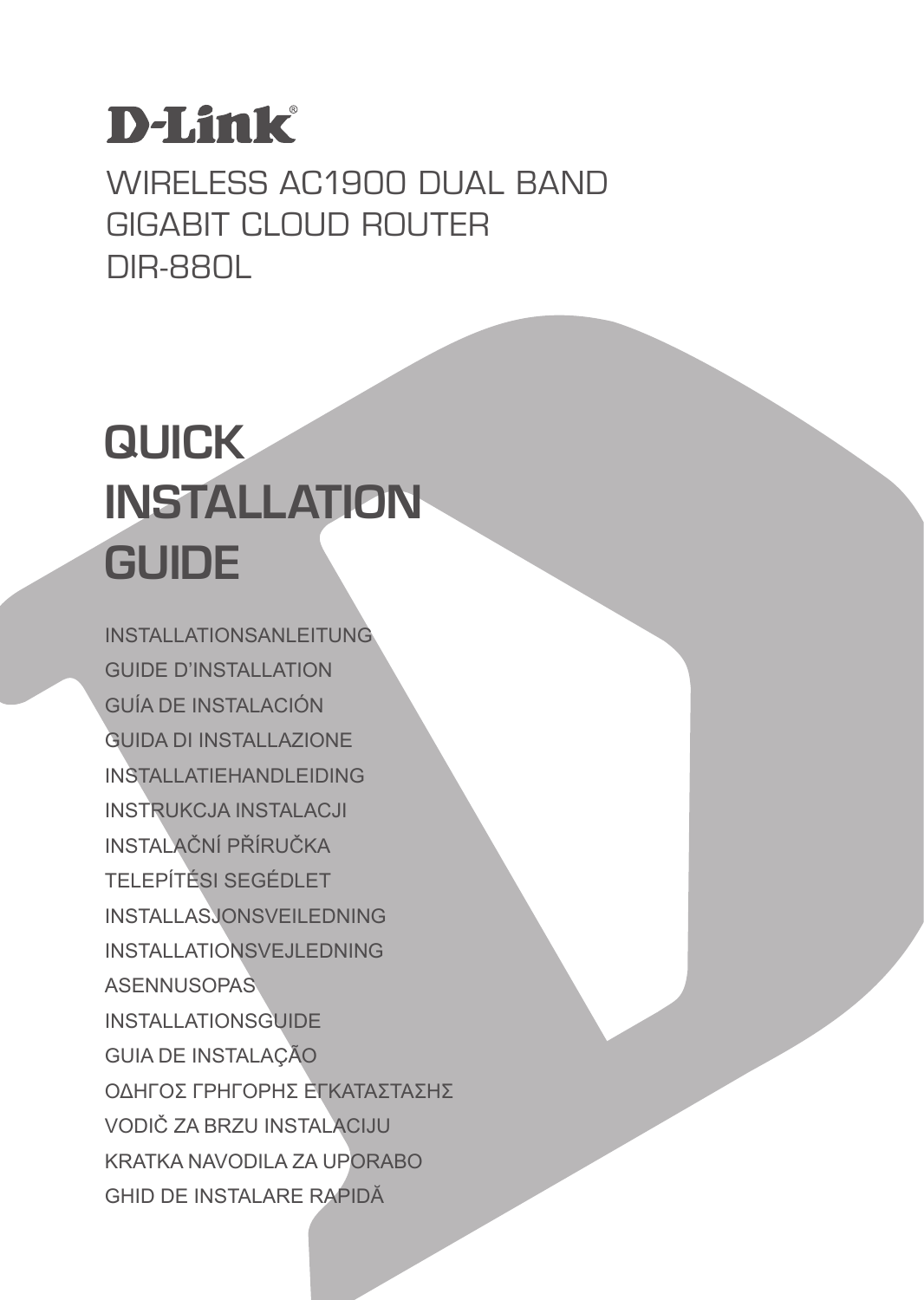# D-Link®

WIRELESS AC1900 DUAL BAND
GIGABIT CLOUD ROUTER
DIR-880L

# QUICK INSTALLATION GUIDE

INSTALLATIONSANLEITUNG
GUIDE D'INSTALLATION
GUÍA DE INSTALACIÓN
GUIDA DI INSTALLAZIONE
INSTALLATIEHANDLEIDING
INSTRUKCJA INSTALACJI
INSTALAČNÍ PŘÍRUČKA
TELEPÍTÉSI SEGÉDLET
INSTALLASJONSVEILEDNING
INSTALLATIONSVEJLEDNING
ASENNUSOPAS
INSTALLATIONSGUIDE
GUIA DE INSTALAÇÃO
ΟΔΗΓΟΣ ΓΡΗΓΟΡΗΣ ΕΓΚΑΤΑΣΤΑΣΗΣ
VODIČ ZA BRZU INSTALACIJU
KRATKA NAVODILA ZA UPORABO
GHID DE INSTALARE RAPIDĂ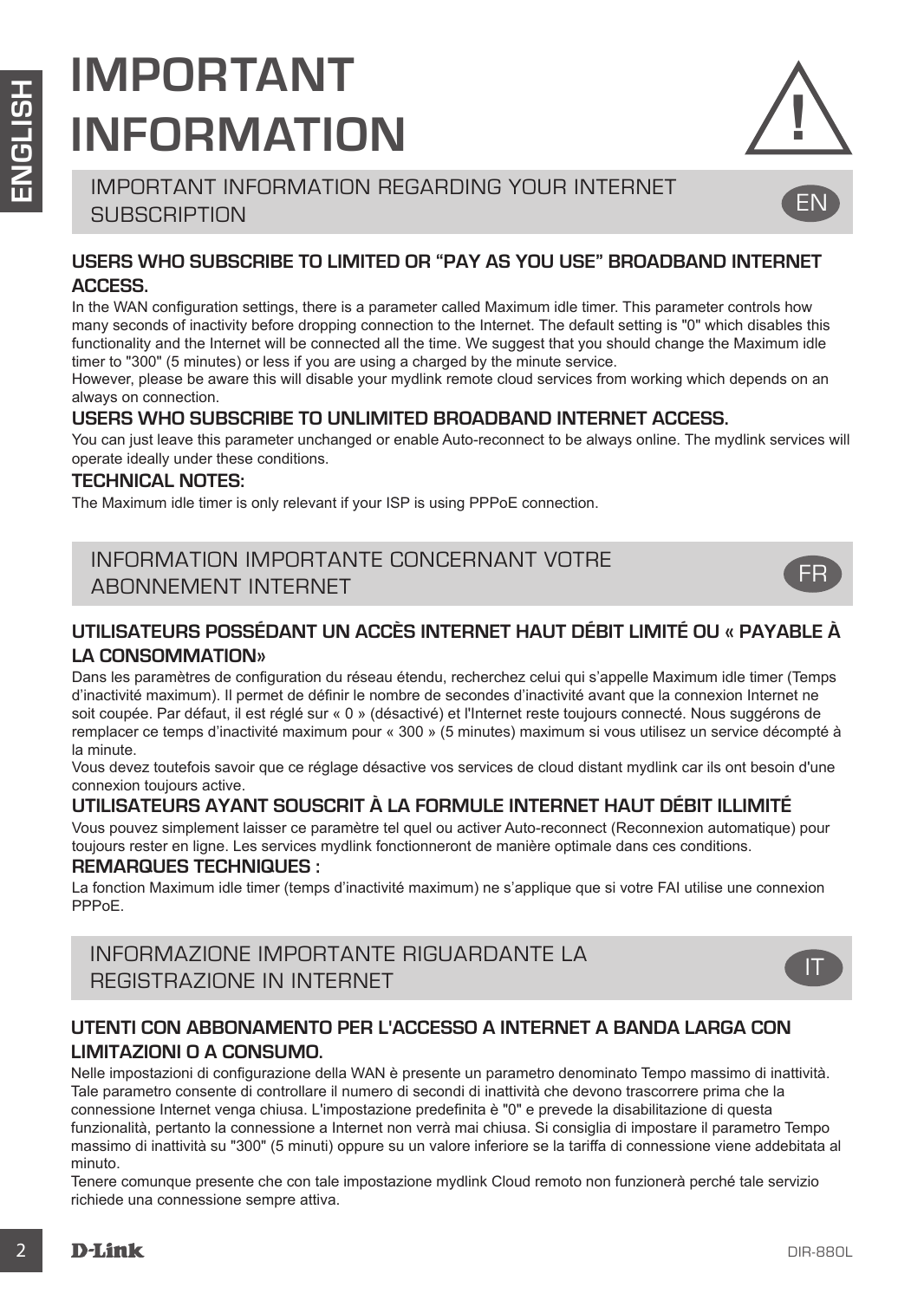# IMPORTANT INFORMATION

## IMPORTANT INFORMATION REGARDING YOUR INTERNET SUBSCRIPTION

EN

### USERS WHO SUBSCRIBE TO LIMITED OR "PAY AS YOU USE" BROADBAND INTERNET ACCESS.

In the WAN configuration settings, there is a parameter called Maximum idle timer. This parameter controls how many seconds of inactivity before dropping connection to the Internet. The default setting is "0" which disables this functionality and the Internet will be connected all the time. We suggest that you should change the Maximum idle timer to "300" (5 minutes) or less if you are using a charged by the minute service.
However, please be aware this will disable your mydlink remote cloud services from working which depends on an always on connection.

### USERS WHO SUBSCRIBE TO UNLIMITED BROADBAND INTERNET ACCESS.

You can just leave this parameter unchanged or enable Auto-reconnect to be always online. The mydlink services will operate ideally under these conditions.

### TECHNICAL NOTES:

The Maximum idle timer is only relevant if your ISP is using PPPoE connection.

## INFORMATION IMPORTANTE CONCERNANT VOTRE ABONNEMENT INTERNET

FR

### UTILISATEURS POSSÉDANT UN ACCÈS INTERNET HAUT DÉBIT LIMITÉ OU « PAYABLE À LA CONSOMMATION»

Dans les paramètres de configuration du réseau étendu, recherchez celui qui s'appelle Maximum idle timer (Temps d'inactivité maximum). Il permet de définir le nombre de secondes d'inactivité avant que la connexion Internet ne soit coupée. Par défaut, il est réglé sur « 0 » (désactivé) et l'Internet reste toujours connecté. Nous suggérons de remplacer ce temps d'inactivité maximum pour « 300 » (5 minutes) maximum si vous utilisez un service décompté à la minute.
Vous devez toutefois savoir que ce réglage désactive vos services de cloud distant mydlink car ils ont besoin d'une connexion toujours active.

### UTILISATEURS AYANT SOUSCRIT À LA FORMULE INTERNET HAUT DÉBIT ILLIMITÉ

Vous pouvez simplement laisser ce paramètre tel quel ou activer Auto-reconnect (Reconnexion automatique) pour toujours rester en ligne. Les services mydlink fonctionneront de manière optimale dans ces conditions.

### REMARQUES TECHNIQUES :

La fonction Maximum idle timer (temps d'inactivité maximum) ne s'applique que si votre FAI utilise une connexion PPPoE.

## INFORMAZIONE IMPORTANTE RIGUARDANTE LA REGISTRAZIONE IN INTERNET

IT

### UTENTI CON ABBONAMENTO PER L'ACCESSO A INTERNET A BANDA LARGA CON LIMITAZIONI O A CONSUMO.

Nelle impostazioni di configurazione della WAN è presente un parametro denominato Tempo massimo di inattività. Tale parametro consente di controllare il numero di secondi di inattività che devono trascorrere prima che la connessione Internet venga chiusa. L'impostazione predefinita è "0" e prevede la disabilitazione di questa funzionalità, pertanto la connessione a Internet non verrà mai chiusa. Si consiglia di impostare il parametro Tempo massimo di inattività su "300" (5 minuti) oppure su un valore inferiore se la tariffa di connessione viene addebitata al minuto.
Tenere comunque presente che con tale impostazione mydlink Cloud remoto non funzionerà perché tale servizio richiede una connessione sempre attiva.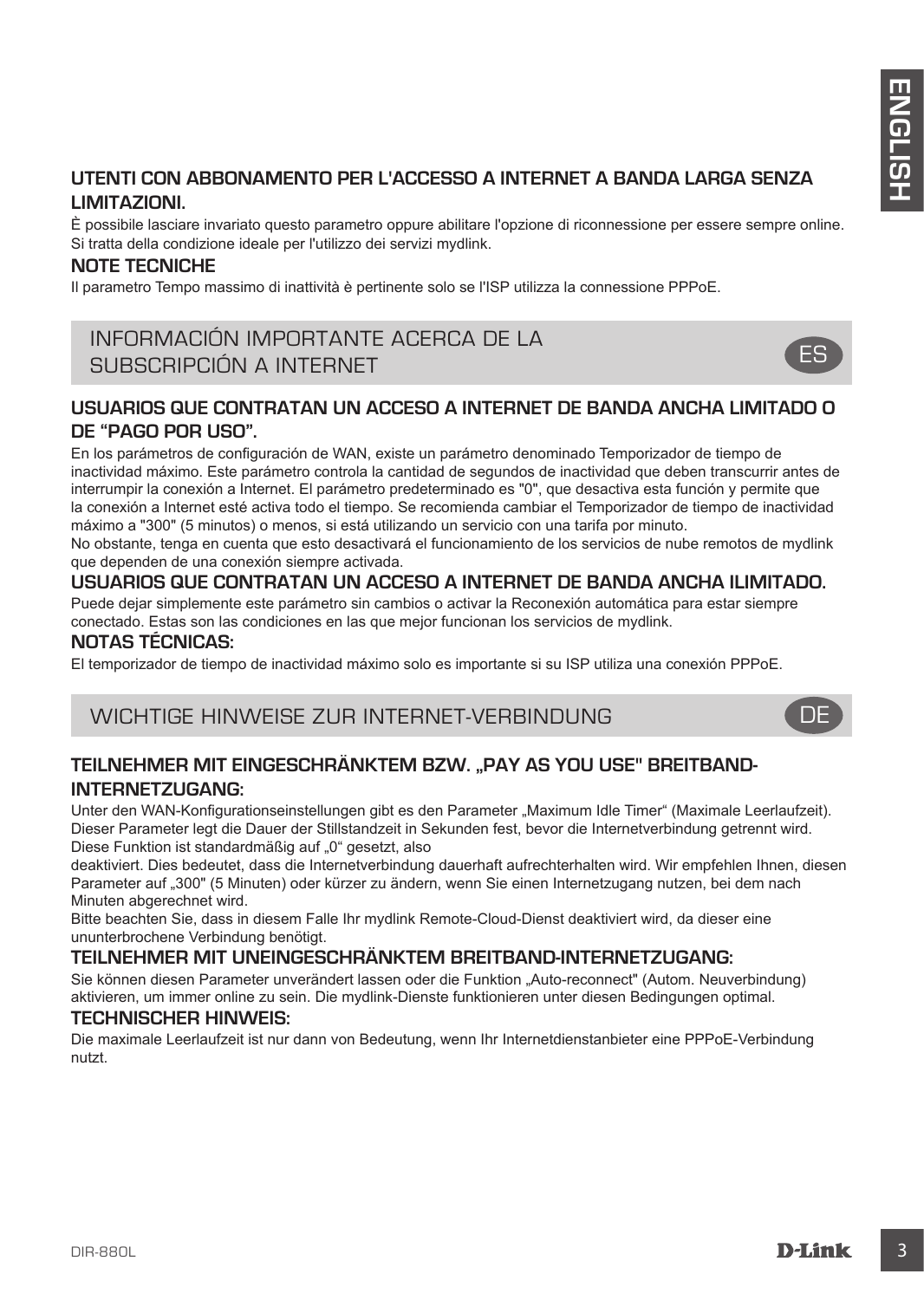### UTENTI CON ABBONAMENTO PER L'ACCESSO A INTERNET A BANDA LARGA SENZA LIMITAZIONI.

È possibile lasciare invariato questo parametro oppure abilitare l'opzione di riconnessione per essere sempre online. Si tratta della condizione ideale per l'utilizzo dei servizi mydlink.

### NOTE TECNICHE

Il parametro Tempo massimo di inattività è pertinente solo se l'ISP utilizza la connessione PPPoE.

## INFORMACIÓN IMPORTANTE ACERCA DE LA SUBSCRIPCIÓN A INTERNET

ES

### USUARIOS QUE CONTRATAN UN ACCESO A INTERNET DE BANDA ANCHA LIMITADO O DE "PAGO POR USO".

En los parámetros de configuración de WAN, existe un parámetro denominado Temporizador de tiempo de inactividad máximo. Este parámetro controla la cantidad de segundos de inactividad que deben transcurrir antes de interrumpir la conexión a Internet. El parámetro predeterminado es "0", que desactiva esta función y permite que la conexión a Internet esté activa todo el tiempo. Se recomienda cambiar el Temporizador de tiempo de inactividad máximo a "300" (5 minutos) o menos, si está utilizando un servicio con una tarifa por minuto.
No obstante, tenga en cuenta que esto desactivará el funcionamiento de los servicios de nube remotos de mydlink que dependen de una conexión siempre activada.

### USUARIOS QUE CONTRATAN UN ACCESO A INTERNET DE BANDA ANCHA ILIMITADO.

Puede dejar simplemente este parámetro sin cambios o activar la Reconexión automática para estar siempre conectado. Estas son las condiciones en las que mejor funcionan los servicios de mydlink.

### NOTAS TÉCNICAS:

El temporizador de tiempo de inactividad máximo solo es importante si su ISP utiliza una conexión PPPoE.

## WICHTIGE HINWEISE ZUR INTERNET-VERBINDUNG

DE

### TEILNEHMER MIT EINGESCHRÄNKTEM BZW. „PAY AS YOU USE" BREITBAND-INTERNETZUGANG:

Unter den WAN-Konfigurationseinstellungen gibt es den Parameter „Maximum Idle Timer" (Maximale Leerlaufzeit). Dieser Parameter legt die Dauer der Stillstandzeit in Sekunden fest, bevor die Internetverbindung getrennt wird. Diese Funktion ist standardmäßig auf „0" gesetzt, also
deaktiviert. Dies bedeutet, dass die Internetverbindung dauerhaft aufrechterhalten wird. Wir empfehlen Ihnen, diesen Parameter auf „300" (5 Minuten) oder kürzer zu ändern, wenn Sie einen Internetzugang nutzen, bei dem nach Minuten abgerechnet wird.
Bitte beachten Sie, dass in diesem Falle Ihr mydlink Remote-Cloud-Dienst deaktiviert wird, da dieser eine ununterbrochene Verbindung benötigt.

### TEILNEHMER MIT UNEINGESCHRÄNKTEM BREITBAND-INTERNETZUGANG:

Sie können diesen Parameter unverändert lassen oder die Funktion „Auto-reconnect" (Autom. Neuverbindung) aktivieren, um immer online zu sein. Die mydlink-Dienste funktionieren unter diesen Bedingungen optimal.

### TECHNISCHER HINWEIS:

Die maximale Leerlaufzeit ist nur dann von Bedeutung, wenn Ihr Internetdienstanbieter eine PPPoE-Verbindung nutzt.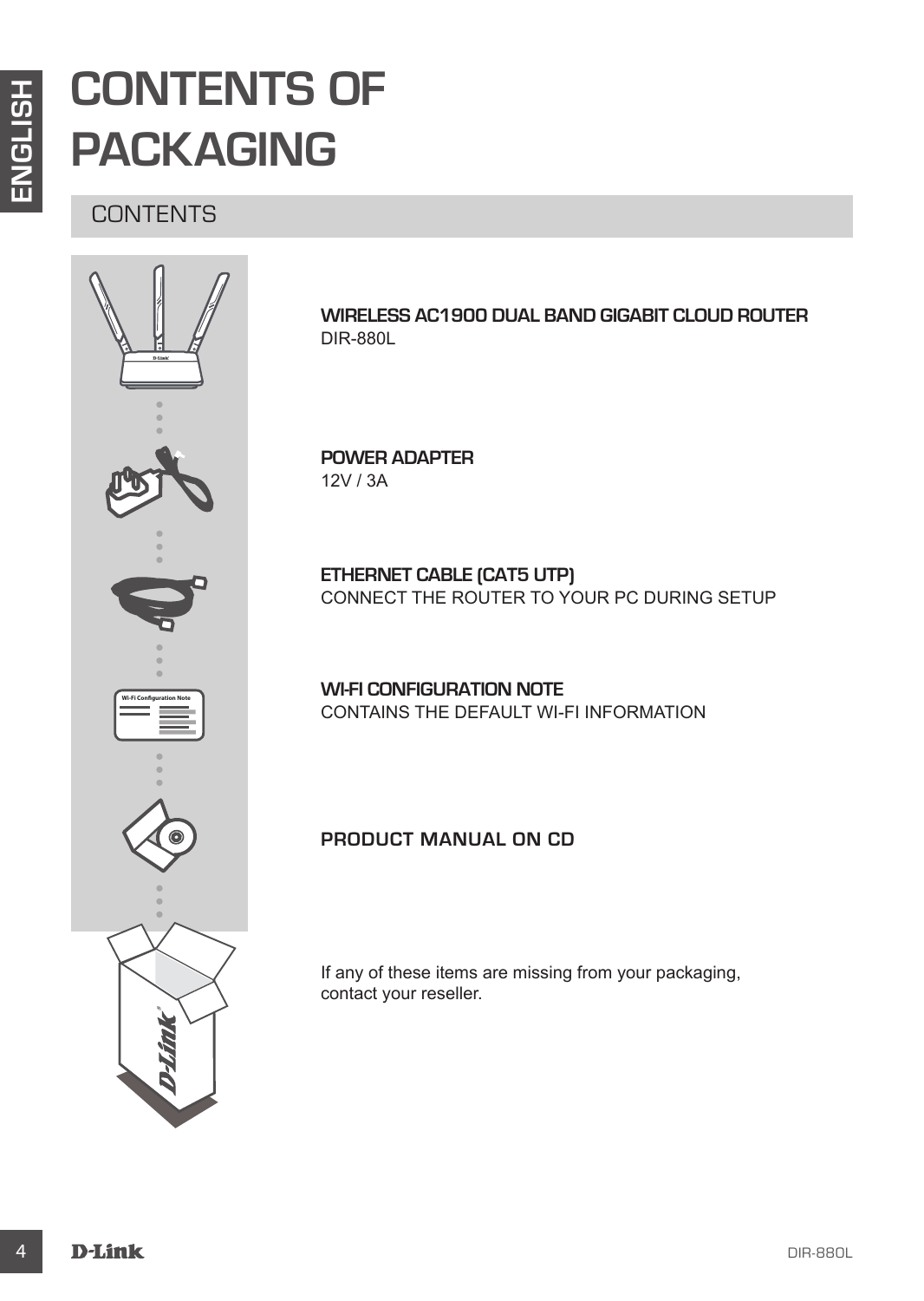# CONTENTS OF PACKAGING

## CONTENTS

**WIRELESS AC1900 DUAL BAND GIGABIT CLOUD ROUTER**
DIR-880L

**POWER ADAPTER**
12V / 3A

**ETHERNET CABLE (CAT5 UTP)**
CONNECT THE ROUTER TO YOUR PC DURING SETUP

**WI-FI CONFIGURATION NOTE**
CONTAINS THE DEFAULT WI-FI INFORMATION

**PRODUCT MANUAL ON CD**

If any of these items are missing from your packaging, contact your reseller.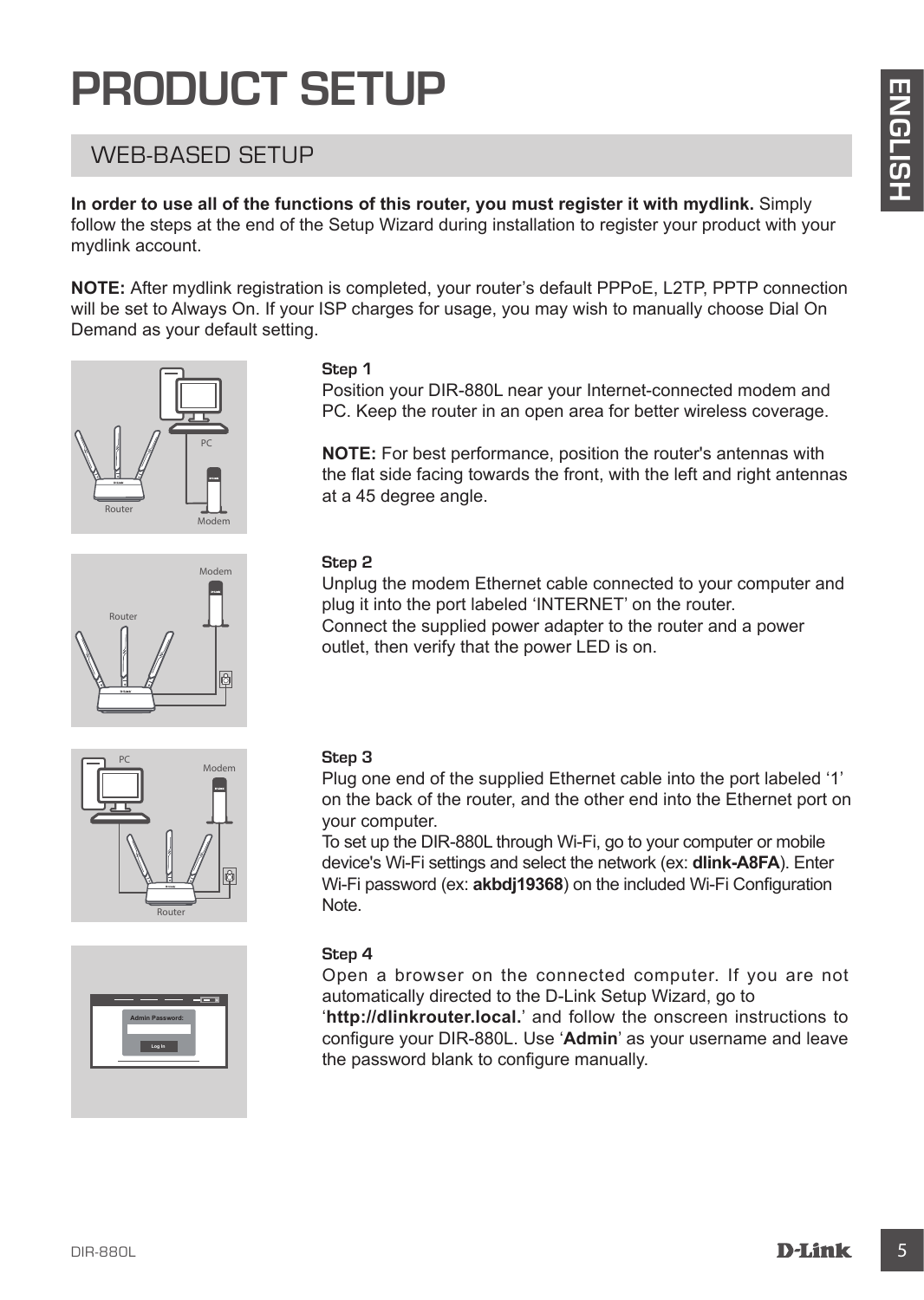# PRODUCT SETUP

## WEB-BASED SETUP

**In order to use all of the functions of this router, you must register it with mydlink.** Simply follow the steps at the end of the Setup Wizard during installation to register your product with your mydlink account.

**NOTE:** After mydlink registration is completed, your router's default PPPoE, L2TP, PPTP connection will be set to Always On. If your ISP charges for usage, you may wish to manually choose Dial On Demand as your default setting.

### Step 1

Position your DIR-880L near your Internet-connected modem and PC. Keep the router in an open area for better wireless coverage.

**NOTE:** For best performance, position the router's antennas with the flat side facing towards the front, with the left and right antennas at a 45 degree angle.

### Step 2

Unplug the modem Ethernet cable connected to your computer and plug it into the port labeled 'INTERNET' on the router.
Connect the supplied power adapter to the router and a power outlet, then verify that the power LED is on.

### Step 3

Plug one end of the supplied Ethernet cable into the port labeled '1' on the back of the router, and the other end into the Ethernet port on your computer.
To set up the DIR-880L through Wi-Fi, go to your computer or mobile device's Wi-Fi settings and select the network (ex: **dlink-A8FA**). Enter Wi-Fi password (ex: **akbdj19368**) on the included Wi-Fi Configuration Note.

### Step 4

Open a browser on the connected computer. If you are not automatically directed to the D-Link Setup Wizard, go to '**http://dlinkrouter.local.**' and follow the onscreen instructions to configure your DIR-880L. Use '**Admin**' as your username and leave the password blank to configure manually.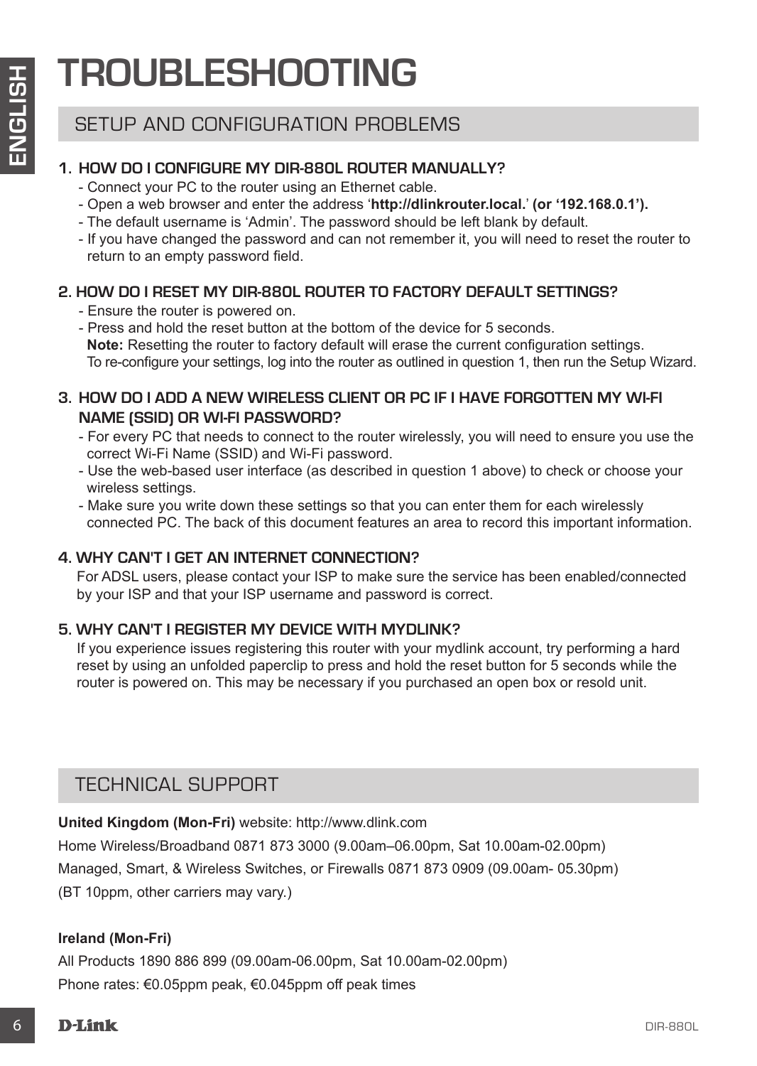# TROUBLESHOOTING

## SETUP AND CONFIGURATION PROBLEMS

### 1. HOW DO I CONFIGURE MY DIR-880L ROUTER MANUALLY?

- Connect your PC to the router using an Ethernet cable.
- Open a web browser and enter the address '**http://dlinkrouter.local.**' **(or '192.168.0.1').**
- The default username is 'Admin'. The password should be left blank by default.
- If you have changed the password and can not remember it, you will need to reset the router to return to an empty password field.

### 2. HOW DO I RESET MY DIR-880L ROUTER TO FACTORY DEFAULT SETTINGS?

- Ensure the router is powered on.
- Press and hold the reset button at the bottom of the device for 5 seconds.
  **Note:** Resetting the router to factory default will erase the current configuration settings.
  To re-configure your settings, log into the router as outlined in question 1, then run the Setup Wizard.

### 3. HOW DO I ADD A NEW WIRELESS CLIENT OR PC IF I HAVE FORGOTTEN MY WI-FI NAME (SSID) OR WI-FI PASSWORD?

- For every PC that needs to connect to the router wirelessly, you will need to ensure you use the correct Wi-Fi Name (SSID) and Wi-Fi password.
- Use the web-based user interface (as described in question 1 above) to check or choose your wireless settings.
- Make sure you write down these settings so that you can enter them for each wirelessly connected PC. The back of this document features an area to record this important information.

### 4. WHY CAN'T I GET AN INTERNET CONNECTION?

For ADSL users, please contact your ISP to make sure the service has been enabled/connected by your ISP and that your ISP username and password is correct.

### 5. WHY CAN'T I REGISTER MY DEVICE WITH MYDLINK?

If you experience issues registering this router with your mydlink account, try performing a hard reset by using an unfolded paperclip to press and hold the reset button for 5 seconds while the router is powered on. This may be necessary if you purchased an open box or resold unit.

## TECHNICAL SUPPORT

**United Kingdom (Mon-Fri)** website: http://www.dlink.com

Home Wireless/Broadband 0871 873 3000 (9.00am–06.00pm, Sat 10.00am-02.00pm)

Managed, Smart, & Wireless Switches, or Firewalls 0871 873 0909 (09.00am- 05.30pm)

(BT 10ppm, other carriers may vary.)

**Ireland (Mon-Fri)**

All Products 1890 886 899 (09.00am-06.00pm, Sat 10.00am-02.00pm)

Phone rates: €0.05ppm peak, €0.045ppm off peak times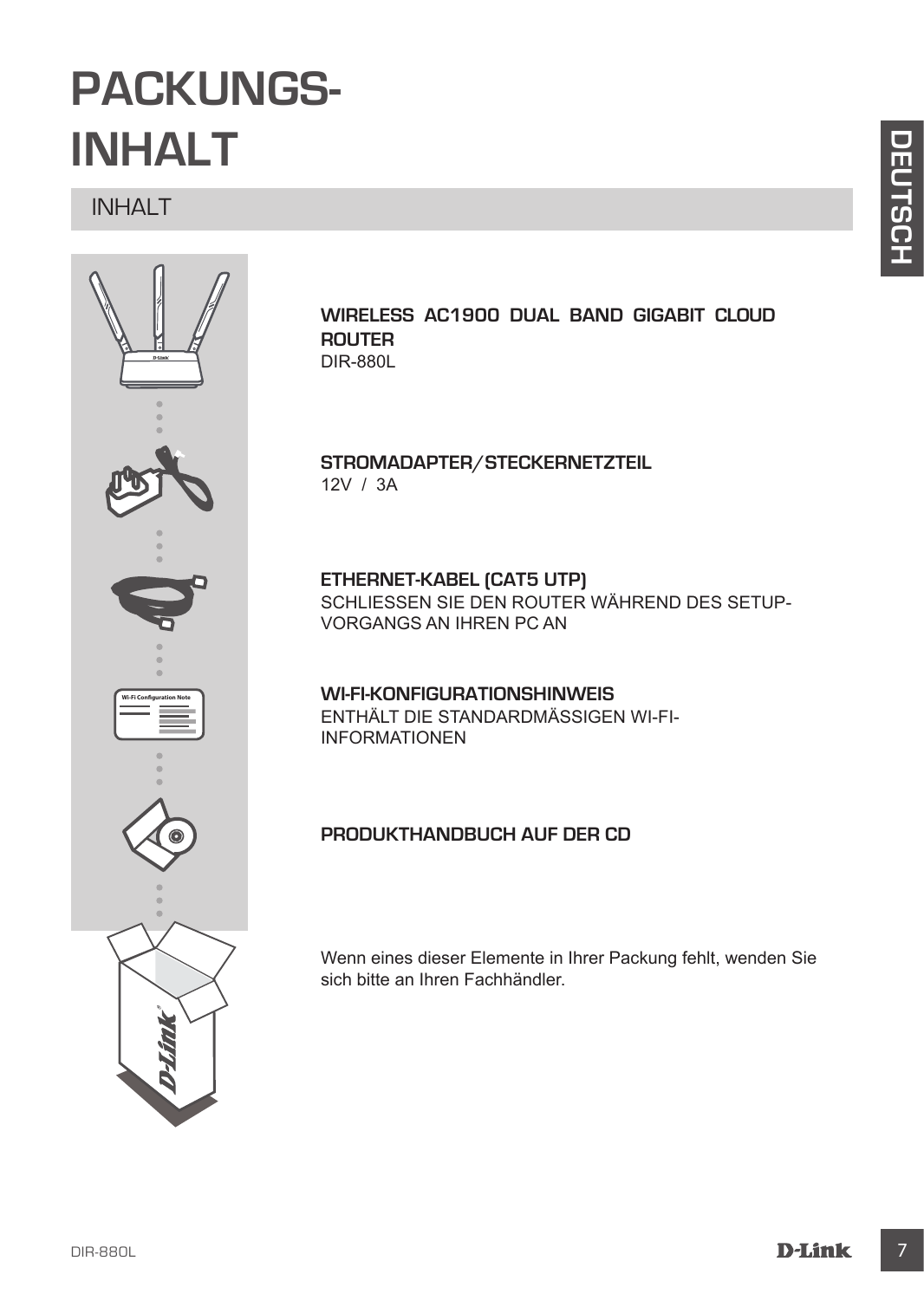# PACKUNGS-INHALT

## INHALT

**WIRELESS AC1900 DUAL BAND GIGABIT CLOUD ROUTER**
DIR-880L

**STROMADAPTER/STECKERNETZTEIL**
12V / 3A

**ETHERNET-KABEL (CAT5 UTP)**
SCHLIESSEN SIE DEN ROUTER WÄHREND DES SETUP-VORGANGS AN IHREN PC AN

**WI-FI-KONFIGURATIONSHINWEIS**
ENTHÄLT DIE STANDARDMÄSSIGEN WI-FI-INFORMATIONEN

**PRODUKTHANDBUCH AUF DER CD**

Wenn eines dieser Elemente in Ihrer Packung fehlt, wenden Sie sich bitte an Ihren Fachhändler.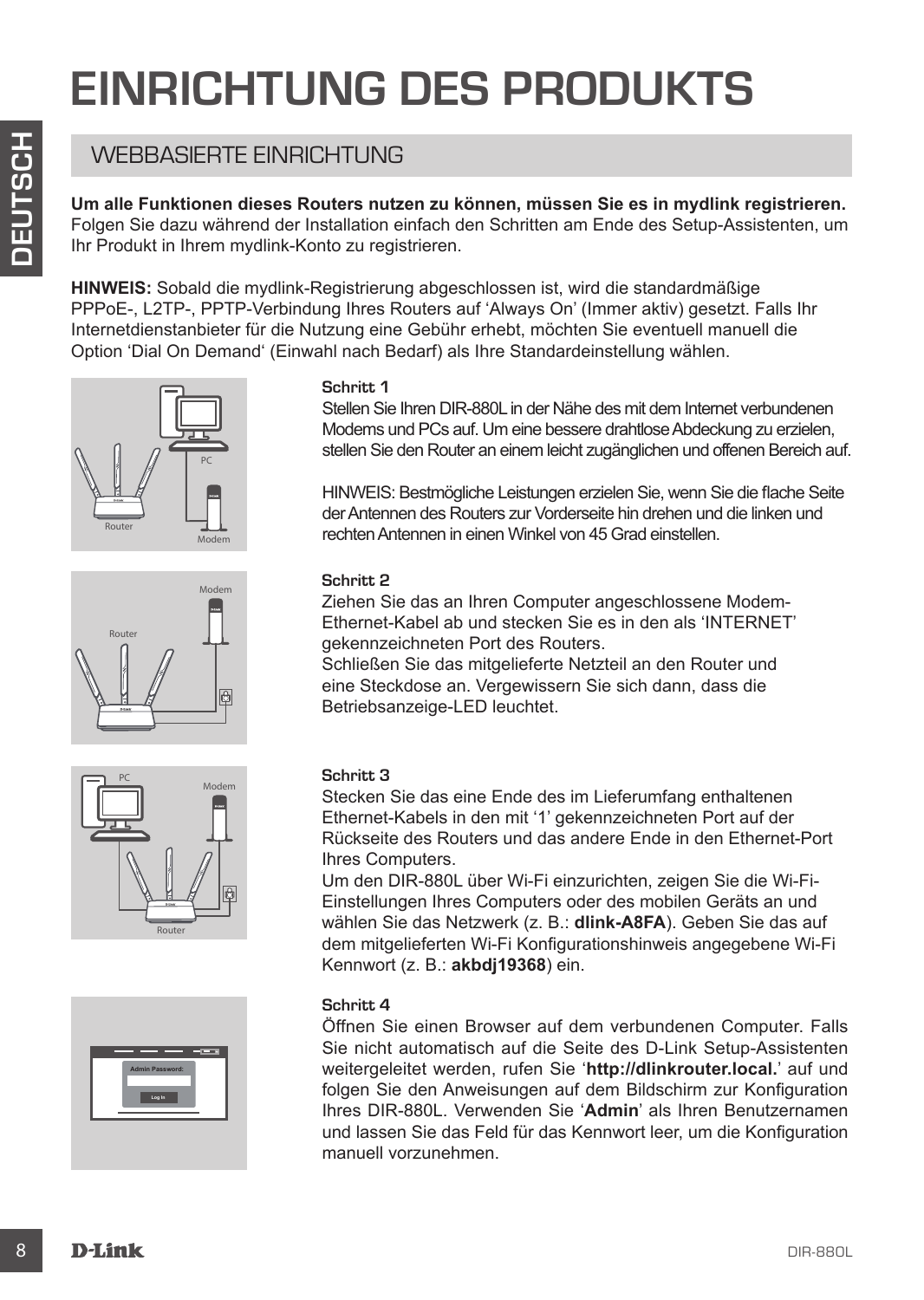# EINRICHTUNG DES PRODUKTS

## WEBBASIERTE EINRICHTUNG

**Um alle Funktionen dieses Routers nutzen zu können, müssen Sie es in mydlink registrieren.** Folgen Sie dazu während der Installation einfach den Schritten am Ende des Setup-Assistenten, um Ihr Produkt in Ihrem mydlink-Konto zu registrieren.

**HINWEIS:** Sobald die mydlink-Registrierung abgeschlossen ist, wird die standardmäßige PPPoE-, L2TP-, PPTP-Verbindung Ihres Routers auf 'Always On' (Immer aktiv) gesetzt. Falls Ihr Internetdienstanbieter für die Nutzung eine Gebühr erhebt, möchten Sie eventuell manuell die Option 'Dial On Demand' (Einwahl nach Bedarf) als Ihre Standardeinstellung wählen.

### Schritt 1

Stellen Sie Ihren DIR-880L in der Nähe des mit dem Internet verbundenen Modems und PCs auf. Um eine bessere drahtlose Abdeckung zu erzielen, stellen Sie den Router an einem leicht zugänglichen und offenen Bereich auf.

HINWEIS: Bestmögliche Leistungen erzielen Sie, wenn Sie die flache Seite der Antennen des Routers zur Vorderseite hin drehen und die linken und rechten Antennen in einen Winkel von 45 Grad einstellen.

### Schritt 2

Ziehen Sie das an Ihren Computer angeschlossene Modem-Ethernet-Kabel ab und stecken Sie es in den als 'INTERNET' gekennzeichneten Port des Routers.
Schließen Sie das mitgelieferte Netzteil an den Router und eine Steckdose an. Vergewissern Sie sich dann, dass die Betriebsanzeige-LED leuchtet.

### Schritt 3

Stecken Sie das eine Ende des im Lieferumfang enthaltenen Ethernet-Kabels in den mit '1' gekennzeichneten Port auf der Rückseite des Routers und das andere Ende in den Ethernet-Port Ihres Computers.
Um den DIR-880L über Wi-Fi einzurichten, zeigen Sie die Wi-Fi-Einstellungen Ihres Computers oder des mobilen Geräts an und wählen Sie das Netzwerk (z. B.: **dlink-A8FA**). Geben Sie das auf dem mitgelieferten Wi-Fi Konfigurationshinweis angegebene Wi-Fi Kennwort (z. B.: **akbdj19368**) ein.

### Schritt 4

Öffnen Sie einen Browser auf dem verbundenen Computer. Falls Sie nicht automatisch auf die Seite des D-Link Setup-Assistenten weitergeleitet werden, rufen Sie '**http://dlinkrouter.local.**' auf und folgen Sie den Anweisungen auf dem Bildschirm zur Konfiguration Ihres DIR-880L. Verwenden Sie '**Admin**' als Ihren Benutzernamen und lassen Sie das Feld für das Kennwort leer, um die Konfiguration manuell vorzunehmen.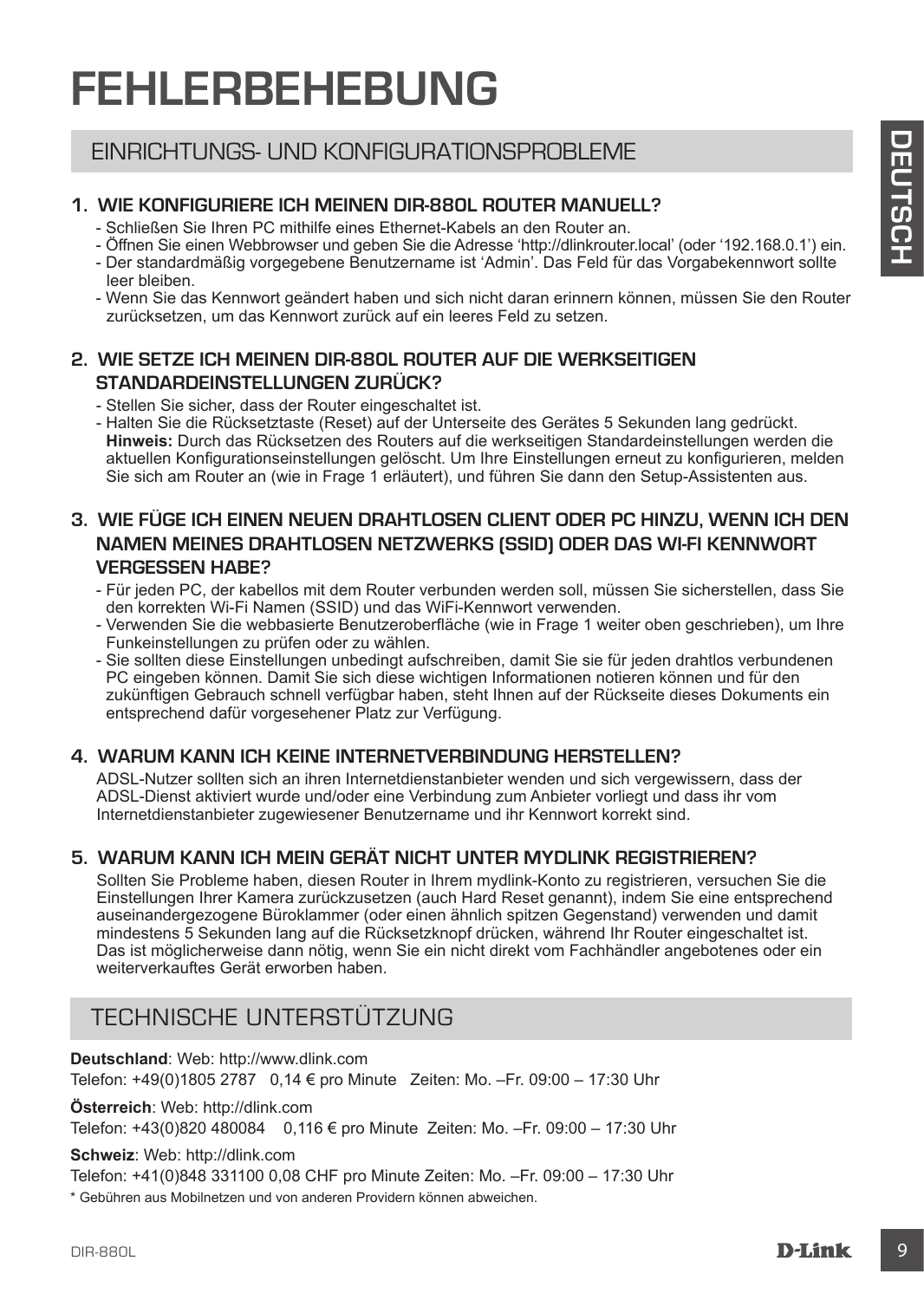# FEHLERBEHEBUNG

## EINRICHTUNGS- UND KONFIGURATIONSPROBLEME

### 1. WIE KONFIGURIERE ICH MEINEN DIR-880L ROUTER MANUELL?

- Schließen Sie Ihren PC mithilfe eines Ethernet-Kabels an den Router an.
- Öffnen Sie einen Webbrowser und geben Sie die Adresse 'http://dlinkrouter.local' (oder '192.168.0.1') ein.
- Der standardmäßig vorgegebene Benutzername ist 'Admin'. Das Feld für das Vorgabekennwort sollte leer bleiben.
- Wenn Sie das Kennwort geändert haben und sich nicht daran erinnern können, müssen Sie den Router zurücksetzen, um das Kennwort zurück auf ein leeres Feld zu setzen.

### 2. WIE SETZE ICH MEINEN DIR-880L ROUTER AUF DIE WERKSEITIGEN STANDARDEINSTELLUNGEN ZURÜCK?

- Stellen Sie sicher, dass der Router eingeschaltet ist.
- Halten Sie die Rücksetztaste (Reset) auf der Unterseite des Gerätes 5 Sekunden lang gedrückt. **Hinweis:** Durch das Rücksetzen des Routers auf die werkseitigen Standardeinstellungen werden die aktuellen Konfigurationseinstellungen gelöscht. Um Ihre Einstellungen erneut zu konfigurieren, melden Sie sich am Router an (wie in Frage 1 erläutert), und führen Sie dann den Setup-Assistenten aus.

### 3. WIE FÜGE ICH EINEN NEUEN DRAHTLOSEN CLIENT ODER PC HINZU, WENN ICH DEN NAMEN MEINES DRAHTLOSEN NETZWERKS (SSID) ODER DAS WI-FI KENNWORT VERGESSEN HABE?

- Für jeden PC, der kabellos mit dem Router verbunden werden soll, müssen Sie sicherstellen, dass Sie den korrekten Wi-Fi Namen (SSID) und das WiFi-Kennwort verwenden.
- Verwenden Sie die webbasierte Benutzeroberfläche (wie in Frage 1 weiter oben geschrieben), um Ihre Funkeinstellungen zu prüfen oder zu wählen.
- Sie sollten diese Einstellungen unbedingt aufschreiben, damit Sie sie für jeden drahtlos verbundenen PC eingeben können. Damit Sie sich diese wichtigen Informationen notieren können und für den zukünftigen Gebrauch schnell verfügbar haben, steht Ihnen auf der Rückseite dieses Dokuments ein entsprechend dafür vorgesehener Platz zur Verfügung.

### 4. WARUM KANN ICH KEINE INTERNETVERBINDUNG HERSTELLEN?

ADSL-Nutzer sollten sich an ihren Internetdienstanbieter wenden und sich vergewissern, dass der ADSL-Dienst aktiviert wurde und/oder eine Verbindung zum Anbieter vorliegt und dass ihr vom Internetdienstanbieter zugewiesener Benutzername und ihr Kennwort korrekt sind.

### 5. WARUM KANN ICH MEIN GERÄT NICHT UNTER MYDLINK REGISTRIEREN?

Sollten Sie Probleme haben, diesen Router in Ihrem mydlink-Konto zu registrieren, versuchen Sie die Einstellungen Ihrer Kamera zurückzusetzen (auch Hard Reset genannt), indem Sie eine entsprechend auseinandergezogene Büroklammer (oder einen ähnlich spitzen Gegenstand) verwenden und damit mindestens 5 Sekunden lang auf die Rücksetzknopf drücken, während Ihr Router eingeschaltet ist. Das ist möglicherweise dann nötig, wenn Sie ein nicht direkt vom Fachhändler angebotenes oder ein weiterverkauftes Gerät erworben haben.

## TECHNISCHE UNTERSTÜTZUNG

**Deutschland**: Web: http://www.dlink.com
Telefon: +49(0)1805 2787 0,14 € pro Minute Zeiten: Mo. –Fr. 09:00 – 17:30 Uhr

**Österreich**: Web: http://dlink.com
Telefon: +43(0)820 480084 0,116 € pro Minute Zeiten: Mo. –Fr. 09:00 – 17:30 Uhr

**Schweiz**: Web: http://dlink.com
Telefon: +41(0)848 331100 0,08 CHF pro Minute Zeiten: Mo. –Fr. 09:00 – 17:30 Uhr

\* Gebühren aus Mobilnetzen und von anderen Providern können abweichen.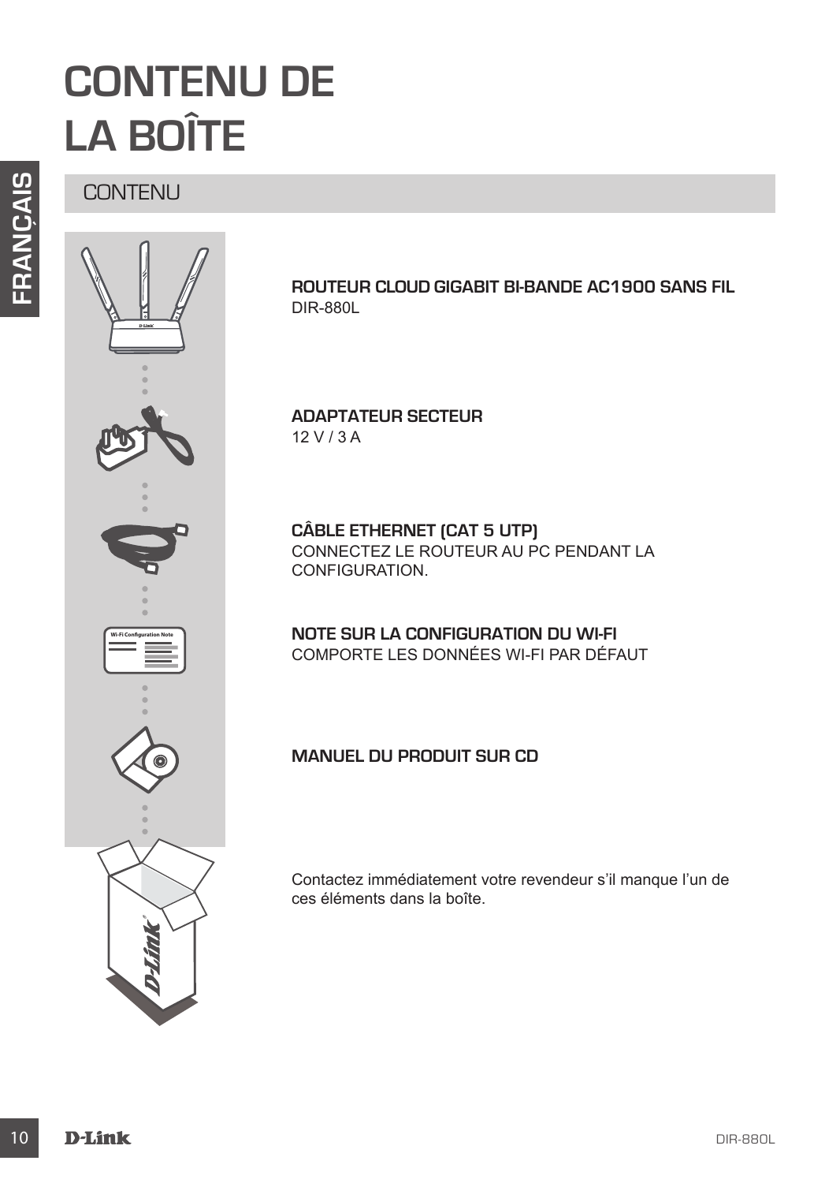# CONTENU DE LA BOÎTE

## CONTENU

**ROUTEUR CLOUD GIGABIT BI-BANDE AC1900 SANS FIL**
DIR-880L

**ADAPTATEUR SECTEUR**
12 V / 3 A

**CÂBLE ETHERNET (CAT 5 UTP)**
CONNECTEZ LE ROUTEUR AU PC PENDANT LA CONFIGURATION.

**NOTE SUR LA CONFIGURATION DU WI-FI**
COMPORTE LES DONNÉES WI-FI PAR DÉFAUT

**MANUEL DU PRODUIT SUR CD**

Contactez immédiatement votre revendeur s'il manque l'un de ces éléments dans la boîte.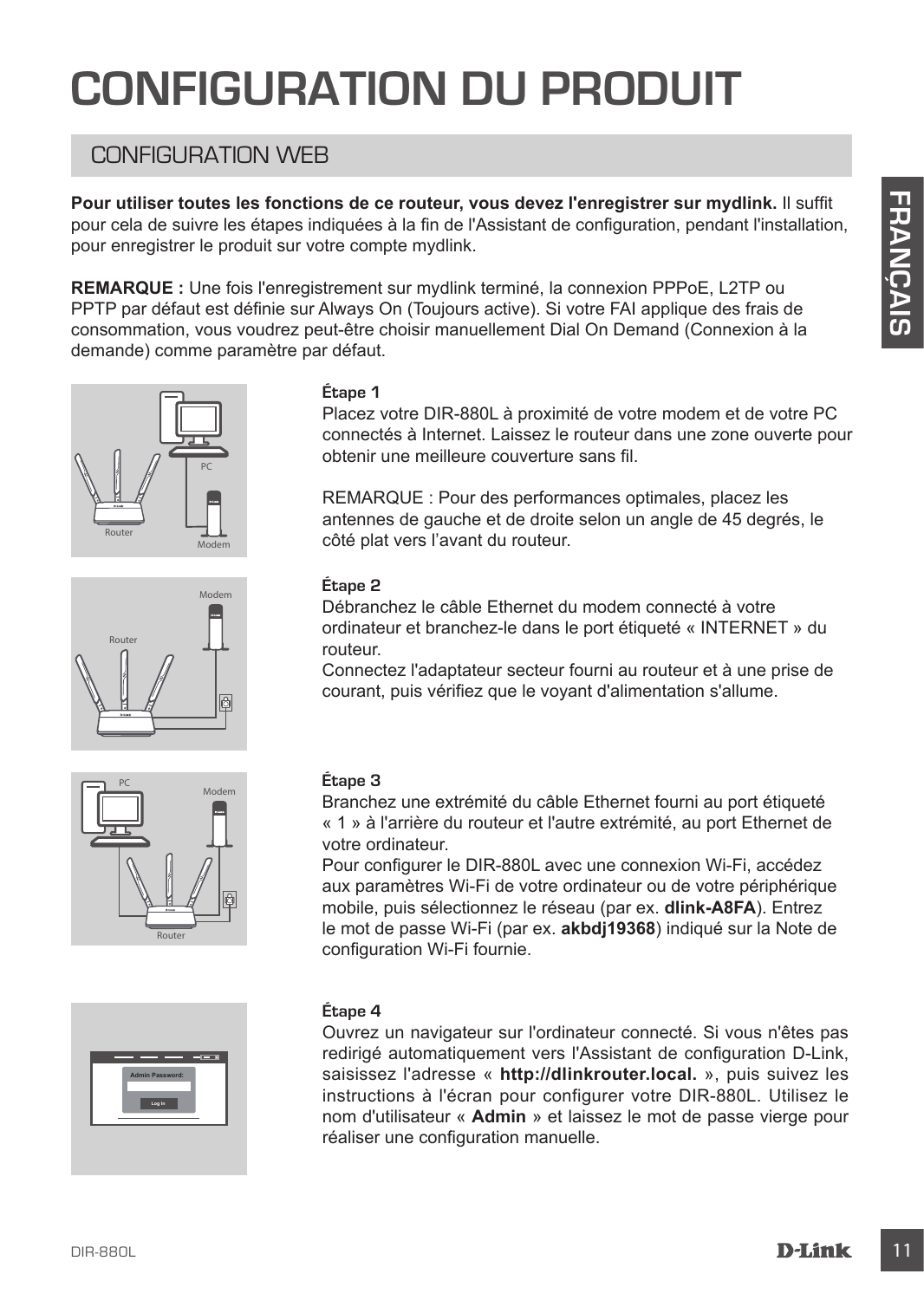# CONFIGURATION DU PRODUIT

## CONFIGURATION WEB

**Pour utiliser toutes les fonctions de ce routeur, vous devez l'enregistrer sur mydlink.** Il suffit pour cela de suivre les étapes indiquées à la fin de l'Assistant de configuration, pendant l'installation, pour enregistrer le produit sur votre compte mydlink.

**REMARQUE :** Une fois l'enregistrement sur mydlink terminé, la connexion PPPoE, L2TP ou PPTP par défaut est définie sur Always On (Toujours active). Si votre FAI applique des frais de consommation, vous voudrez peut-être choisir manuellement Dial On Demand (Connexion à la demande) comme paramètre par défaut.

**Étape 1**
Placez votre DIR-880L à proximité de votre modem et de votre PC connectés à Internet. Laissez le routeur dans une zone ouverte pour obtenir une meilleure couverture sans fil.

REMARQUE : Pour des performances optimales, placez les antennes de gauche et de droite selon un angle de 45 degrés, le côté plat vers l'avant du routeur.

**Étape 2**
Débranchez le câble Ethernet du modem connecté à votre ordinateur et branchez-le dans le port étiqueté « INTERNET » du routeur.
Connectez l'adaptateur secteur fourni au routeur et à une prise de courant, puis vérifiez que le voyant d'alimentation s'allume.

**Étape 3**
Branchez une extrémité du câble Ethernet fourni au port étiqueté « 1 » à l'arrière du routeur et l'autre extrémité, au port Ethernet de votre ordinateur.
Pour configurer le DIR-880L avec une connexion Wi-Fi, accédez aux paramètres Wi-Fi de votre ordinateur ou de votre périphérique mobile, puis sélectionnez le réseau (par ex. **dlink-A8FA**). Entrez le mot de passe Wi-Fi (par ex. **akbdj19368**) indiqué sur la Note de configuration Wi-Fi fournie.

**Étape 4**
Ouvrez un navigateur sur l'ordinateur connecté. Si vous n'êtes pas redirigé automatiquement vers l'Assistant de configuration D-Link, saisissez l'adresse « **http://dlinkrouter.local.** », puis suivez les instructions à l'écran pour configurer votre DIR-880L. Utilisez le nom d'utilisateur « **Admin** » et laissez le mot de passe vierge pour réaliser une configuration manuelle.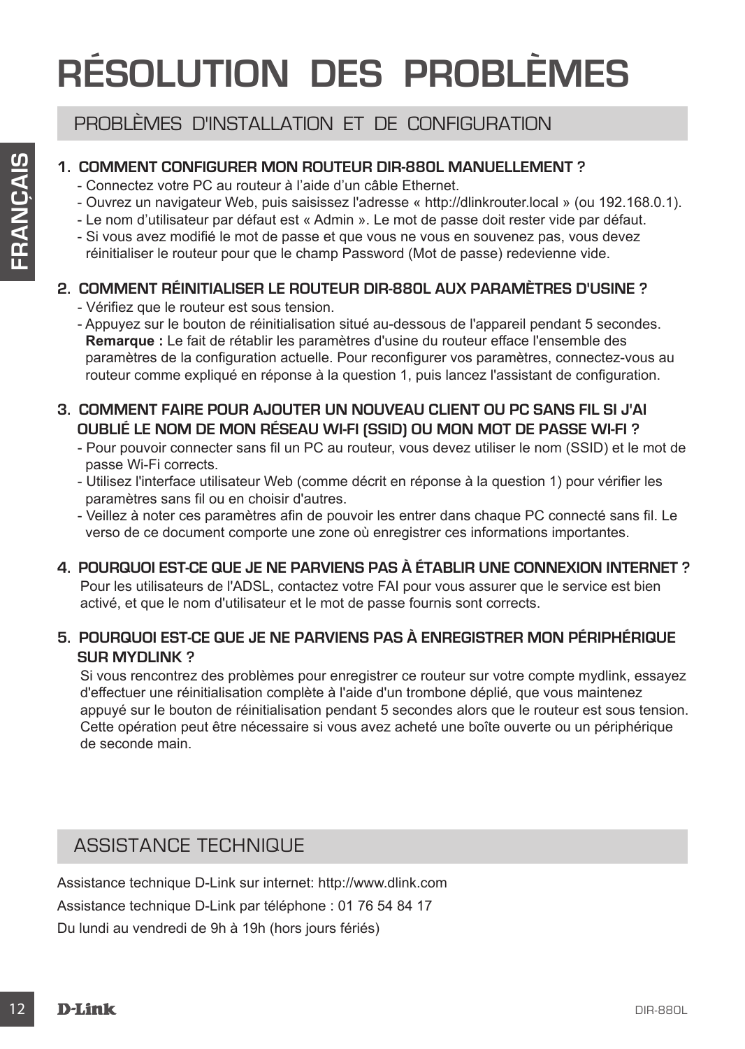# RÉSOLUTION DES PROBLÈMES

## PROBLÈMES D'INSTALLATION ET DE CONFIGURATION

**1. COMMENT CONFIGURER MON ROUTEUR DIR-880L MANUELLEMENT ?**

- Connectez votre PC au routeur à l'aide d'un câble Ethernet.
- Ouvrez un navigateur Web, puis saisissez l'adresse « http://dlinkrouter.local » (ou 192.168.0.1).
- Le nom d'utilisateur par défaut est « Admin ». Le mot de passe doit rester vide par défaut.
- Si vous avez modifié le mot de passe et que vous ne vous en souvenez pas, vous devez réinitialiser le routeur pour que le champ Password (Mot de passe) redevienne vide.

**2. COMMENT RÉINITIALISER LE ROUTEUR DIR-880L AUX PARAMÈTRES D'USINE ?**

- Vérifiez que le routeur est sous tension.
- Appuyez sur le bouton de réinitialisation situé au-dessous de l'appareil pendant 5 secondes.
  **Remarque :** Le fait de rétablir les paramètres d'usine du routeur efface l'ensemble des paramètres de la configuration actuelle. Pour reconfigurer vos paramètres, connectez-vous au routeur comme expliqué en réponse à la question 1, puis lancez l'assistant de configuration.

**3. COMMENT FAIRE POUR AJOUTER UN NOUVEAU CLIENT OU PC SANS FIL SI J'AI OUBLIÉ LE NOM DE MON RÉSEAU WI-FI (SSID) OU MON MOT DE PASSE WI-FI ?**

- Pour pouvoir connecter sans fil un PC au routeur, vous devez utiliser le nom (SSID) et le mot de passe Wi-Fi corrects.
- Utilisez l'interface utilisateur Web (comme décrit en réponse à la question 1) pour vérifier les paramètres sans fil ou en choisir d'autres.
- Veillez à noter ces paramètres afin de pouvoir les entrer dans chaque PC connecté sans fil. Le verso de ce document comporte une zone où enregistrer ces informations importantes.

**4. POURQUOI EST-CE QUE JE NE PARVIENS PAS À ÉTABLIR UNE CONNEXION INTERNET ?**

Pour les utilisateurs de l'ADSL, contactez votre FAI pour vous assurer que le service est bien activé, et que le nom d'utilisateur et le mot de passe fournis sont corrects.

**5. POURQUOI EST-CE QUE JE NE PARVIENS PAS À ENREGISTRER MON PÉRIPHÉRIQUE SUR MYDLINK ?**

Si vous rencontrez des problèmes pour enregistrer ce routeur sur votre compte mydlink, essayez d'effectuer une réinitialisation complète à l'aide d'un trombone déplié, que vous maintenez appuyé sur le bouton de réinitialisation pendant 5 secondes alors que le routeur est sous tension. Cette opération peut être nécessaire si vous avez acheté une boîte ouverte ou un périphérique de seconde main.

## ASSISTANCE TECHNIQUE

Assistance technique D-Link sur internet: http://www.dlink.com

Assistance technique D-Link par téléphone : 01 76 54 84 17

Du lundi au vendredi de 9h à 19h (hors jours fériés)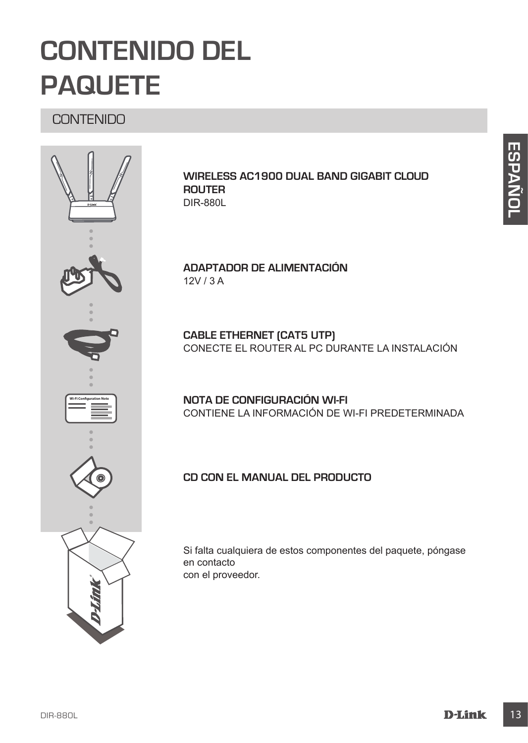# CONTENIDO DEL PAQUETE

## CONTENIDO

**WIRELESS AC1900 DUAL BAND GIGABIT CLOUD ROUTER**
DIR-880L

**ADAPTADOR DE ALIMENTACIÓN**
12V / 3 A

**CABLE ETHERNET (CAT5 UTP)**
CONECTE EL ROUTER AL PC DURANTE LA INSTALACIÓN

**NOTA DE CONFIGURACIÓN WI-FI**
CONTIENE LA INFORMACIÓN DE WI-FI PREDETERMINADA

**CD CON EL MANUAL DEL PRODUCTO**

Si falta cualquiera de estos componentes del paquete, póngase en contacto
con el proveedor.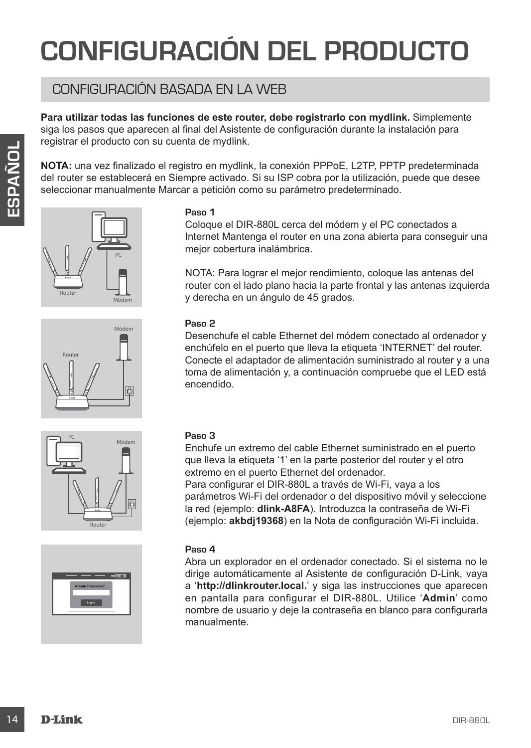# CONFIGURACIÓN DEL PRODUCTO

## CONFIGURACIÓN BASADA EN LA WEB

**Para utilizar todas las funciones de este router, debe registrarlo con mydlink.** Simplemente siga los pasos que aparecen al final del Asistente de configuración durante la instalación para registrar el producto con su cuenta de mydlink.

**NOTA:** una vez finalizado el registro en mydlink, la conexión PPPoE, L2TP, PPTP predeterminada del router se establecerá en Siempre activado. Si su ISP cobra por la utilización, puede que desee seleccionar manualmente Marcar a petición como su parámetro predeterminado.

### Paso 1

Coloque el DIR-880L cerca del módem y el PC conectados a Internet Mantenga el router en una zona abierta para conseguir una mejor cobertura inalámbrica.

NOTA: Para lograr el mejor rendimiento, coloque las antenas del router con el lado plano hacia la parte frontal y las antenas izquierda y derecha en un ángulo de 45 grados.

### Paso 2

Desenchufe el cable Ethernet del módem conectado al ordenador y enchúfelo en el puerto que lleva la etiqueta 'INTERNET' del router. Conecte el adaptador de alimentación suministrado al router y a una toma de alimentación y, a continuación compruebe que el LED está encendido.

### Paso 3

Enchufe un extremo del cable Ethernet suministrado en el puerto que lleva la etiqueta '1' en la parte posterior del router y el otro extremo en el puerto Ethernet del ordenador.
Para configurar el DIR-880L a través de Wi-Fi, vaya a los parámetros Wi-Fi del ordenador o del dispositivo móvil y seleccione la red (ejemplo: **dlink-A8FA**). Introduzca la contraseña de Wi-Fi (ejemplo: **akbdj19368**) en la Nota de configuración Wi-Fi incluida.

### Paso 4

Abra un explorador en el ordenador conectado. Si el sistema no le dirige automáticamente al Asistente de configuración D-Link, vaya a '**http://dlinkrouter.local.**' y siga las instrucciones que aparecen en pantalla para configurar el DIR-880L. Utilice '**Admin**' como nombre de usuario y deje la contraseña en blanco para configurarla manualmente.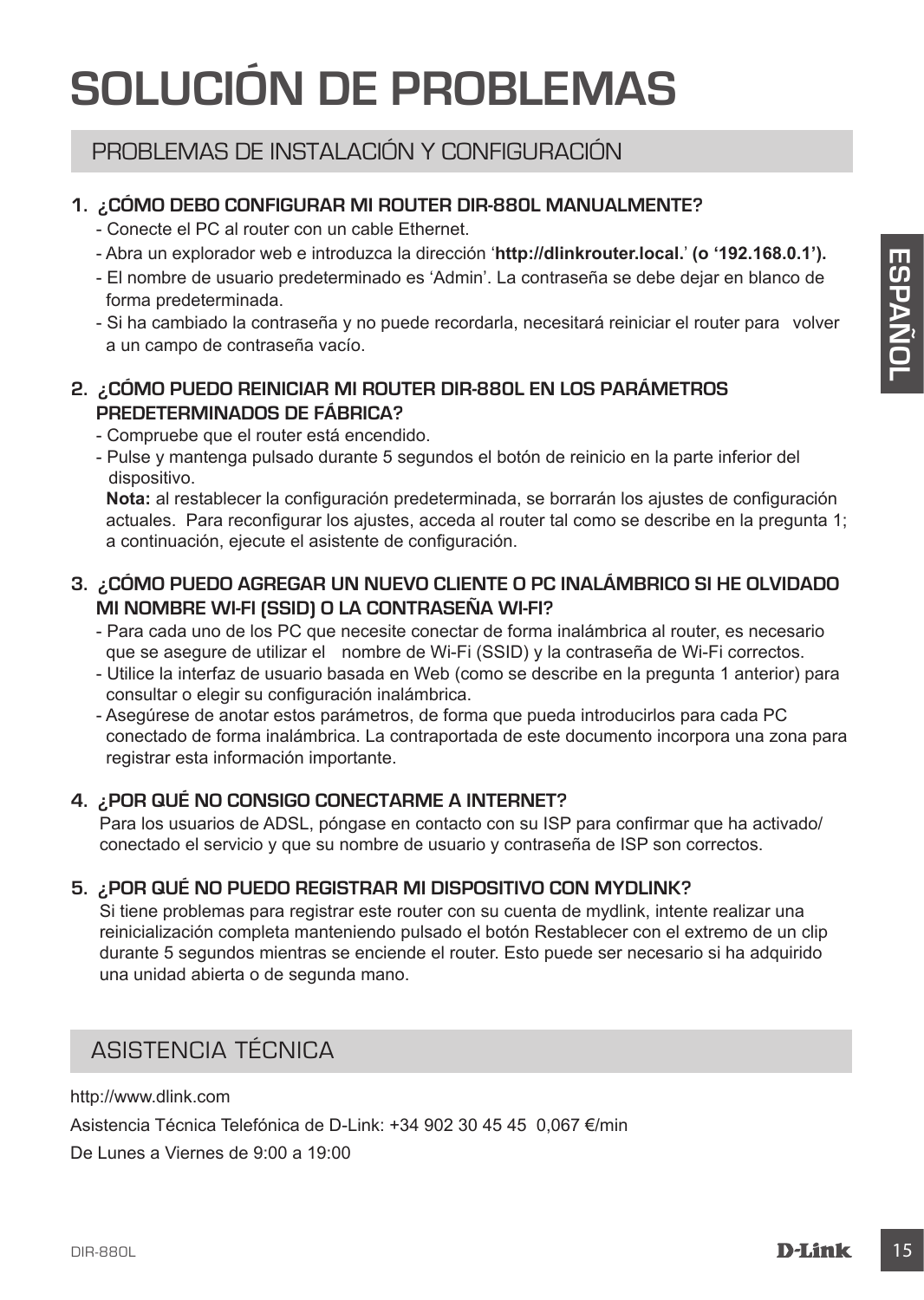# SOLUCIÓN DE PROBLEMAS

## PROBLEMAS DE INSTALACIÓN Y CONFIGURACIÓN

### 1. ¿CÓMO DEBO CONFIGURAR MI ROUTER DIR-880L MANUALMENTE?

- Conecte el PC al router con un cable Ethernet.
- Abra un explorador web e introduzca la dirección '**http://dlinkrouter.local.**' **(o '192.168.0.1').**
- El nombre de usuario predeterminado es 'Admin'. La contraseña se debe dejar en blanco de forma predeterminada.
- Si ha cambiado la contraseña y no puede recordarla, necesitará reiniciar el router para volver a un campo de contraseña vacío.

### 2. ¿CÓMO PUEDO REINICIAR MI ROUTER DIR-880L EN LOS PARÁMETROS PREDETERMINADOS DE FÁBRICA?

- Compruebe que el router está encendido.
- Pulse y mantenga pulsado durante 5 segundos el botón de reinicio en la parte inferior del dispositivo.

**Nota:** al restablecer la configuración predeterminada, se borrarán los ajustes de configuración actuales. Para reconfigurar los ajustes, acceda al router tal como se describe en la pregunta 1; a continuación, ejecute el asistente de configuración.

### 3. ¿CÓMO PUEDO AGREGAR UN NUEVO CLIENTE O PC INALÁMBRICO SI HE OLVIDADO MI NOMBRE WI-FI (SSID) O LA CONTRASEÑA WI-FI?

- Para cada uno de los PC que necesite conectar de forma inalámbrica al router, es necesario que se asegure de utilizar el nombre de Wi-Fi (SSID) y la contraseña de Wi-Fi correctos.
- Utilice la interfaz de usuario basada en Web (como se describe en la pregunta 1 anterior) para consultar o elegir su configuración inalámbrica.
- Asegúrese de anotar estos parámetros, de forma que pueda introducirlos para cada PC conectado de forma inalámbrica. La contraportada de este documento incorpora una zona para registrar esta información importante.

### 4. ¿POR QUÉ NO CONSIGO CONECTARME A INTERNET?

Para los usuarios de ADSL, póngase en contacto con su ISP para confirmar que ha activado/conectado el servicio y que su nombre de usuario y contraseña de ISP son correctos.

### 5. ¿POR QUÉ NO PUEDO REGISTRAR MI DISPOSITIVO CON MYDLINK?

Si tiene problemas para registrar este router con su cuenta de mydlink, intente realizar una reinicialización completa manteniendo pulsado el botón Restablecer con el extremo de un clip durante 5 segundos mientras se enciende el router. Esto puede ser necesario si ha adquirido una unidad abierta o de segunda mano.

## ASISTENCIA TÉCNICA

http://www.dlink.com

Asistencia Técnica Telefónica de D-Link: +34 902 30 45 45 0,067 €/min

De Lunes a Viernes de 9:00 a 19:00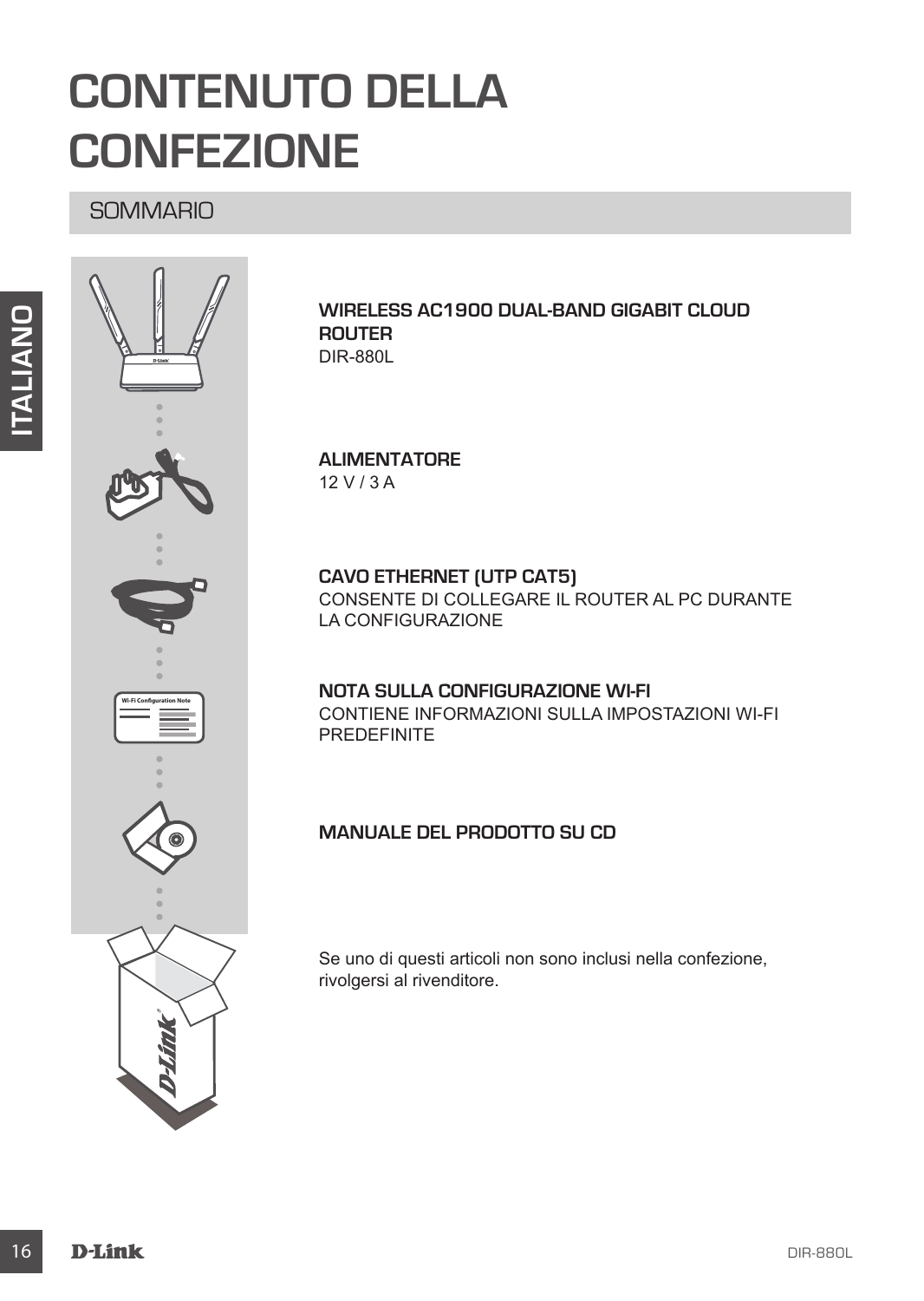# CONTENUTO DELLA CONFEZIONE

## SOMMARIO

**WIRELESS AC1900 DUAL-BAND GIGABIT CLOUD ROUTER**
DIR-880L

**ALIMENTATORE**
12 V / 3 A

**CAVO ETHERNET (UTP CAT5)**
CONSENTE DI COLLEGARE IL ROUTER AL PC DURANTE LA CONFIGURAZIONE

**NOTA SULLA CONFIGURAZIONE WI-FI**
CONTIENE INFORMAZIONI SULLA IMPOSTAZIONI WI-FI PREDEFINITE

**MANUALE DEL PRODOTTO SU CD**

Se uno di questi articoli non sono inclusi nella confezione, rivolgersi al rivenditore.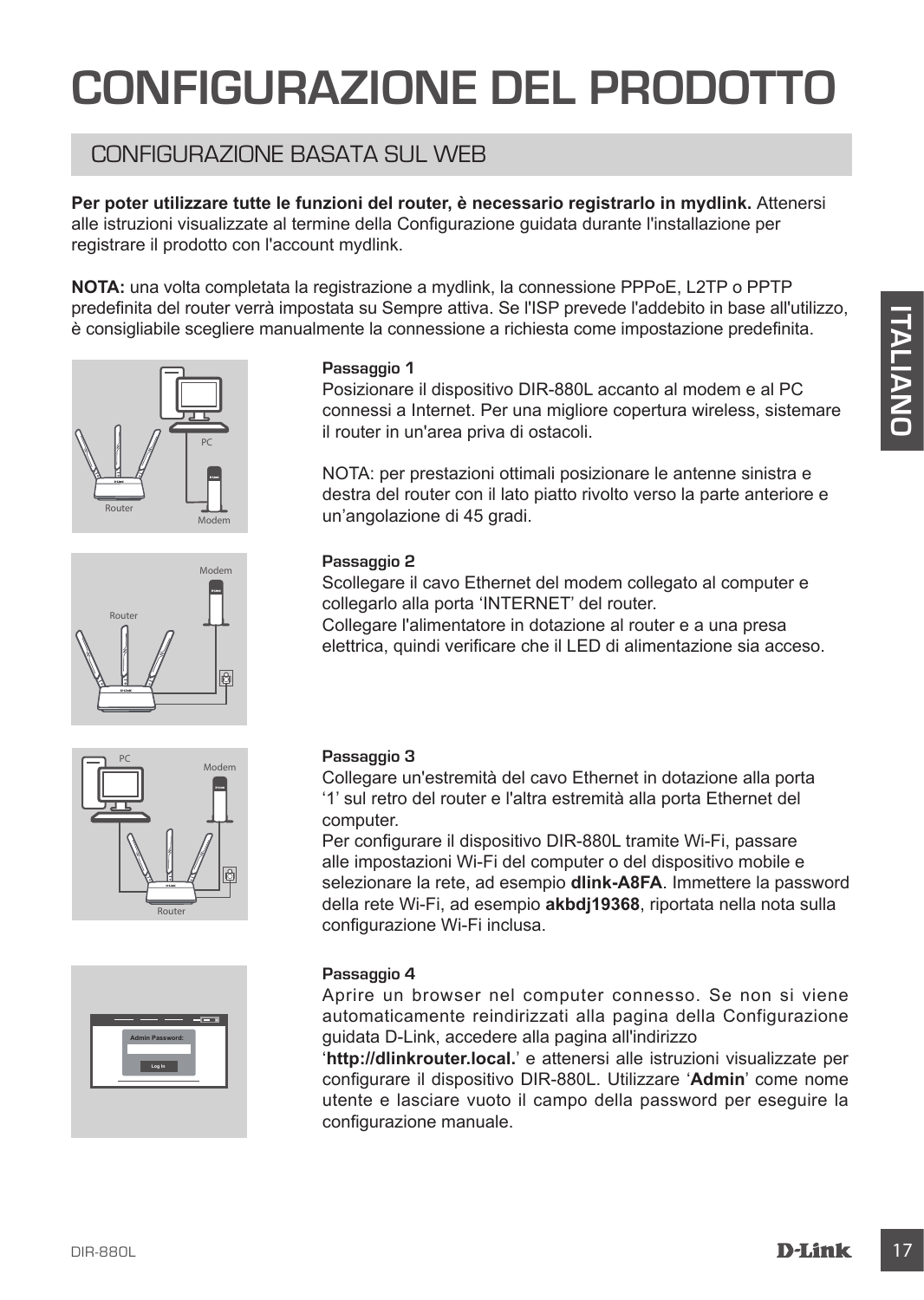# CONFIGURAZIONE DEL PRODOTTO

## CONFIGURAZIONE BASATA SUL WEB

**Per poter utilizzare tutte le funzioni del router, è necessario registrarlo in mydlink.** Attenersi alle istruzioni visualizzate al termine della Configurazione guidata durante l'installazione per registrare il prodotto con l'account mydlink.

**NOTA:** una volta completata la registrazione a mydlink, la connessione PPPoE, L2TP o PPTP predefinita del router verrà impostata su Sempre attiva. Se l'ISP prevede l'addebito in base all'utilizzo, è consigliabile scegliere manualmente la connessione a richiesta come impostazione predefinita.

**Passaggio 1**

Posizionare il dispositivo DIR-880L accanto al modem e al PC connessi a Internet. Per una migliore copertura wireless, sistemare il router in un'area priva di ostacoli.

NOTA: per prestazioni ottimali posizionare le antenne sinistra e destra del router con il lato piatto rivolto verso la parte anteriore e un'angolazione di 45 gradi.

**Passaggio 2**

Scollegare il cavo Ethernet del modem collegato al computer e collegarlo alla porta 'INTERNET' del router.
Collegare l'alimentatore in dotazione al router e a una presa elettrica, quindi verificare che il LED di alimentazione sia acceso.

**Passaggio 3**

Collegare un'estremità del cavo Ethernet in dotazione alla porta '1' sul retro del router e l'altra estremità alla porta Ethernet del computer.
Per configurare il dispositivo DIR-880L tramite Wi-Fi, passare alle impostazioni Wi-Fi del computer o del dispositivo mobile e selezionare la rete, ad esempio **dlink-A8FA**. Immettere la password della rete Wi-Fi, ad esempio **akbdj19368**, riportata nella nota sulla configurazione Wi-Fi inclusa.

**Passaggio 4**

Aprire un browser nel computer connesso. Se non si viene automaticamente reindirizzati alla pagina della Configurazione guidata D-Link, accedere alla pagina all'indirizzo '**http://dlinkrouter.local.**' e attenersi alle istruzioni visualizzate per configurare il dispositivo DIR-880L. Utilizzare '**Admin**' come nome utente e lasciare vuoto il campo della password per eseguire la configurazione manuale.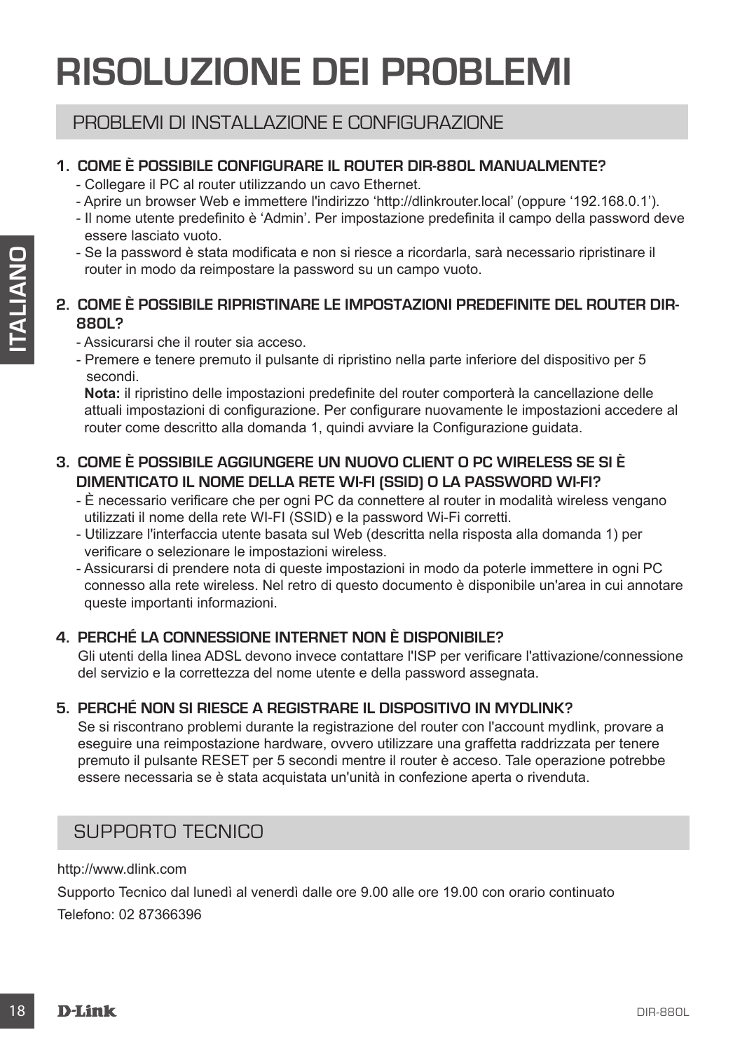# RISOLUZIONE DEI PROBLEMI

## PROBLEMI DI INSTALLAZIONE E CONFIGURAZIONE

### 1. COME È POSSIBILE CONFIGURARE IL ROUTER DIR-880L MANUALMENTE?

- Collegare il PC al router utilizzando un cavo Ethernet.
- Aprire un browser Web e immettere l'indirizzo 'http://dlinkrouter.local' (oppure '192.168.0.1').
- Il nome utente predefinito è 'Admin'. Per impostazione predefinita il campo della password deve essere lasciato vuoto.
- Se la password è stata modificata e non si riesce a ricordarla, sarà necessario ripristinare il router in modo da reimpostare la password su un campo vuoto.

### 2. COME È POSSIBILE RIPRISTINARE LE IMPOSTAZIONI PREDEFINITE DEL ROUTER DIR-880L?

- Assicurarsi che il router sia acceso.
- Premere e tenere premuto il pulsante di ripristino nella parte inferiore del dispositivo per 5 secondi.

  **Nota:** il ripristino delle impostazioni predefinite del router comporterà la cancellazione delle attuali impostazioni di configurazione. Per configurare nuovamente le impostazioni accedere al router come descritto alla domanda 1, quindi avviare la Configurazione guidata.

### 3. COME È POSSIBILE AGGIUNGERE UN NUOVO CLIENT O PC WIRELESS SE SI È DIMENTICATO IL NOME DELLA RETE WI-FI (SSID) O LA PASSWORD WI-FI?

- È necessario verificare che per ogni PC da connettere al router in modalità wireless vengano utilizzati il nome della rete WI-FI (SSID) e la password Wi-Fi corretti.
- Utilizzare l'interfaccia utente basata sul Web (descritta nella risposta alla domanda 1) per verificare o selezionare le impostazioni wireless.
- Assicurarsi di prendere nota di queste impostazioni in modo da poterle immettere in ogni PC connesso alla rete wireless. Nel retro di questo documento è disponibile un'area in cui annotare queste importanti informazioni.

### 4. PERCHÉ LA CONNESSIONE INTERNET NON È DISPONIBILE?

Gli utenti della linea ADSL devono invece contattare l'ISP per verificare l'attivazione/connessione del servizio e la correttezza del nome utente e della password assegnata.

### 5. PERCHÉ NON SI RIESCE A REGISTRARE IL DISPOSITIVO IN MYDLINK?

Se si riscontrano problemi durante la registrazione del router con l'account mydlink, provare a eseguire una reimpostazione hardware, ovvero utilizzare una graffetta raddrizzata per tenere premuto il pulsante RESET per 5 secondi mentre il router è acceso. Tale operazione potrebbe essere necessaria se è stata acquistata un'unità in confezione aperta o rivenduta.

## SUPPORTO TECNICO

http://www.dlink.com

Supporto Tecnico dal lunedì al venerdì dalle ore 9.00 alle ore 19.00 con orario continuato

Telefono: 02 87366396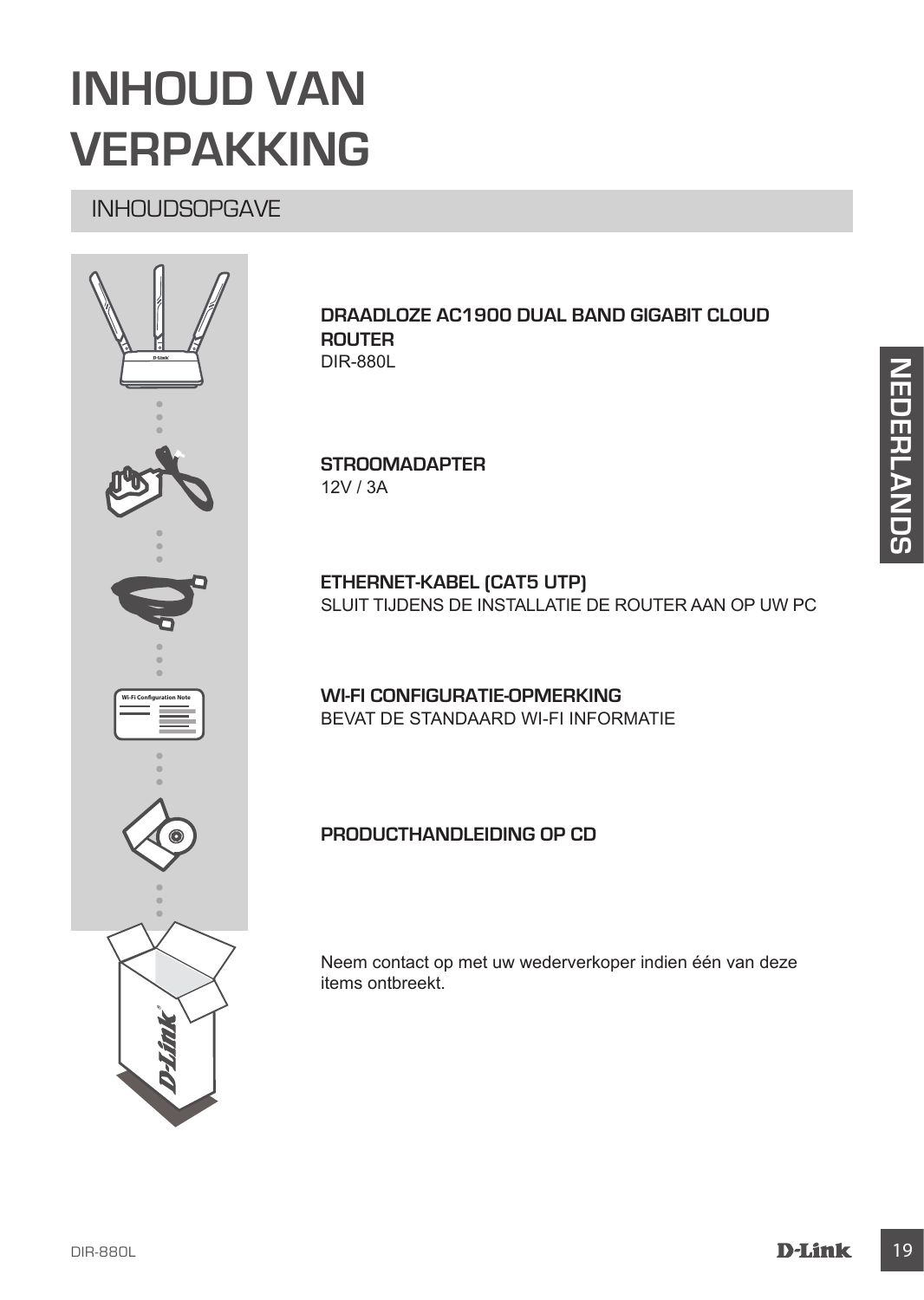# INHOUD VAN VERPAKKING

## INHOUDSOPGAVE

**DRAADLOZE AC1900 DUAL BAND GIGABIT CLOUD ROUTER**
DIR-880L

**STROOMADAPTER**
12V / 3A

**ETHERNET-KABEL (CAT5 UTP)**
SLUIT TIJDENS DE INSTALLATIE DE ROUTER AAN OP UW PC

**WI-FI CONFIGURATIE-OPMERKING**
BEVAT DE STANDAARD WI-FI INFORMATIE

**PRODUCTHANDLEIDING OP CD**

Neem contact op met uw wederverkoper indien één van deze items ontbreekt.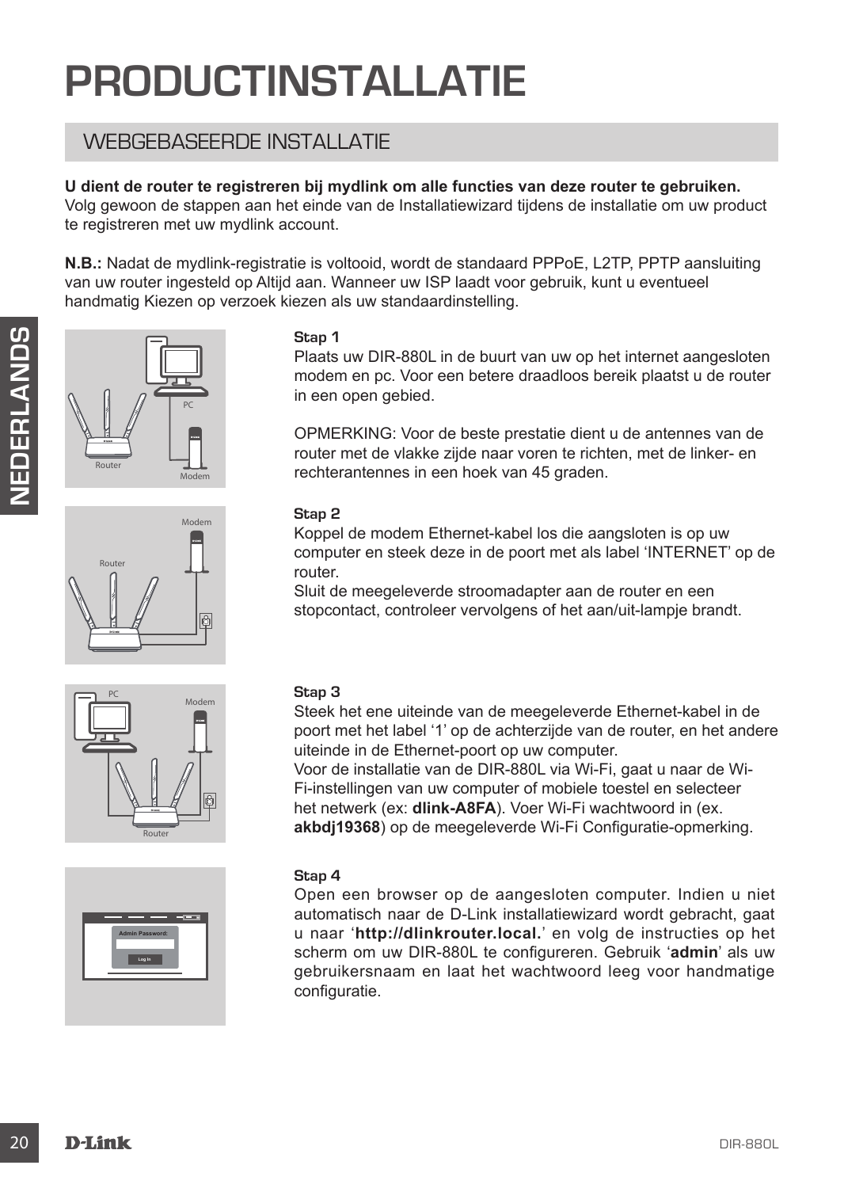# PRODUCTINSTALLATIE

## WEBGEBASEERDE INSTALLATIE

**U dient de router te registreren bij mydlink om alle functies van deze router te gebruiken.** Volg gewoon de stappen aan het einde van de Installatiewizard tijdens de installatie om uw product te registreren met uw mydlink account.

**N.B.:** Nadat de mydlink-registratie is voltooid, wordt de standaard PPPoE, L2TP, PPTP aansluiting van uw router ingesteld op Altijd aan. Wanneer uw ISP laadt voor gebruik, kunt u eventueel handmatig Kiezen op verzoek kiezen als uw standaardinstelling.

### Stap 1

Plaats uw DIR-880L in de buurt van uw op het internet aangesloten modem en pc. Voor een betere draadloos bereik plaatst u de router in een open gebied.

OPMERKING: Voor de beste prestatie dient u de antennes van de router met de vlakke zijde naar voren te richten, met de linker- en rechterantennes in een hoek van 45 graden.

### Stap 2

Koppel de modem Ethernet-kabel los die aangsloten is op uw computer en steek deze in de poort met als label 'INTERNET' op de router.
Sluit de meegeleverde stroomadapter aan de router en een stopcontact, controleer vervolgens of het aan/uit-lampje brandt.

### Stap 3

Steek het ene uiteinde van de meegeleverde Ethernet-kabel in de poort met het label '1' op de achterzijde van de router, en het andere uiteinde in de Ethernet-poort op uw computer.
Voor de installatie van de DIR-880L via Wi-Fi, gaat u naar de Wi-Fi-instellingen van uw computer of mobiele toestel en selecteer het netwerk (ex: **dlink-A8FA**). Voer Wi-Fi wachtwoord in (ex. **akbdj19368**) op de meegeleverde Wi-Fi Configuratie-opmerking.

### Stap 4

Open een browser op de aangesloten computer. Indien u niet automatisch naar de D-Link installatiewizard wordt gebracht, gaat u naar '**http://dlinkrouter.local.**' en volg de instructies op het scherm om uw DIR-880L te configureren. Gebruik '**admin**' als uw gebruikersnaam en laat het wachtwoord leeg voor handmatige configuratie.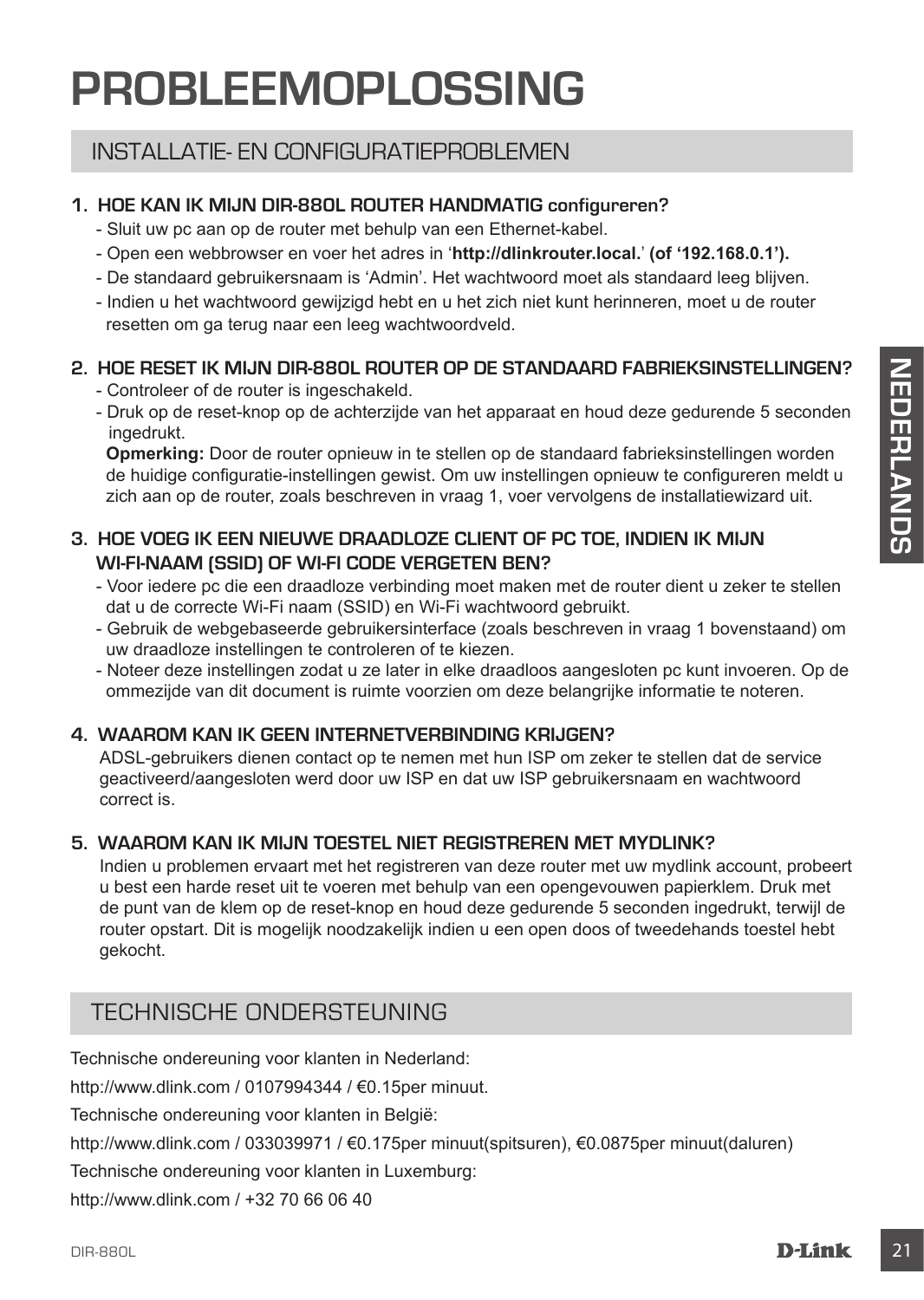# PROBLEEMOPLOSSING

## INSTALLATIE- EN CONFIGURATIEPROBLEMEN

**1. HOE KAN IK MIJN DIR-880L ROUTER HANDMATIG configureren?**

- Sluit uw pc aan op de router met behulp van een Ethernet-kabel.
- Open een webbrowser en voer het adres in '**http://dlinkrouter.local.**' **(of '192.168.0.1').**
- De standaard gebruikersnaam is 'Admin'. Het wachtwoord moet als standaard leeg blijven.
- Indien u het wachtwoord gewijzigd hebt en u het zich niet kunt herinneren, moet u de router resetten om ga terug naar een leeg wachtwoordveld.

**2. HOE RESET IK MIJN DIR-880L ROUTER OP DE STANDAARD FABRIEKSINSTELLINGEN?**

- Controleer of de router is ingeschakeld.
- Druk op de reset-knop op de achterzijde van het apparaat en houd deze gedurende 5 seconden ingedrukt.

**Opmerking:** Door de router opnieuw in te stellen op de standaard fabrieksinstellingen worden de huidige configuratie-instellingen gewist. Om uw instellingen opnieuw te configureren meldt u zich aan op de router, zoals beschreven in vraag 1, voer vervolgens de installatiewizard uit.

**3. HOE VOEG IK EEN NIEUWE DRAADLOZE CLIENT OF PC TOE, INDIEN IK MIJN WI-FI-NAAM (SSID) OF WI-FI CODE VERGETEN BEN?**

- Voor iedere pc die een draadloze verbinding moet maken met de router dient u zeker te stellen dat u de correcte Wi-Fi naam (SSID) en Wi-Fi wachtwoord gebruikt.
- Gebruik de webgebaseerde gebruikersinterface (zoals beschreven in vraag 1 bovenstaand) om uw draadloze instellingen te controleren of te kiezen.
- Noteer deze instellingen zodat u ze later in elke draadloos aangesloten pc kunt invoeren. Op de ommezijde van dit document is ruimte voorzien om deze belangrijke informatie te noteren.

**4. WAAROM KAN IK GEEN INTERNETVERBINDING KRIJGEN?**

ADSL-gebruikers dienen contact op te nemen met hun ISP om zeker te stellen dat de service geactiveerd/aangesloten werd door uw ISP en dat uw ISP gebruikersnaam en wachtwoord correct is.

**5. WAAROM KAN IK MIJN TOESTEL NIET REGISTREREN MET MYDLINK?**

Indien u problemen ervaart met het registreren van deze router met uw mydlink account, probeert u best een harde reset uit te voeren met behulp van een opengevouwen papierklem. Druk met de punt van de klem op de reset-knop en houd deze gedurende 5 seconden ingedrukt, terwijl de router opstart. Dit is mogelijk noodzakelijk indien u een open doos of tweedehands toestel hebt gekocht.

## TECHNISCHE ONDERSTEUNING

Technische ondereuning voor klanten in Nederland:

http://www.dlink.com / 0107994344 / €0.15per minuut.

Technische ondereuning voor klanten in België:

http://www.dlink.com / 033039971 / €0.175per minuut(spitsuren), €0.0875per minuut(daluren)

Technische ondereuning voor klanten in Luxemburg:

http://www.dlink.com / +32 70 66 06 40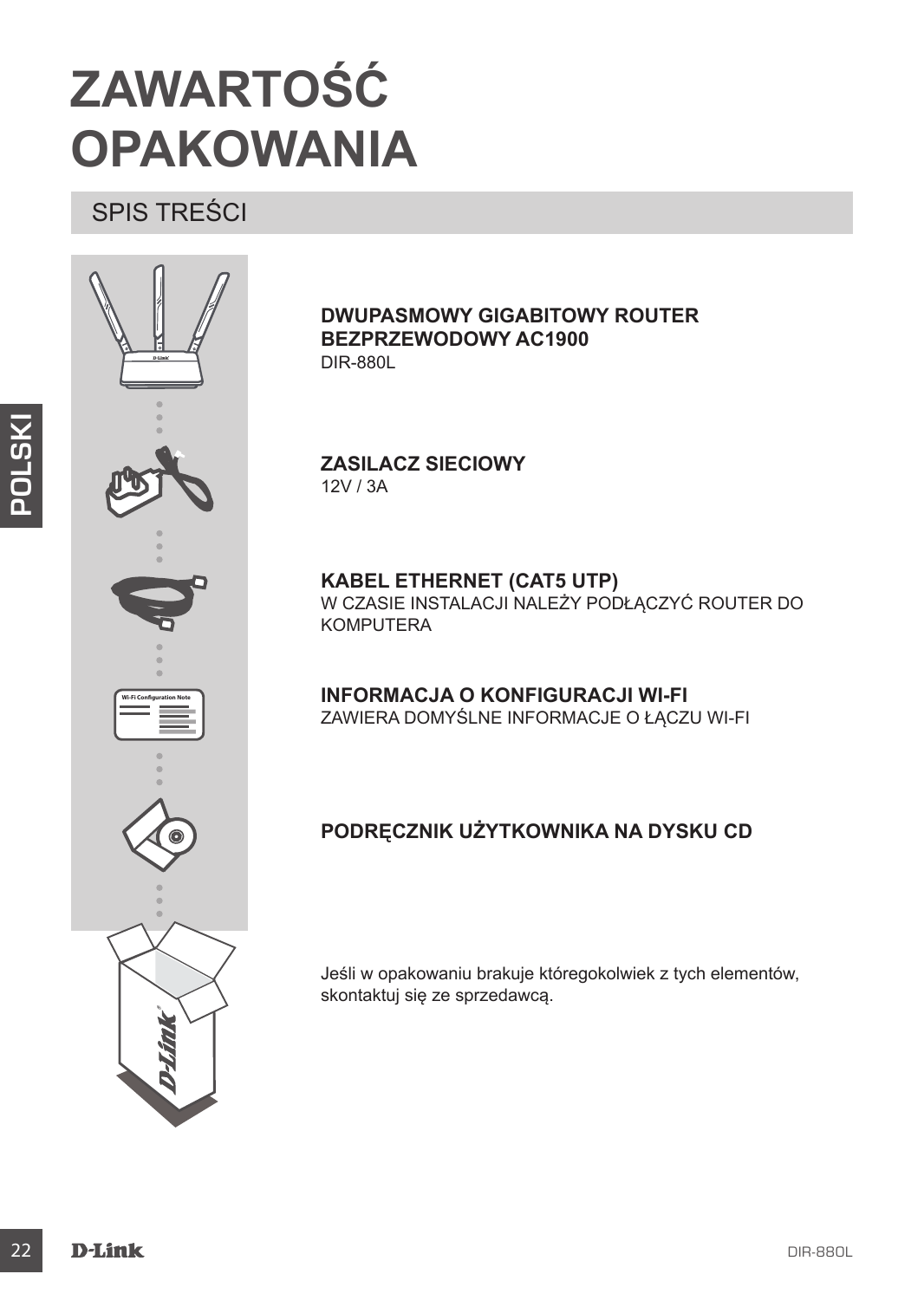# ZAWARTOŚĆ OPAKOWANIA

## SPIS TREŚCI

**DWUPASMOWY GIGABITOWY ROUTER BEZPRZEWODOWY AC1900**
DIR-880L

**ZASILACZ SIECIOWY**
12V / 3A

**KABEL ETHERNET (CAT5 UTP)**
W CZASIE INSTALACJI NALEŻY PODŁĄCZYĆ ROUTER DO KOMPUTERA

**INFORMACJA O KONFIGURACJI WI-FI**
ZAWIERA DOMYŚLNE INFORMACJE O ŁĄCZU WI-FI

**PODRĘCZNIK UŻYTKOWNIKA NA DYSKU CD**

Jeśli w opakowaniu brakuje któregokolwiek z tych elementów, skontaktuj się ze sprzedawcą.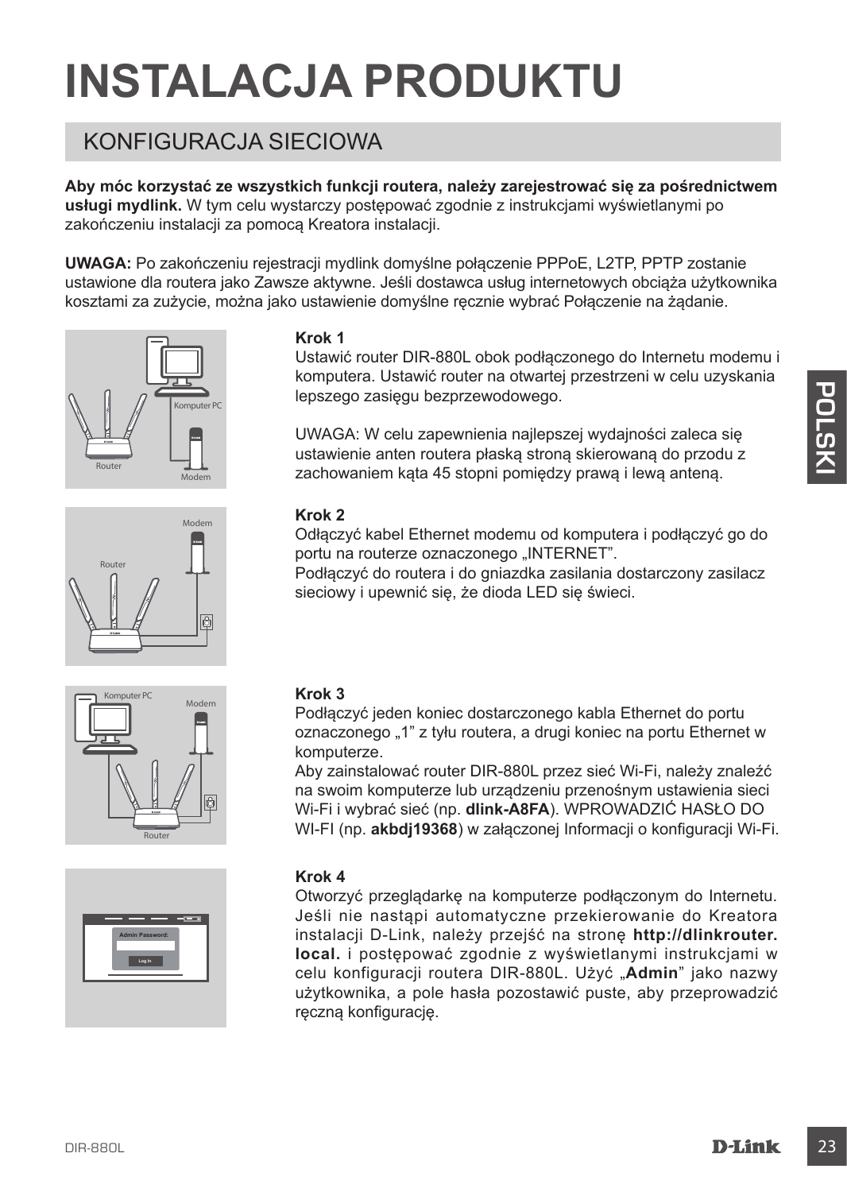# INSTALACJA PRODUKTU

## KONFIGURACJA SIECIOWA

**Aby móc korzystać ze wszystkich funkcji routera, należy zarejestrować się za pośrednictwem usługi mydlink.** W tym celu wystarczy postępować zgodnie z instrukcjami wyświetlanymi po zakończeniu instalacji za pomocą Kreatora instalacji.

**UWAGA:** Po zakończeniu rejestracji mydlink domyślne połączenie PPPoE, L2TP, PPTP zostanie ustawione dla routera jako Zawsze aktywne. Jeśli dostawca usług internetowych obciąża użytkownika kosztami za zużycie, można jako ustawienie domyślne ręcznie wybrać Połączenie na żądanie.

**Krok 1**

Ustawić router DIR-880L obok podłączonego do Internetu modemu i komputera. Ustawić router na otwartej przestrzeni w celu uzyskania lepszego zasięgu bezprzewodowego.

UWAGA: W celu zapewnienia najlepszej wydajności zaleca się ustawienie anten routera płaską stroną skierowaną do przodu z zachowaniem kąta 45 stopni pomiędzy prawą i lewą anteną.

**Krok 2**

Odłączyć kabel Ethernet modemu od komputera i podłączyć go do portu na routerze oznaczonego „INTERNET".
Podłączyć do routera i do gniazdka zasilania dostarczony zasilacz sieciowy i upewnić się, że dioda LED się świeci.

**Krok 3**

Podłączyć jeden koniec dostarczonego kabla Ethernet do portu oznaczonego „1" z tyłu routera, a drugi koniec na portu Ethernet w komputerze.
Aby zainstalować router DIR-880L przez sieć Wi-Fi, należy znaleźć na swoim komputerze lub urządzeniu przenośnym ustawienia sieci Wi-Fi i wybrać sieć (np. **dlink-A8FA**). WPROWADZIĆ HASŁO DO WI-FI (np. **akbdj19368**) w załączonej Informacji o konfiguracji Wi-Fi.

**Krok 4**

Otworzyć przeglądarkę na komputerze podłączonym do Internetu. Jeśli nie nastąpi automatyczne przekierowanie do Kreatora instalacji D-Link, należy przejść na stronę **http://dlinkrouter.local.** i postępować zgodnie z wyświetlanymi instrukcjami w celu konfiguracji routera DIR-880L. Użyć „**Admin**" jako nazwy użytkownika, a pole hasła pozostawić puste, aby przeprowadzić ręczną konfigurację.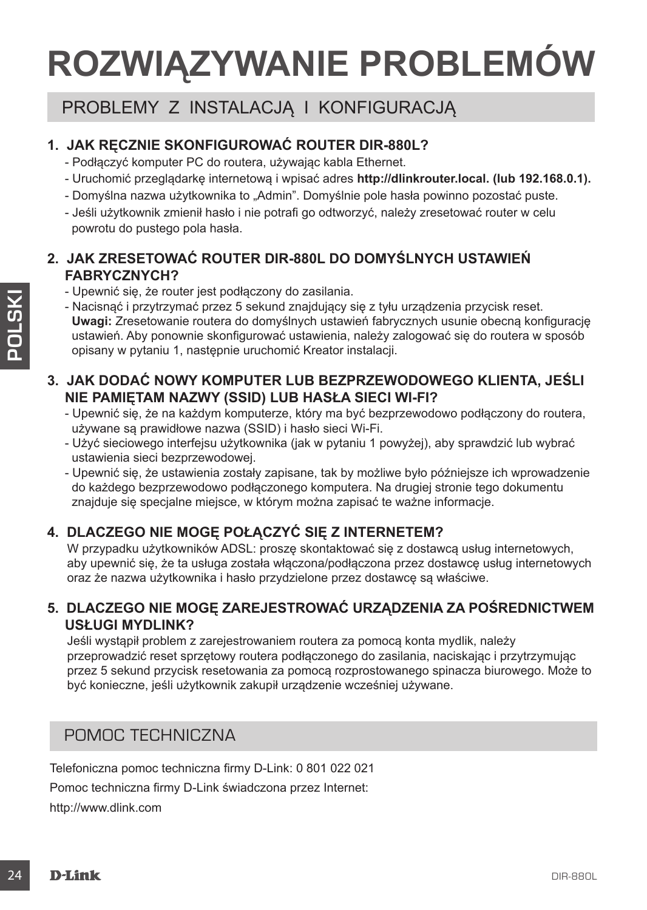# ROZWIĄZYWANIE PROBLEMÓW

## PROBLEMY Z INSTALACJĄ I KONFIGURACJĄ

### 1. JAK RĘCZNIE SKONFIGUROWAĆ ROUTER DIR-880L?

- Podłączyć komputer PC do routera, używając kabla Ethernet.
- Uruchomić przeglądarkę internetową i wpisać adres **http://dlinkrouter.local. (lub 192.168.0.1).**
- Domyślna nazwa użytkownika to „Admin". Domyślnie pole hasła powinno pozostać puste.
- Jeśli użytkownik zmienił hasło i nie potrafi go odtworzyć, należy zresetować router w celu powrotu do pustego pola hasła.

### 2. JAK ZRESETOWAĆ ROUTER DIR-880L DO DOMYŚLNYCH USTAWIEŃ FABRYCZNYCH?

- Upewnić się, że router jest podłączony do zasilania.
- Nacisnąć i przytrzymać przez 5 sekund znajdujący się z tyłu urządzenia przycisk reset. **Uwagi:** Zresetowanie routera do domyślnych ustawień fabrycznych usunie obecną konfigurację ustawień. Aby ponownie skonfigurować ustawienia, należy zalogować się do routera w sposób opisany w pytaniu 1, następnie uruchomić Kreator instalacji.

### 3. JAK DODAĆ NOWY KOMPUTER LUB BEZPRZEWODOWEGO KLIENTA, JEŚLI NIE PAMIĘTAM NAZWY (SSID) LUB HASŁA SIECI WI-FI?

- Upewnić się, że na każdym komputerze, który ma być bezprzewodowo podłączony do routera, używane są prawidłowe nazwa (SSID) i hasło sieci Wi-Fi.
- Użyć sieciowego interfejsu użytkownika (jak w pytaniu 1 powyżej), aby sprawdzić lub wybrać ustawienia sieci bezprzewodowej.
- Upewnić się, że ustawienia zostały zapisane, tak by możliwe było późniejsze ich wprowadzenie do każdego bezprzewodowo podłączonego komputera. Na drugiej stronie tego dokumentu znajduje się specjalne miejsce, w którym można zapisać te ważne informacje.

### 4. DLACZEGO NIE MOGĘ POŁĄCZYĆ SIĘ Z INTERNETEM?

W przypadku użytkowników ADSL: proszę skontaktować się z dostawcą usług internetowych, aby upewnić się, że ta usługa została włączona/podłączona przez dostawcę usług internetowych oraz że nazwa użytkownika i hasło przydzielone przez dostawcę są właściwe.

### 5. DLACZEGO NIE MOGĘ ZAREJESTROWAĆ URZĄDZENIA ZA POŚREDNICTWEM USŁUGI MYDLINK?

Jeśli wystąpił problem z zarejestrowaniem routera za pomocą konta mydlik, należy przeprowadzić reset sprzętowy routera podłączonego do zasilania, naciskając i przytrzymując przez 5 sekund przycisk resetowania za pomocą rozprostowanego spinacza biurowego. Może to być konieczne, jeśli użytkownik zakupił urządzenie wcześniej używane.

## POMOC TECHNICZNA

Telefoniczna pomoc techniczna firmy D-Link: 0 801 022 021

Pomoc techniczna firmy D-Link świadczona przez Internet:

http://www.dlink.com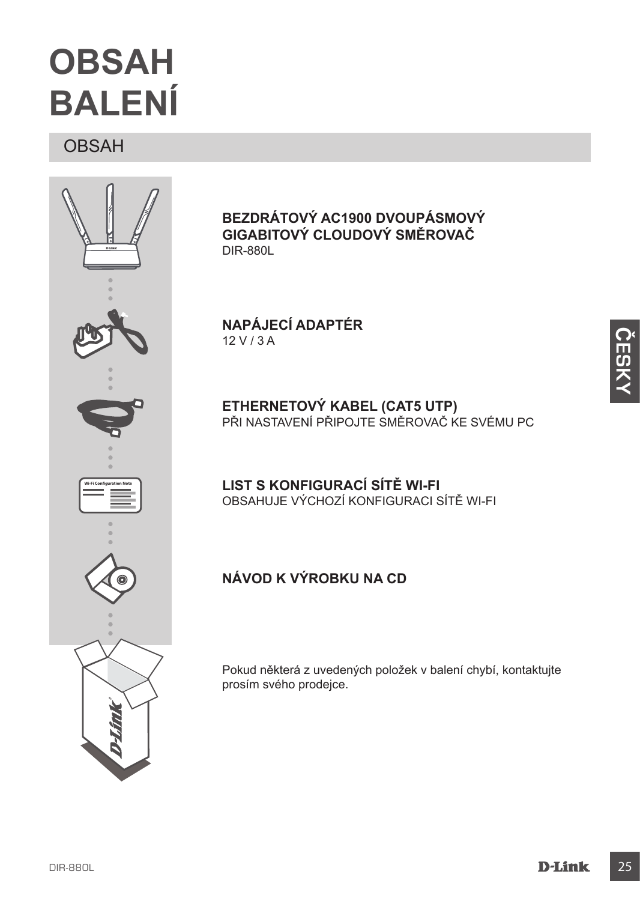# OBSAH BALENÍ

## OBSAH

**BEZDRÁTOVÝ AC1900 DVOUPÁSMOVÝ GIGABITOVÝ CLOUDOVÝ SMĚROVAČ**
DIR-880L

**NAPÁJECÍ ADAPTÉR**
12 V / 3 A

**ETHERNETOVÝ KABEL (CAT5 UTP)**
PŘI NASTAVENÍ PŘIPOJTE SMĚROVAČ KE SVÉMU PC

**LIST S KONFIGURACÍ SÍTĚ WI-FI**
OBSAHUJE VÝCHOZÍ KONFIGURACI SÍTĚ WI-FI

**NÁVOD K VÝROBKU NA CD**

Pokud některá z uvedených položek v balení chybí, kontaktujte prosím svého prodejce.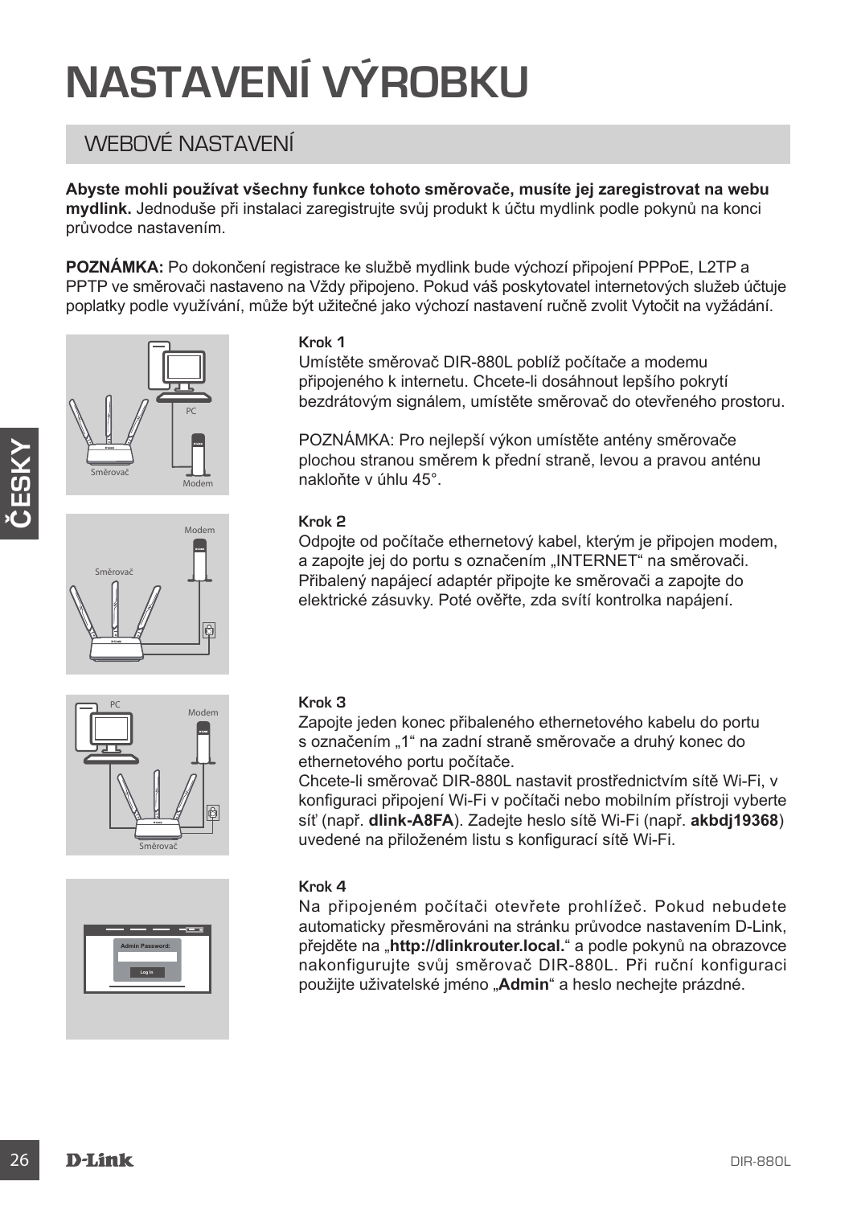# NASTAVENÍ VÝROBKU

## WEBOVÉ NASTAVENÍ

**Abyste mohli používat všechny funkce tohoto směrovače, musíte jej zaregistrovat na webu mydlink.** Jednoduše při instalaci zaregistrujte svůj produkt k účtu mydlink podle pokynů na konci průvodce nastavením.

**POZNÁMKA:** Po dokončení registrace ke službě mydlink bude výchozí připojení PPPoE, L2TP a PPTP ve směrovači nastaveno na Vždy připojeno. Pokud váš poskytovatel internetových služeb účtuje poplatky podle využívání, může být užitečné jako výchozí nastavení ručně zvolit Vytočit na vyžádání.

**Krok 1**

Umístěte směrovač DIR-880L poblíž počítače a modemu připojeného k internetu. Chcete-li dosáhnout lepšího pokrytí bezdrátovým signálem, umístěte směrovač do otevřeného prostoru.

POZNÁMKA: Pro nejlepší výkon umístěte antény směrovače plochou stranou směrem k přední straně, levou a pravou anténu nakloňte v úhlu 45°.

**Krok 2**

Odpojte od počítače ethernetový kabel, kterým je připojen modem, a zapojte jej do portu s označením „INTERNET" na směrovači. Přibalený napájecí adaptér připojte ke směrovači a zapojte do elektrické zásuvky. Poté ověřte, zda svítí kontrolka napájení.

**Krok 3**

Zapojte jeden konec přibaleného ethernetového kabelu do portu s označením „1" na zadní straně směrovače a druhý konec do ethernetového portu počítače.

Chcete-li směrovač DIR-880L nastavit prostřednictvím sítě Wi-Fi, v konfiguraci připojení Wi-Fi v počítači nebo mobilním přístroji vyberte síť (např. **dlink-A8FA**). Zadejte heslo sítě Wi-Fi (např. **akbdj19368**) uvedené na přiloženém listu s konfigurací sítě Wi-Fi.

**Krok 4**

Na připojeném počítači otevřete prohlížeč. Pokud nebudete automaticky přesměrováni na stránku průvodce nastavením D-Link, přejděte na „**http://dlinkrouter.local.**" a podle pokynů na obrazovce nakonfigurujte svůj směrovač DIR-880L. Při ruční konfiguraci použijte uživatelské jméno „**Admin**" a heslo nechejte prázdné.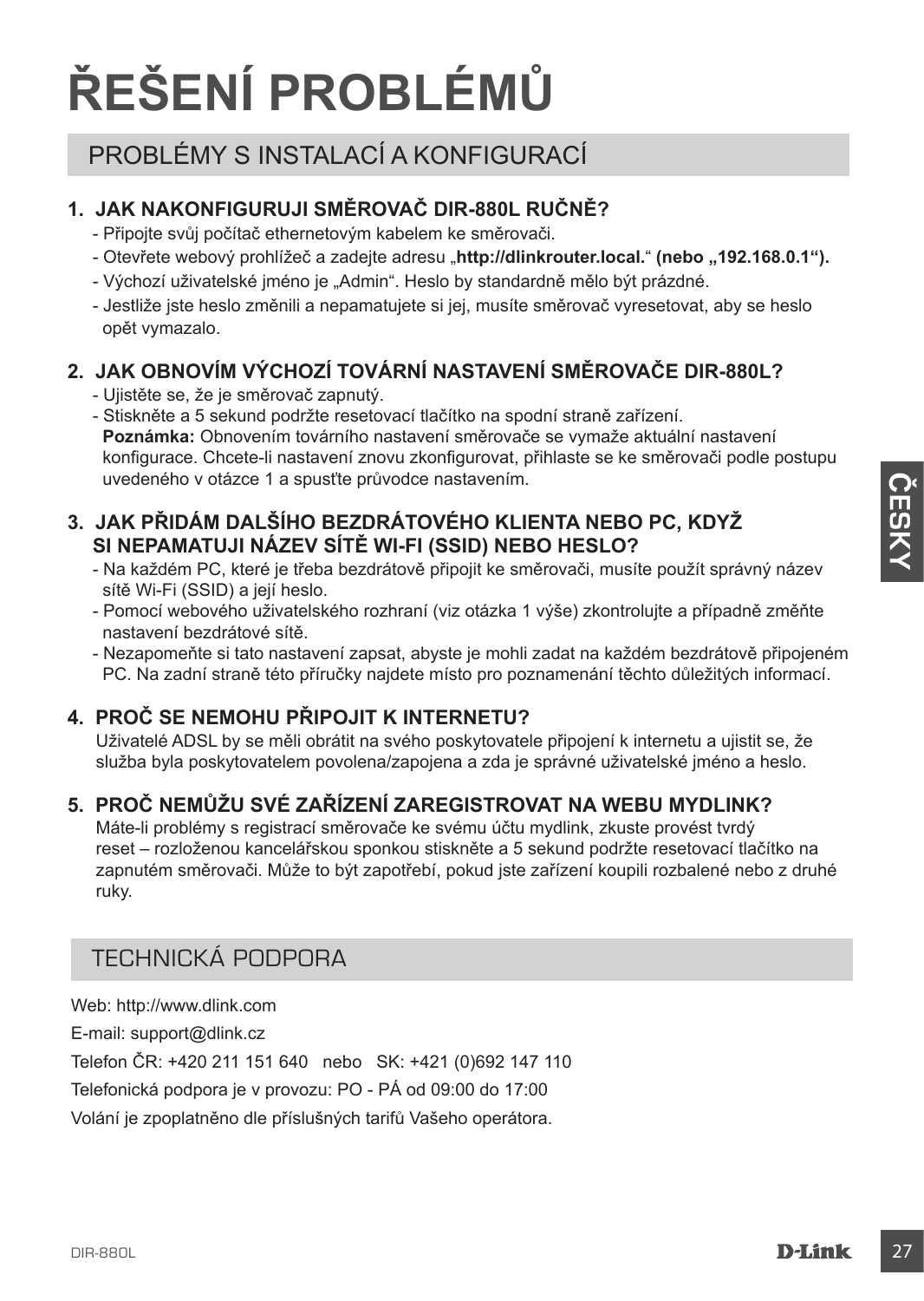# ŘEŠENÍ PROBLÉMŮ

## PROBLÉMY S INSTALACÍ A KONFIGURACÍ

### 1. JAK NAKONFIGURUJI SMĚROVAČ DIR-880L RUČNĚ?

- Připojte svůj počítač ethernetovým kabelem ke směrovači.
- Otevřete webový prohlížeč a zadejte adresu „**http://dlinkrouter.local.**“ **(nebo „192.168.0.1“).**
- Výchozí uživatelské jméno je „Admin“. Heslo by standardně mělo být prázdné.
- Jestliže jste heslo změnili a nepamatujete si jej, musíte směrovač vyresetovat, aby se heslo opět vymazalo.

### 2. JAK OBNOVÍM VÝCHOZÍ TOVÁRNÍ NASTAVENÍ SMĚROVAČE DIR-880L?

- Ujistěte se, že je směrovač zapnutý.
- Stiskněte a 5 sekund podržte resetovací tlačítko na spodní straně zařízení.
  **Poznámka:** Obnovením továrního nastavení směrovače se vymaže aktuální nastavení konfigurace. Chcete-li nastavení znovu zkonfigurovat, přihlaste se ke směrovači podle postupu uvedeného v otázce 1 a spusťte průvodce nastavením.

### 3. JAK PŘIDÁM DALŠÍHO BEZDRÁTOVÉHO KLIENTA NEBO PC, KDYŽ SI NEPAMATUJI NÁZEV SÍTĚ WI-FI (SSID) NEBO HESLO?

- Na každém PC, které je třeba bezdrátově připojit ke směrovači, musíte použít správný název sítě Wi-Fi (SSID) a její heslo.
- Pomocí webového uživatelského rozhraní (viz otázka 1 výše) zkontrolujte a případně změňte nastavení bezdrátové sítě.
- Nezapomeňte si tato nastavení zapsat, abyste je mohli zadat na každém bezdrátově připojeném PC. Na zadní straně této příručky najdete místo pro poznamenání těchto důležitých informací.

### 4. PROČ SE NEMOHU PŘIPOJIT K INTERNETU?

Uživatelé ADSL by se měli obrátit na svého poskytovatele připojení k internetu a ujistit se, že služba byla poskytovatelem povolena/zapojena a zda je správné uživatelské jméno a heslo.

### 5. PROČ NEMŮŽU SVÉ ZAŘÍZENÍ ZAREGISTROVAT NA WEBU MYDLINK?

Máte-li problémy s registrací směrovače ke svému účtu mydlink, zkuste provést tvrdý reset – rozloženou kancelářskou sponkou stiskněte a 5 sekund podržte resetovací tlačítko na zapnutém směrovači. Může to být zapotřebí, pokud jste zařízení koupili rozbalené nebo z druhé ruky.

## TECHNICKÁ PODPORA

Web: http://www.dlink.com

E-mail: support@dlink.cz

Telefon ČR: +420 211 151 640 nebo SK: +421 (0)692 147 110

Telefonická podpora je v provozu: PO - PÁ od 09:00 do 17:00

Volání je zpoplatněno dle příslušných tarifů Vašeho operátora.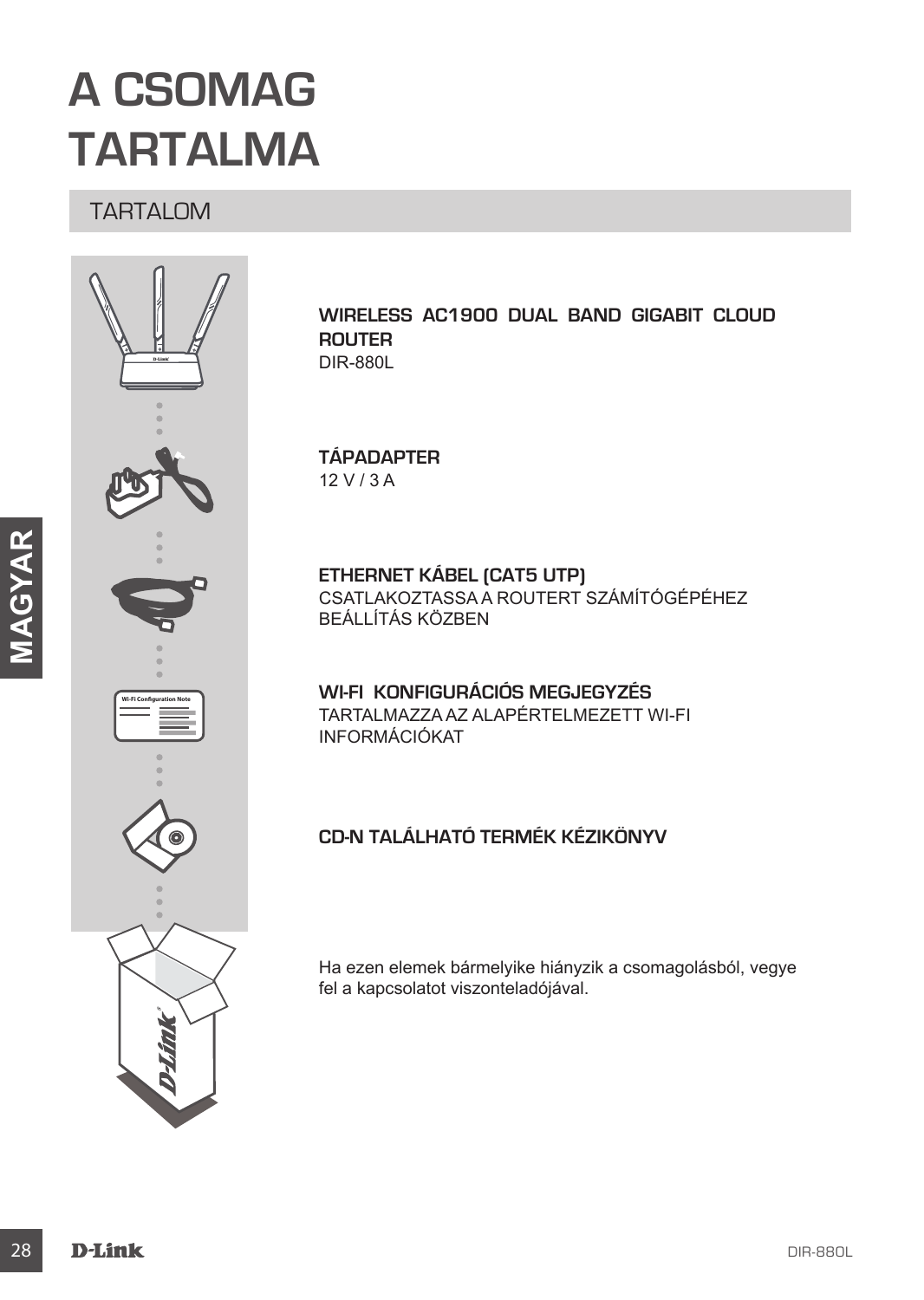# A CSOMAG TARTALMA

## TARTALOM

**WIRELESS AC1900 DUAL BAND GIGABIT CLOUD ROUTER**
DIR-880L

**TÁPADAPTER**
12 V / 3 A

**ETHERNET KÁBEL (CAT5 UTP)**
CSATLAKOZTASSA A ROUTERT SZÁMÍTÓGÉPÉHEZ BEÁLLÍTÁS KÖZBEN

**WI-FI KONFIGURÁCIÓS MEGJEGYZÉS**
TARTALMAZZA AZ ALAPÉRTELMEZETT WI-FI INFORMÁCIÓKAT

**CD-N TALÁLHATÓ TERMÉK KÉZIKÖNYV**

Ha ezen elemek bármelyike hiányzik a csomagolásból, vegye fel a kapcsolatot viszonteladójával.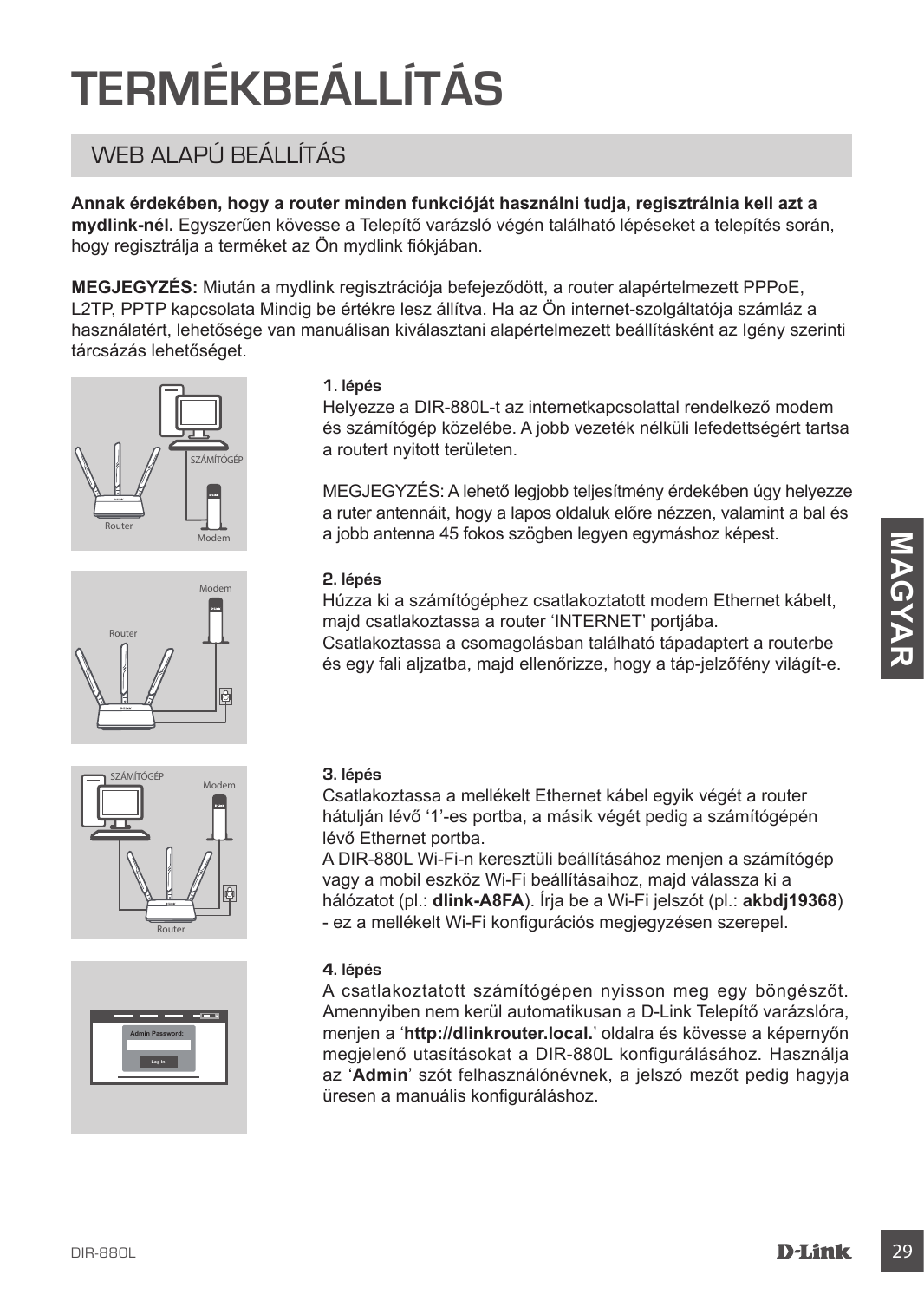# TERMÉKBEÁLLÍTÁS

## WEB ALAPÚ BEÁLLÍTÁS

**Annak érdekében, hogy a router minden funkcióját használni tudja, regisztrálnia kell azt a mydlink-nél.** Egyszerűen kövesse a Telepítő varázsló végén található lépéseket a telepítés során, hogy regisztrálja a terméket az Ön mydlink fiókjában.

**MEGJEGYZÉS:** Miután a mydlink regisztrációja befejeződött, a router alapértelmezett PPPoE, L2TP, PPTP kapcsolata Mindig be értékre lesz állítva. Ha az Ön internet-szolgáltatója számláz a használatért, lehetősége van manuálisan kiválasztani alapértelmezett beállításként az Igény szerinti tárcsázás lehetőséget.

**1. lépés**

Helyezze a DIR-880L-t az internetkapcsolattal rendelkező modem és számítógép közelébe. A jobb vezeték nélküli lefedettségért tartsa a routert nyitott területen.

MEGJEGYZÉS: A lehető legjobb teljesítmény érdekében úgy helyezze a ruter antennáit, hogy a lapos oldaluk előre nézzen, valamint a bal és a jobb antenna 45 fokos szögben legyen egymáshoz képest.

**2. lépés**

Húzza ki a számítógéphez csatlakoztatott modem Ethernet kábelt, majd csatlakoztassa a router 'INTERNET' portjába.
Csatlakoztassa a csomagolásban található tápadaptert a routerbe és egy fali aljzatba, majd ellenőrizze, hogy a táp-jelzőfény világít-e.

**3. lépés**

Csatlakoztassa a mellékelt Ethernet kábel egyik végét a router hátulján lévő '1'-es portba, a másik végét pedig a számítógépén lévő Ethernet portba.
A DIR-880L Wi-Fi-n keresztüli beállításához menjen a számítógép vagy a mobil eszköz Wi-Fi beállításaihoz, majd válassza ki a hálózatot (pl.: **dlink-A8FA**). Írja be a Wi-Fi jelszót (pl.: **akbdj19368**) - ez a mellékelt Wi-Fi konfigurációs megjegyzésen szerepel.

**4. lépés**

A csatlakoztatott számítógépen nyisson meg egy böngészőt. Amennyiben nem kerül automatikusan a D-Link Telepítő varázslóra, menjen a '**http://dlinkrouter.local.**' oldalra és kövesse a képernyőn megjelenő utasításokat a DIR-880L konfigurálásához. Használja az '**Admin**' szót felhasználónévnek, a jelszó mezőt pedig hagyja üresen a manuális konfiguráláshoz.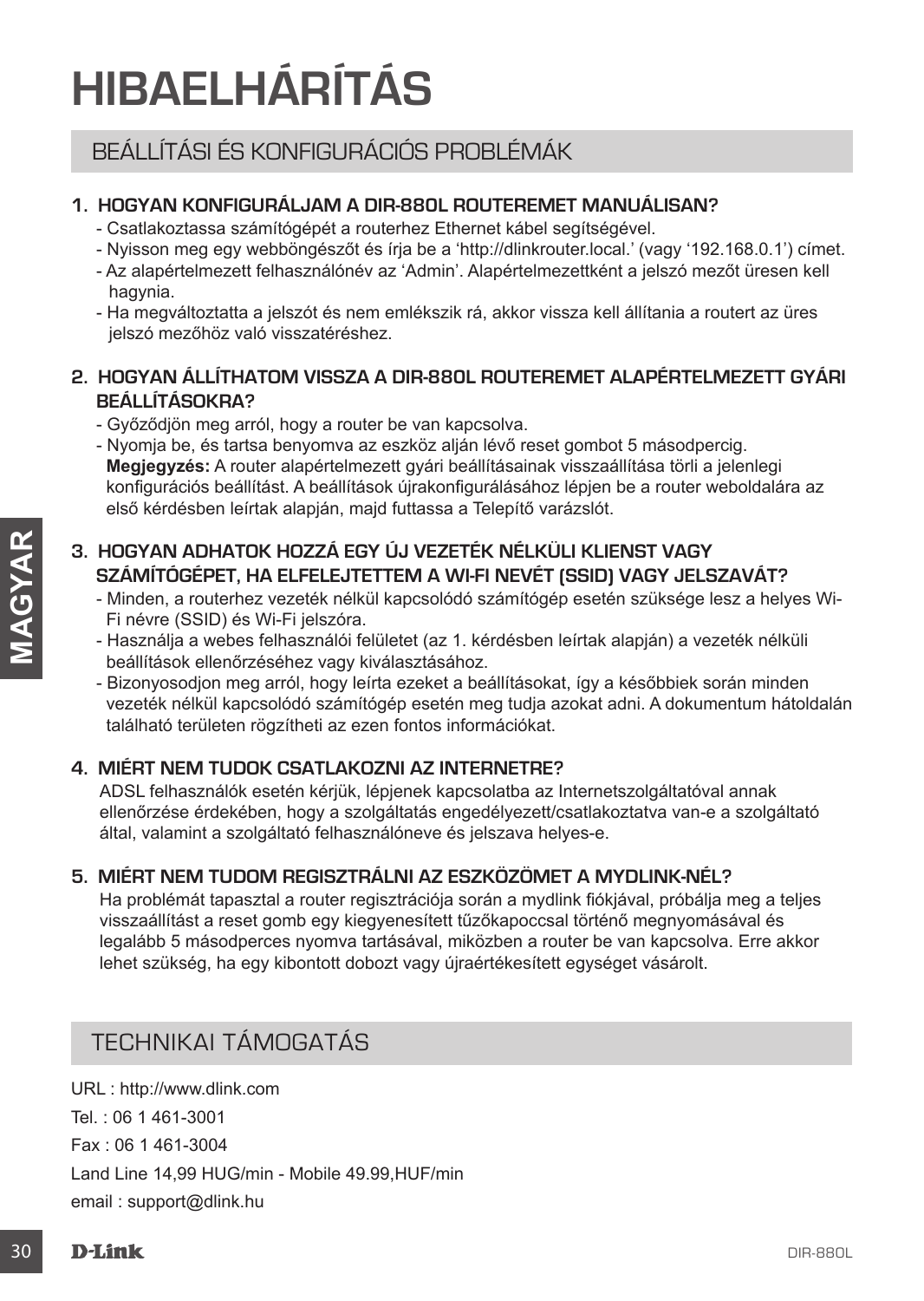# HIBAELHÁRÍTÁS

## BEÁLLÍTÁSI ÉS KONFIGURÁCIÓS PROBLÉMÁK

### 1. HOGYAN KONFIGURÁLJAM A DIR-880L ROUTEREMET MANUÁLISAN?

- Csatlakoztassa számítógépét a routerhez Ethernet kábel segítségével.
- Nyisson meg egy webböngészőt és írja be a 'http://dlinkrouter.local.' (vagy '192.168.0.1') címet.
- Az alapértelmezett felhasználónév az 'Admin'. Alapértelmezettként a jelszó mezőt üresen kell hagynia.
- Ha megváltoztatta a jelszót és nem emlékszik rá, akkor vissza kell állítania a routert az üres jelszó mezőhöz való visszatéréshez.

### 2. HOGYAN ÁLLÍTHATOM VISSZA A DIR-880L ROUTEREMET ALAPÉRTELMEZETT GYÁRI BEÁLLÍTÁSOKRA?

- Győződjön meg arról, hogy a router be van kapcsolva.
- Nyomja be, és tartsa benyomva az eszköz alján lévő reset gombot 5 másodpercig.
  **Megjegyzés:** A router alapértelmezett gyári beállításainak visszaállítása törli a jelenlegi konfigurációs beállítást. A beállítások újrakonfigurálásához lépjen be a router weboldalára az első kérdésben leírtak alapján, majd futtassa a Telepítő varázslót.

### 3. HOGYAN ADHATOK HOZZÁ EGY ÚJ VEZETÉK NÉLKÜLI KLIENST VAGY SZÁMÍTÓGÉPET, HA ELFELEJTETTEM A WI-FI NEVÉT (SSID) VAGY JELSZAVÁT?

- Minden, a routerhez vezeték nélkül kapcsolódó számítógép esetén szüksége lesz a helyes Wi-Fi névre (SSID) és Wi-Fi jelszóra.
- Használja a webes felhasználói felületet (az 1. kérdésben leírtak alapján) a vezeték nélküli beállítások ellenőrzéséhez vagy kiválasztásához.
- Bizonyosodjon meg arról, hogy leírta ezeket a beállításokat, így a későbbiek során minden vezeték nélkül kapcsolódó számítógép esetén meg tudja azokat adni. A dokumentum hátoldalán található területen rögzítheti az ezen fontos információkat.

### 4. MIÉRT NEM TUDOK CSATLAKOZNI AZ INTERNETRE?

ADSL felhasználók esetén kérjük, lépjenek kapcsolatba az Internetszolgáltatóval annak ellenőrzése érdekében, hogy a szolgáltatás engedélyezett/csatlakoztatva van-e a szolgáltató által, valamint a szolgáltató felhasználóneve és jelszava helyes-e.

### 5. MIÉRT NEM TUDOM REGISZTRÁLNI AZ ESZKÖZÖMET A MYDLINK-NÉL?

Ha problémát tapasztal a router regisztrációja során a mydlink fiókjával, próbálja meg a teljes visszaállítást a reset gomb egy kiegyenesített tűzőkapoccsal történő megnyomásával és legalább 5 másodperces nyomva tartásával, miközben a router be van kapcsolva. Erre akkor lehet szükség, ha egy kibontott dobozt vagy újraértékesített egységet vásárolt.

## TECHNIKAI TÁMOGATÁS

URL : http://www.dlink.com

Tel. : 06 1 461-3001

Fax : 06 1 461-3004

Land Line 14,99 HUG/min - Mobile 49.99,HUF/min

email : support@dlink.hu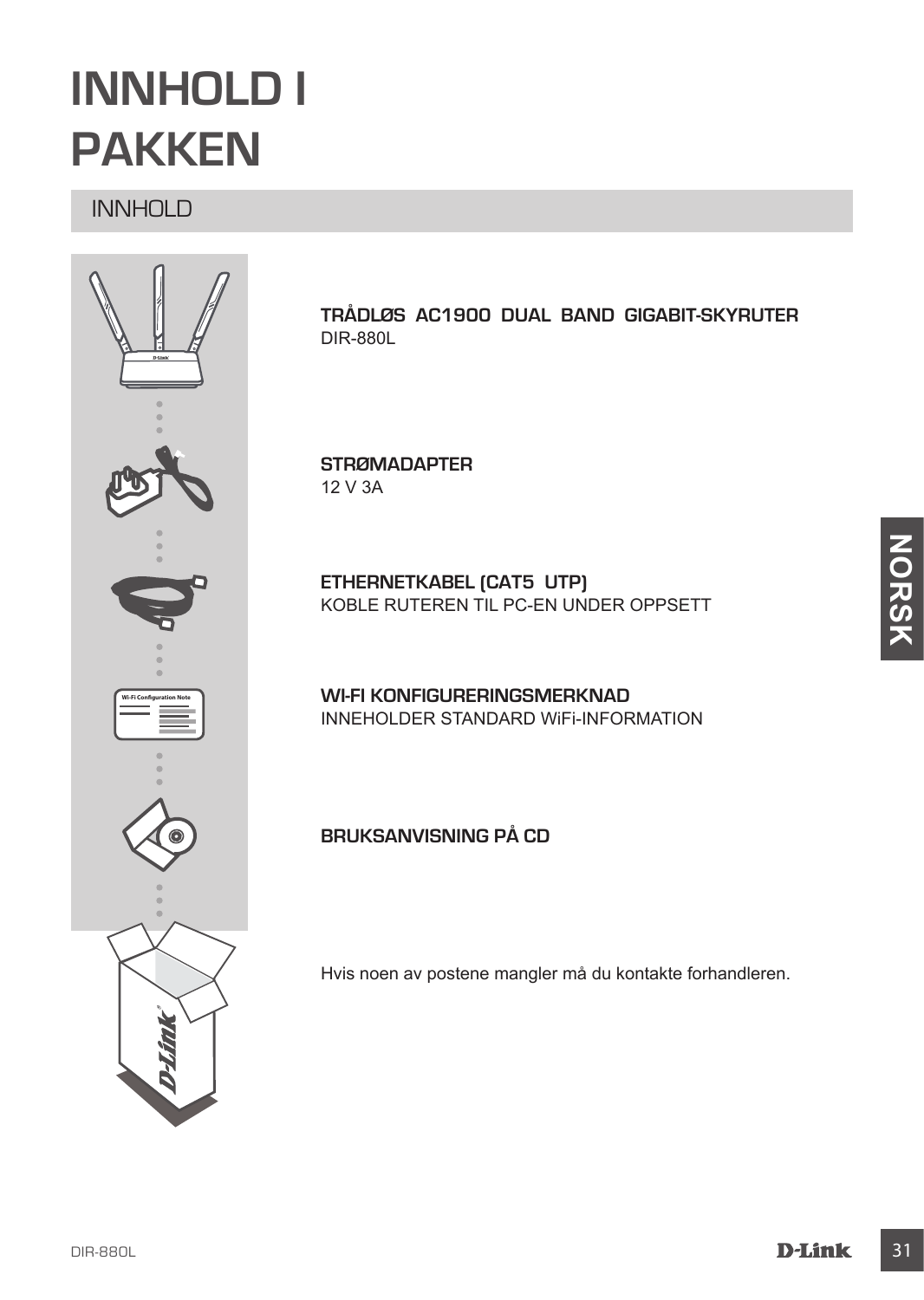# INNHOLD I PAKKEN

## INNHOLD

**TRÅDLØS AC1900 DUAL BAND GIGABIT-SKYRUTER**
DIR-880L

**STRØMADAPTER**
12 V 3A

**ETHERNETKABEL (CAT5 UTP)**
KOBLE RUTEREN TIL PC-EN UNDER OPPSETT

**WI-FI KONFIGURERINGSMERKNAD**
INNEHOLDER STANDARD WiFi-INFORMATION

**BRUKSANVISNING PÅ CD**

Hvis noen av postene mangler må du kontakte forhandleren.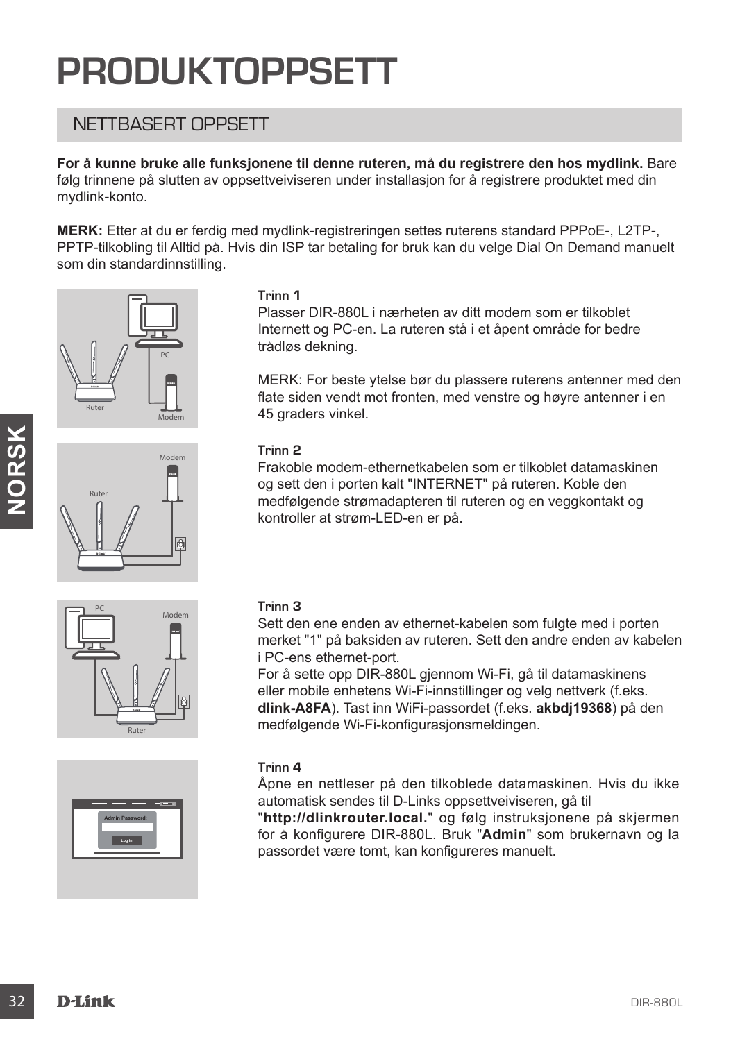# PRODUKTOPPSETT

## NETTBASERT OPPSETT

**For å kunne bruke alle funksjonene til denne ruteren, må du registrere den hos mydlink.** Bare følg trinnene på slutten av oppsettveiviseren under installasjon for å registrere produktet med din mydlink-konto.

**MERK:** Etter at du er ferdig med mydlink-registreringen settes ruterens standard PPPoE-, L2TP-, PPTP-tilkobling til Alltid på. Hvis din ISP tar betaling for bruk kan du velge Dial On Demand manuelt som din standardinnstilling.

### Trinn 1

Plasser DIR-880L i nærheten av ditt modem som er tilkoblet Internett og PC-en. La ruteren stå i et åpent område for bedre trådløs dekning.

MERK: For beste ytelse bør du plassere ruterens antenner med den flate siden vendt mot fronten, med venstre og høyre antenner i en 45 graders vinkel.

### Trinn 2

Frakoble modem-ethernetkabelen som er tilkoblet datamaskinen og sett den i porten kalt "INTERNET" på ruteren. Koble den medfølgende strømadapteren til ruteren og en veggkontakt og kontroller at strøm-LED-en er på.

### Trinn 3

Sett den ene enden av ethernet-kabelen som fulgte med i porten merket "1" på baksiden av ruteren. Sett den andre enden av kabelen i PC-ens ethernet-port.

For å sette opp DIR-880L gjennom Wi-Fi, gå til datamaskinens eller mobile enhetens Wi-Fi-innstillinger og velg nettverk (f.eks. **dlink-A8FA**). Tast inn WiFi-passordet (f.eks. **akbdj19368**) på den medfølgende Wi-Fi-konfigurasjonsmeldingen.

### Trinn 4

Åpne en nettleser på den tilkoblede datamaskinen. Hvis du ikke automatisk sendes til D-Links oppsettveiviseren, gå til "**http://dlinkrouter.local.**" og følg instruksjonene på skjermen for å konfigurere DIR-880L. Bruk "**Admin**" som brukernavn og la passordet være tomt, kan konfigureres manuelt.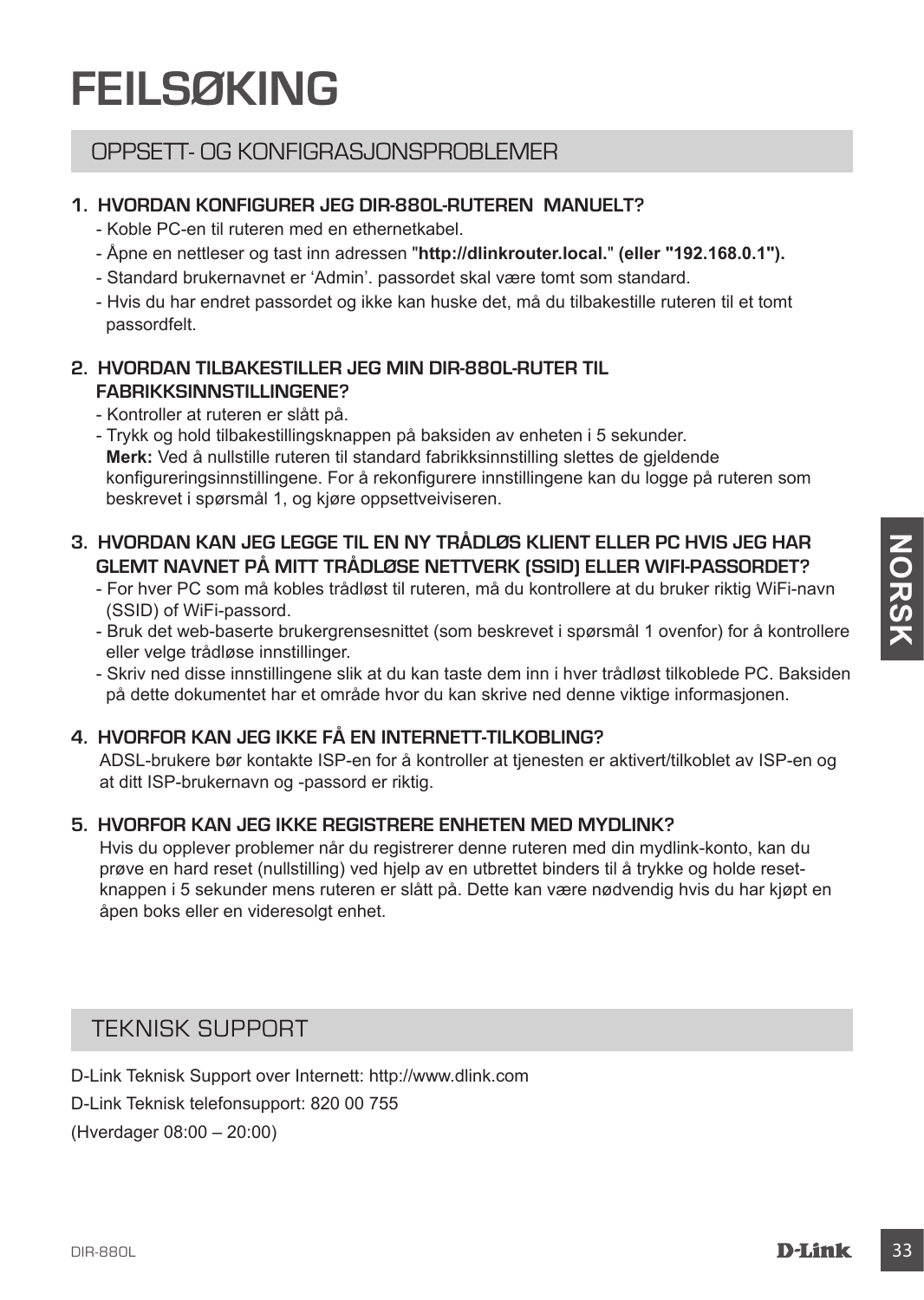# FEILSØKING

## OPPSETT- OG KONFIGRASJONSPROBLEMER

**1. HVORDAN KONFIGURER JEG DIR-880L-RUTEREN MANUELT?**

- Koble PC-en til ruteren med en ethernetkabel.
- Åpne en nettleser og tast inn adressen "**http://dlinkrouter.local.**" **(eller "192.168.0.1").**
- Standard brukernavnet er 'Admin'. passordet skal være tomt som standard.
- Hvis du har endret passordet og ikke kan huske det, må du tilbakestille ruteren til et tomt passordfelt.

**2. HVORDAN TILBAKESTILLER JEG MIN DIR-880L-RUTER TIL FABRIKKSINNSTILLINGENE?**

- Kontroller at ruteren er slått på.
- Trykk og hold tilbakestillingsknappen på baksiden av enheten i 5 sekunder.
  **Merk:** Ved å nullstille ruteren til standard fabrikksinnstilling slettes de gjeldende konfigureringsinnstillingene. For å rekonfigurere innstillingene kan du logge på ruteren som beskrevet i spørsmål 1, og kjøre oppsettveiviseren.

**3. HVORDAN KAN JEG LEGGE TIL EN NY TRÅDLØS KLIENT ELLER PC HVIS JEG HAR GLEMT NAVNET PÅ MITT TRÅDLØSE NETTVERK (SSID) ELLER WIFI-PASSORDET?**

- For hver PC som må kobles trådløst til ruteren, må du kontrollere at du bruker riktig WiFi-navn (SSID) of WiFi-passord.
- Bruk det web-baserte brukergrensesnittet (som beskrevet i spørsmål 1 ovenfor) for å kontrollere eller velge trådløse innstillinger.
- Skriv ned disse innstillingene slik at du kan taste dem inn i hver trådløst tilkoblede PC. Baksiden på dette dokumentet har et område hvor du kan skrive ned denne viktige informasjonen.

**4. HVORFOR KAN JEG IKKE FÅ EN INTERNETT-TILKOBLING?**

ADSL-brukere bør kontakte ISP-en for å kontroller at tjenesten er aktivert/tilkoblet av ISP-en og at ditt ISP-brukernavn og -passord er riktig.

**5. HVORFOR KAN JEG IKKE REGISTRERE ENHETEN MED MYDLINK?**

Hvis du opplever problemer når du registrerer denne ruteren med din mydlink-konto, kan du prøve en hard reset (nullstilling) ved hjelp av en utbrettet binders til å trykke og holde reset-knappen i 5 sekunder mens ruteren er slått på. Dette kan være nødvendig hvis du har kjøpt en åpen boks eller en videresolgt enhet.

## TEKNISK SUPPORT

D-Link Teknisk Support over Internett: http://www.dlink.com

D-Link Teknisk telefonsupport: 820 00 755

(Hverdager 08:00 – 20:00)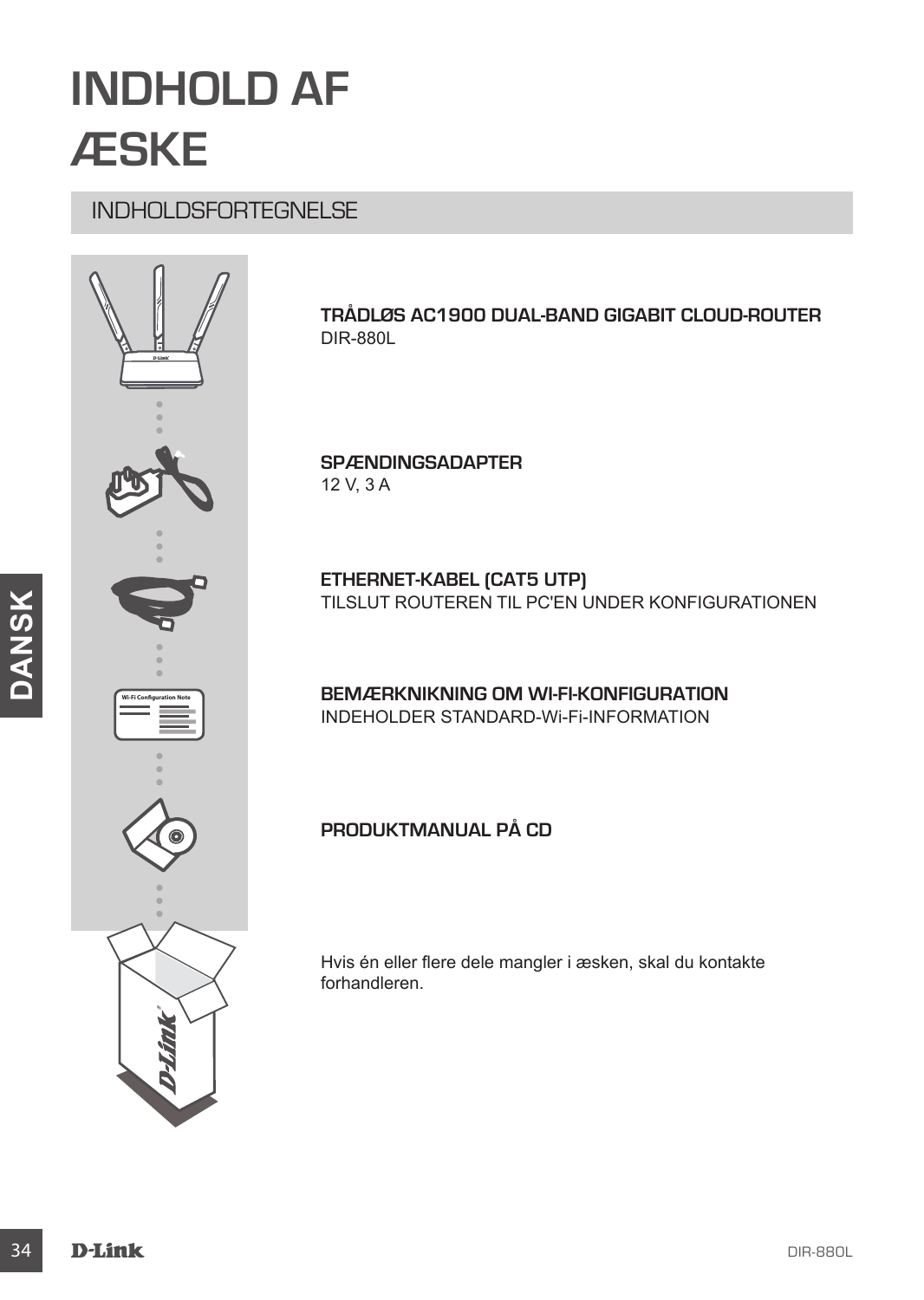# INDHOLD AF ÆSKE

## INDHOLDSFORTEGNELSE

**TRÅDLØS AC1900 DUAL-BAND GIGABIT CLOUD-ROUTER**
DIR-880L

**SPÆNDINGSADAPTER**
12 V, 3 A

**ETHERNET-KABEL (CAT5 UTP)**
TILSLUT ROUTEREN TIL PC'EN UNDER KONFIGURATIONEN

**BEMÆRKNIKNING OM WI-FI-KONFIGURATION**
INDEHOLDER STANDARD-Wi-Fi-INFORMATION

**PRODUKTMANUAL PÅ CD**

Hvis én eller flere dele mangler i æsken, skal du kontakte forhandleren.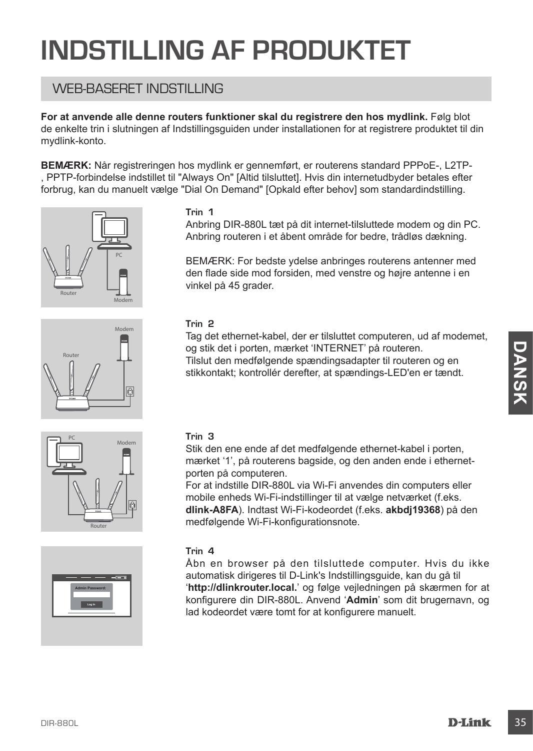# INDSTILLING AF PRODUKTET

## WEB-BASERET INDSTILLING

**For at anvende alle denne routers funktioner skal du registrere den hos mydlink.** Følg blot de enkelte trin i slutningen af Indstillingsguiden under installationen for at registrere produktet til din mydlink-konto.

**BEMÆRK:** Når registreringen hos mydlink er gennemført, er routerens standard PPPoE-, L2TP-, PPTP-forbindelse indstillet til "Always On" [Altid tilsluttet]. Hvis din internetudbyder betales efter forbrug, kan du manuelt vælge "Dial On Demand" [Opkald efter behov] som standardindstilling.

### Trin 1

Anbring DIR-880L tæt på dit internet-tilsluttede modem og din PC. Anbring routeren i et åbent område for bedre, trådløs dækning.

BEMÆRK: For bedste ydelse anbringes routerens antenner med den flade side mod forsiden, med venstre og højre antenne i en vinkel på 45 grader.

### Trin 2

Tag det ethernet-kabel, der er tilsluttet computeren, ud af modemet, og stik det i porten, mærket 'INTERNET' på routeren.
Tilslut den medfølgende spændingsadapter til routeren og en stikkontakt; kontrollér derefter, at spændings-LED'en er tændt.

### Trin 3

Stik den ene ende af det medfølgende ethernet-kabel i porten, mærket '1', på routerens bagside, og den anden ende i ethernet-porten på computeren.
For at indstille DIR-880L via Wi-Fi anvendes din computers eller mobile enheds Wi-Fi-indstillinger til at vælge netværket (f.eks. **dlink-A8FA**). Indtast Wi-Fi-kodeordet (f.eks. **akbdj19368**) på den medfølgende Wi-Fi-konfigurationsnote.

### Trin 4

Åbn en browser på den tilsluttede computer. Hvis du ikke automatisk dirigeres til D-Link's Indstillingsguide, kan du gå til '**http://dlinkrouter.local.**' og følge vejledningen på skærmen for at konfigurere din DIR-880L. Anvend '**Admin**' som dit brugernavn, og lad kodeordet være tomt for at konfigurere manuelt.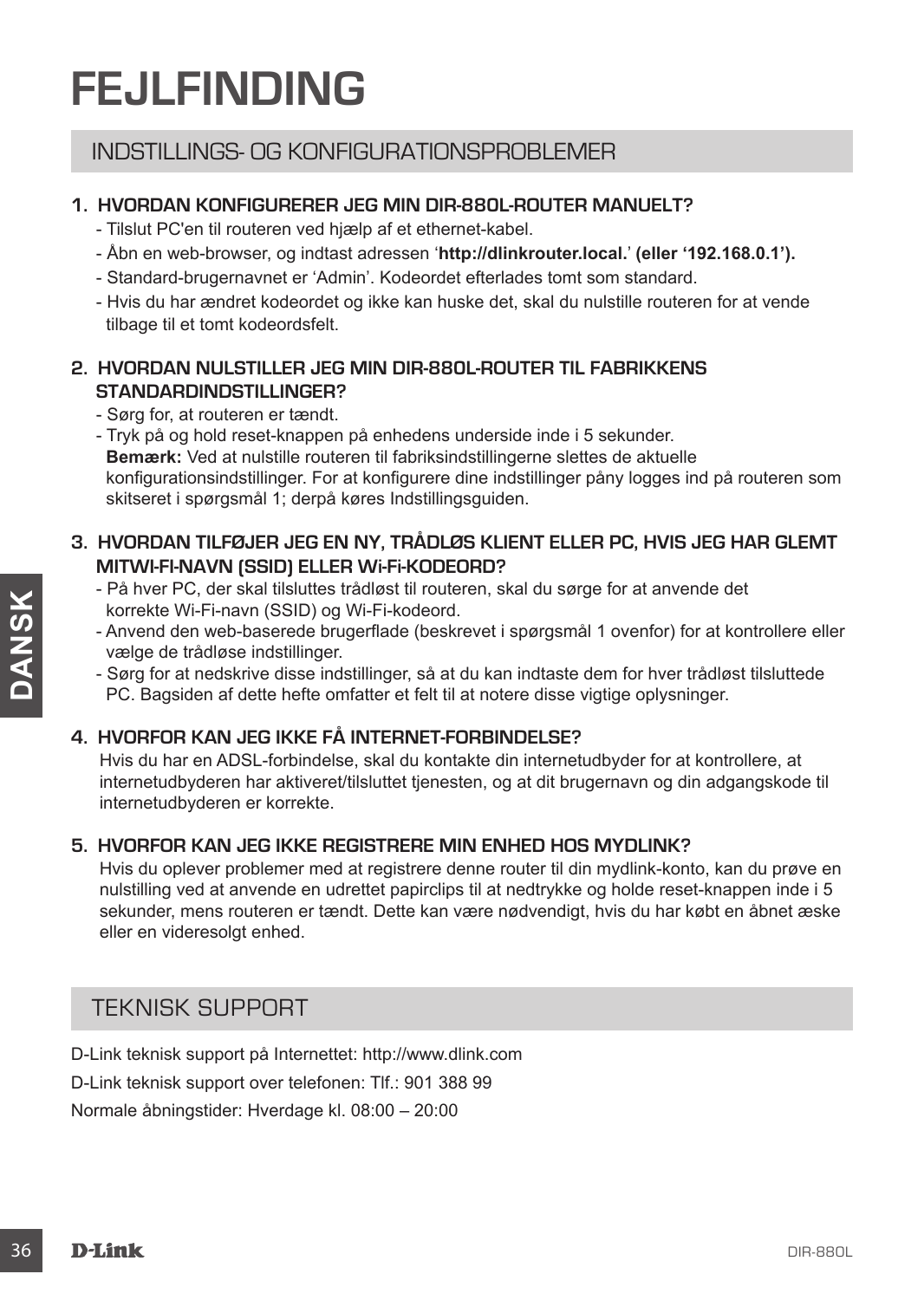# FEJLFINDING

## INDSTILLINGS- OG KONFIGURATIONSPROBLEMER

**1. HVORDAN KONFIGURERER JEG MIN DIR-880L-ROUTER MANUELT?**

- Tilslut PC'en til routeren ved hjælp af et ethernet-kabel.
- Åbn en web-browser, og indtast adressen '**http://dlinkrouter.local.**' **(eller '192.168.0.1').**
- Standard-brugernavnet er 'Admin'. Kodeordet efterlades tomt som standard.
- Hvis du har ændret kodeordet og ikke kan huske det, skal du nulstille routeren for at vende tilbage til et tomt kodeordsfelt.

**2. HVORDAN NULSTILLER JEG MIN DIR-880L-ROUTER TIL FABRIKKENS STANDARDINDSTILLINGER?**

- Sørg for, at routeren er tændt.
- Tryk på og hold reset-knappen på enhedens underside inde i 5 sekunder.
  **Bemærk:** Ved at nulstille routeren til fabriksindstillingerne slettes de aktuelle konfigurationsindstillinger. For at konfigurere dine indstillinger pånyt logges ind på routeren som skitseret i spørgsmål 1; derpå køres Indstillingsguiden.

**3. HVORDAN TILFØJER JEG EN NY, TRÅDLØS KLIENT ELLER PC, HVIS JEG HAR GLEMT MITWI-FI-NAVN (SSID) ELLER Wi-Fi-KODEORD?**

- På hver PC, der skal tilsluttes trådløst til routeren, skal du sørge for at anvende det korrekte Wi-Fi-navn (SSID) og Wi-Fi-kodeord.
- Anvend den web-baserede brugerflade (beskrevet i spørgsmål 1 ovenfor) for at kontrollere eller vælge de trådløse indstillinger.
- Sørg for at nedskrive disse indstillinger, så at du kan indtaste dem for hver trådløst tilsluttede PC. Bagsiden af dette hefte omfatter et felt til at notere disse vigtige oplysninger.

**4. HVORFOR KAN JEG IKKE FÅ INTERNET-FORBINDELSE?**

Hvis du har en ADSL-forbindelse, skal du kontakte din internetudbyder for at kontrollere, at internetudbyderen har aktiveret/tilsluttet tjenesten, og at dit brugernavn og din adgangskode til internetudbyderen er korrekte.

**5. HVORFOR KAN JEG IKKE REGISTRERE MIN ENHED HOS MYDLINK?**

Hvis du oplever problemer med at registrere denne router til din mydlink-konto, kan du prøve en nulstilling ved at anvende en udrettet papirclips til at nedtrykke og holde reset-knappen inde i 5 sekunder, mens routeren er tændt. Dette kan være nødvendigt, hvis du har købt en åbnet æske eller en videresolgt enhed.

## TEKNISK SUPPORT

D-Link teknisk support på Internettet: http://www.dlink.com

D-Link teknisk support over telefonen: Tlf.: 901 388 99

Normale åbningstider: Hverdage kl. 08:00 – 20:00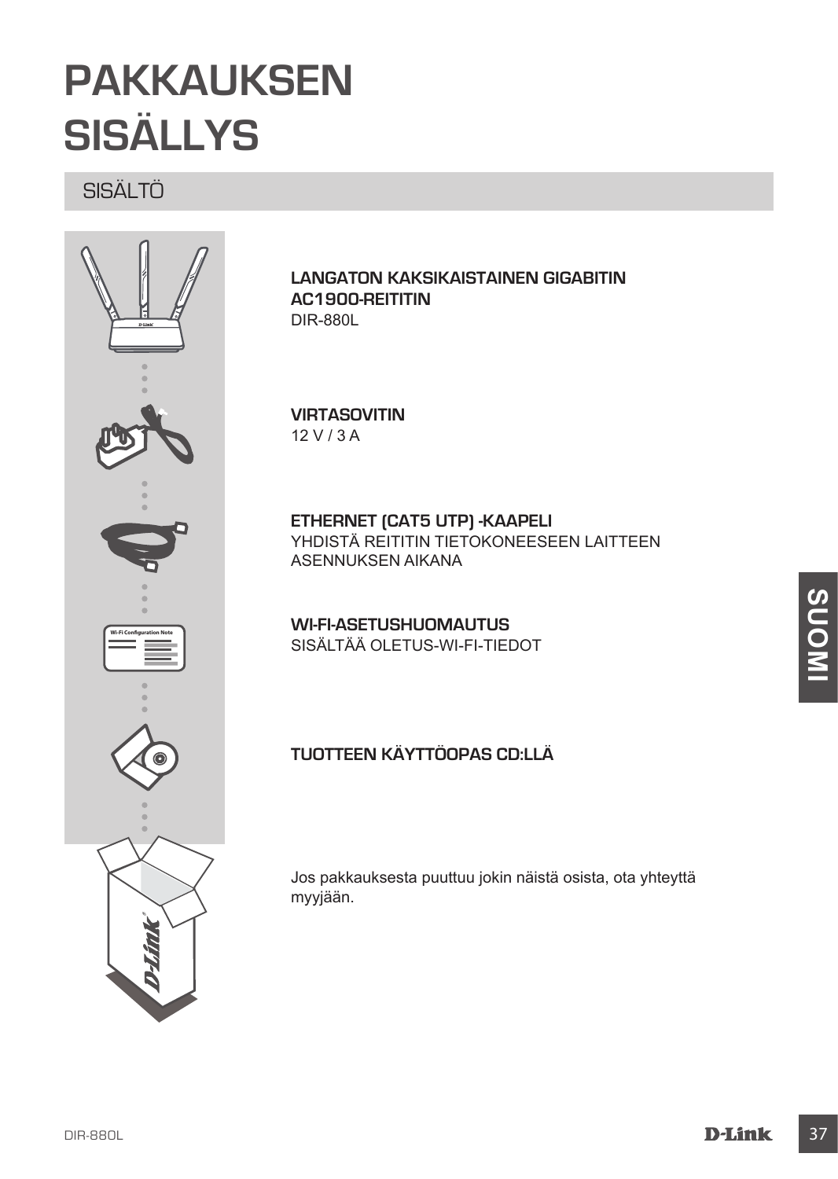# PAKKAUKSEN SISÄLLYS

## SISÄLTÖ

**LANGATON KAKSIKAISTAINEN GIGABITIN AC1900-REITITIN**
DIR-880L

**VIRTASOVITIN**
12 V / 3 A

**ETHERNET (CAT5 UTP) -KAAPELI**
YHDISTÄ REITITIN TIETOKONEESEEN LAITTEEN ASENNUKSEN AIKANA

**WI-FI-ASETUSHUOMAUTUS**
SISÄLTÄÄ OLETUS-WI-FI-TIEDOT

**TUOTTEEN KÄYTTÖOPAS CD:LLÄ**

Jos pakkauksesta puuttuu jokin näistä osista, ota yhteyttä myyjään.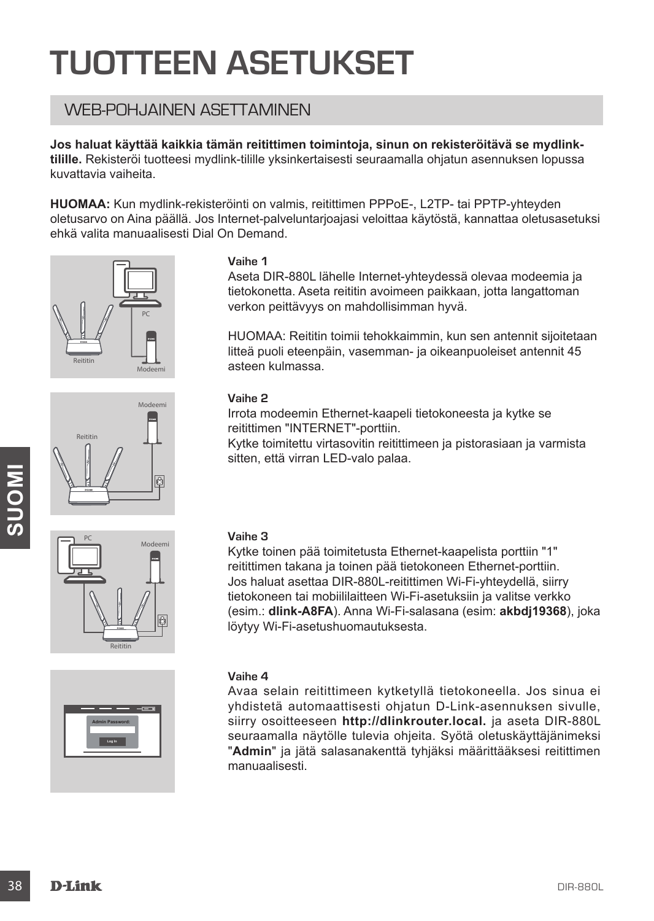# TUOTTEEN ASETUKSET

## WEB-POHJAINEN ASETTAMINEN

**Jos haluat käyttää kaikkia tämän reitittimen toimintoja, sinun on rekisteröitävä se mydlink-tilille.** Rekisteröi tuotteesi mydlink-tilille yksinkertaisesti seuraamalla ohjatun asennuksen lopussa kuvattavia vaiheita.

**HUOMAA:** Kun mydlink-rekisteröinti on valmis, reitittimen PPPoE-, L2TP- tai PPTP-yhteyden oletusarvo on Aina päällä. Jos Internet-palveluntarjoajasi veloittaa käytöstä, kannattaa oletusasetuksi ehkä valita manuaalisesti Dial On Demand.

**Vaihe 1**

Aseta DIR-880L lähelle Internet-yhteydessä olevaa modeemia ja tietokonetta. Aseta reititin avoimeen paikkaan, jotta langattoman verkon peittävyys on mahdollisimman hyvä.

HUOMAA: Reititin toimii tehokkaimmin, kun sen antennit sijoitetaan litteä puoli eteenpäin, vasemman- ja oikeanpuoleiset antennit 45 asteen kulmassa.

**Vaihe 2**

Irrota modeemin Ethernet-kaapeli tietokoneesta ja kytke se reitittimen "INTERNET"-porttiin.
Kytke toimitettu virtasovitin reitittimeen ja pistorasiaan ja varmista sitten, että virran LED-valo palaa.

**Vaihe 3**

Kytke toinen pää toimitetusta Ethernet-kaapelista porttiin "1" reitittimen takana ja toinen pää tietokoneen Ethernet-porttiin.
Jos haluat asettaa DIR-880L-reitittimen Wi-Fi-yhteydellä, siirry tietokoneen tai mobiililaitteen Wi-Fi-asetuksiin ja valitse verkko (esim.: **dlink-A8FA**). Anna Wi-Fi-salasana (esim: **akbdj19368**), joka löytyy Wi-Fi-asetushuomautuksesta.

**Vaihe 4**

Avaa selain reitittimeen kytketyllä tietokoneella. Jos sinua ei yhdistetä automaattisesti ohjatun D-Link-asennuksen sivulle, siirry osoitteeseen **http://dlinkrouter.local.** ja aseta DIR-880L seuraamalla näytölle tulevia ohjeita. Syötä oletuskäyttäjänimeksi "**Admin**" ja jätä salasanakenttä tyhjäksi määrittääksesi reitittimen manuaalisesti.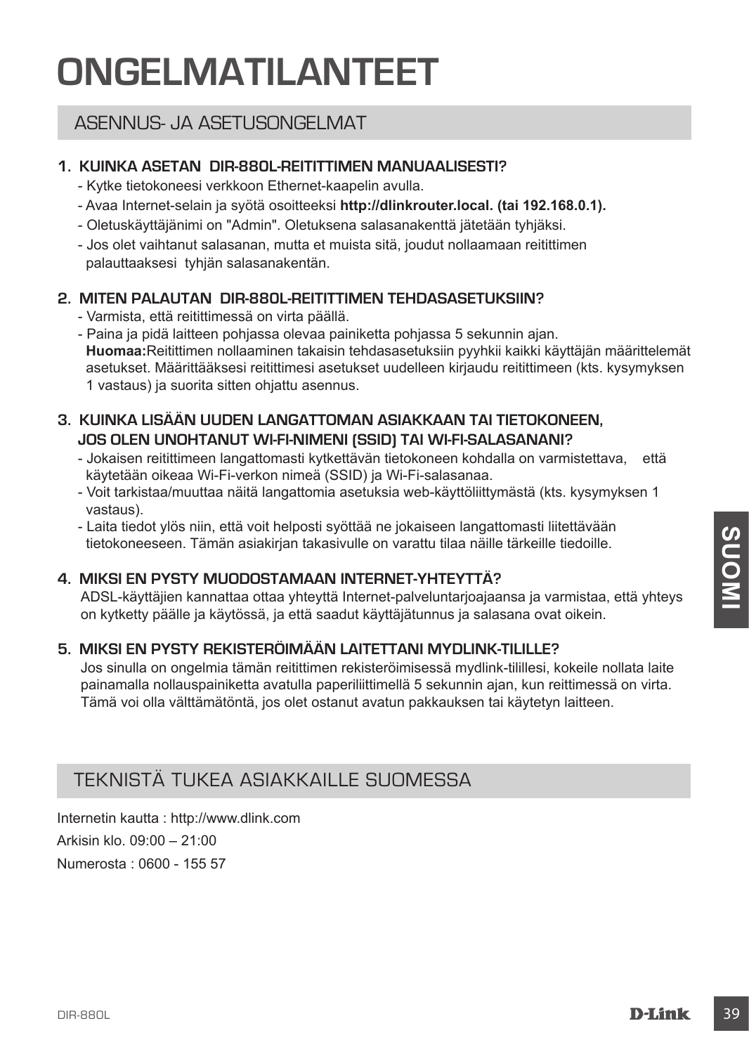# ONGELMATILANTEET

## ASENNUS- JA ASETUSONGELMAT

### 1. KUINKA ASETAN DIR-880L-REITITTIMEN MANUAALISESTI?

- Kytke tietokoneesi verkkoon Ethernet-kaapelin avulla.
- Avaa Internet-selain ja syötä osoitteeksi **http://dlinkrouter.local. (tai 192.168.0.1).**
- Oletuskäyttäjänimi on "Admin". Oletuksena salasanakenttä jätetään tyhjäksi.
- Jos olet vaihtanut salasanan, mutta et muista sitä, joudut nollaamaan reitittimen palauttaaksesi tyhjän salasanakentän.

### 2. MITEN PALAUTAN DIR-880L-REITITTIMEN TEHDASASETUKSIIN?

- Varmista, että reitittimessä on virta päällä.
- Paina ja pidä laitteen pohjassa olevaa painiketta pohjassa 5 sekunnin ajan.
  **Huomaa:**Reitittimen nollaaminen takaisin tehdasasetuksiin pyyhkii kaikki käyttäjän määrittelemät asetukset. Määrittääksesi reitittimesi asetukset uudelleen kirjaudu reitittimeen (kts. kysymyksen 1 vastaus) ja suorita sitten ohjattu asennus.

### 3. KUINKA LISÄÄN UUDEN LANGATTOMAN ASIAKKAAN TAI TIETOKONEEN, JOS OLEN UNOHTANUT WI-FI-NIMENI (SSID) TAI WI-FI-SALASANANI?

- Jokaisen reitittimeen langattomasti kytkettävän tietokoneen kohdalla on varmistettava, että käytetään oikeaa Wi-Fi-verkon nimeä (SSID) ja Wi-Fi-salasanaa.
- Voit tarkistaa/muuttaa näitä langattomia asetuksia web-käyttöliittymästä (kts. kysymyksen 1 vastaus).
- Laita tiedot ylös niin, että voit helposti syöttää ne jokaiseen langattomasti liitettävään tietokoneeseen. Tämän asiakirjan takasivulle on varattu tilaa näille tärkeille tiedoille.

### 4. MIKSI EN PYSTY MUODOSTAMAAN INTERNET-YHTEYTTÄ?

ADSL-käyttäjien kannattaa ottaa yhteyttä Internet-palveluntarjoajaansa ja varmistaa, että yhteys on kytketty päälle ja käytössä, ja että saadut käyttäjätunnus ja salasana ovat oikein.

### 5. MIKSI EN PYSTY REKISTERÖIMÄÄN LAITETTANI MYDLINK-TILILLE?

Jos sinulla on ongelmia tämän reitittimen rekisteröimisessä mydlink-tilillesi, kokeile nollata laite painamalla nollauspainiketta avatulla paperiliittimellä 5 sekunnin ajan, kun reittimessä on virta. Tämä voi olla välttämätöntä, jos olet ostanut avatun pakkauksen tai käytetyn laitteen.

## TEKNISTÄ TUKEA ASIAKKAILLE SUOMESSA

Internetin kautta : http://www.dlink.com

Arkisin klo. 09:00 – 21:00

Numerosta : 0600 - 155 57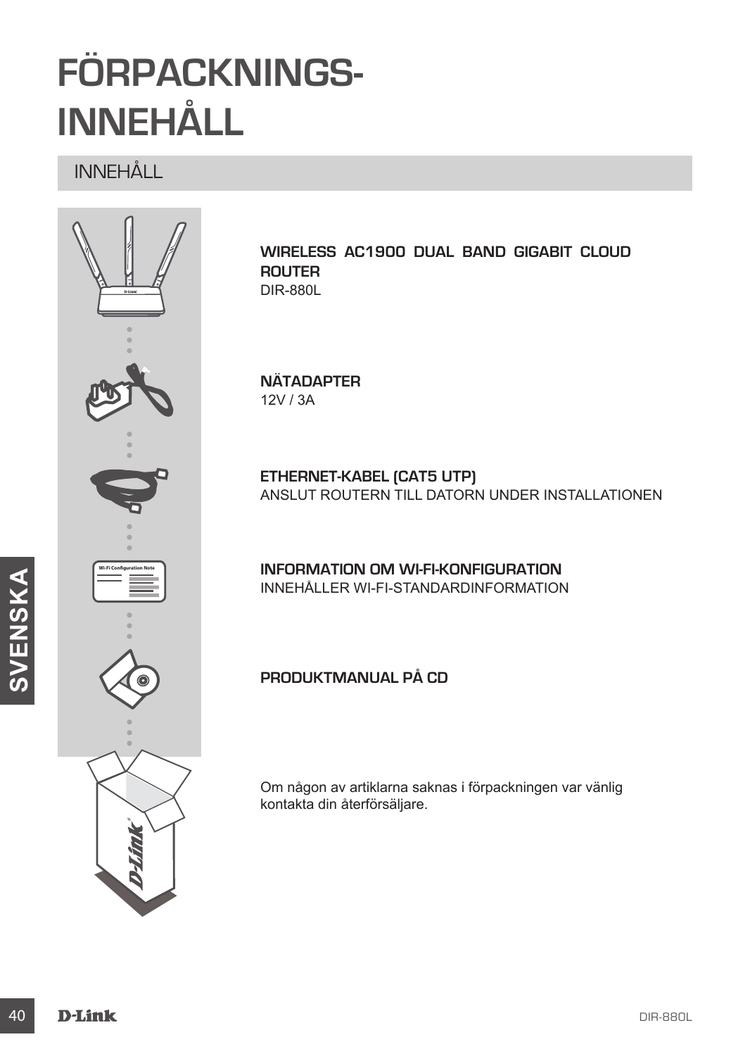# FÖRPACKNINGS-INNEHÅLL

## INNEHÅLL

**WIRELESS AC1900 DUAL BAND GIGABIT CLOUD ROUTER**
DIR-880L

**NÄTADAPTER**
12V / 3A

**ETHERNET-KABEL (CAT5 UTP)**
ANSLUT ROUTERN TILL DATORN UNDER INSTALLATIONEN

**INFORMATION OM WI-FI-KONFIGURATION**
INNEHÅLLER WI-FI-STANDARDINFORMATION

**PRODUKTMANUAL PÅ CD**

Om någon av artiklarna saknas i förpackningen var vänlig kontakta din återförsäljare.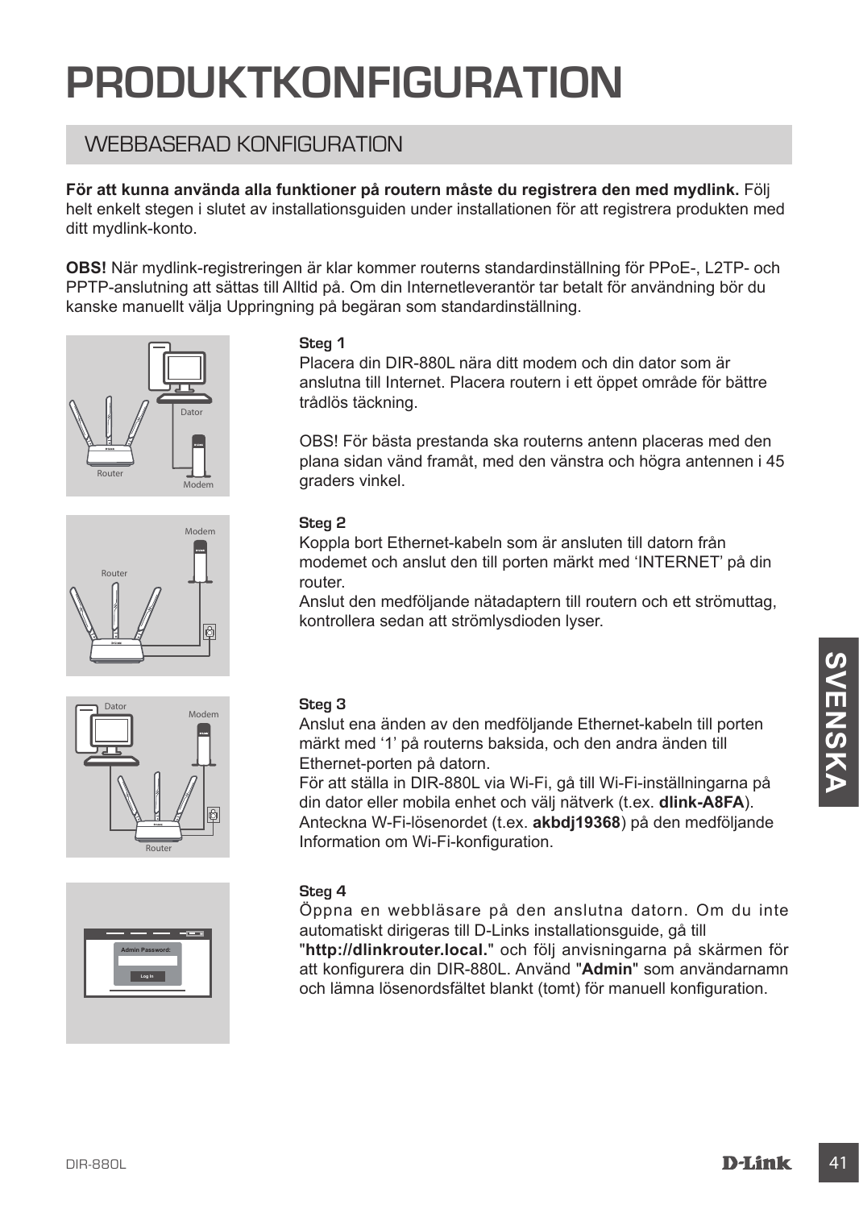# PRODUKTKONFIGURATION

## WEBBASERAD KONFIGURATION

**För att kunna använda alla funktioner på routern måste du registrera den med mydlink.** Följ helt enkelt stegen i slutet av installationsguiden under installationen för att registrera produkten med ditt mydlink-konto.

**OBS!** När mydlink-registreringen är klar kommer routerns standardinställning för PPoE-, L2TP- och PPTP-anslutning att sättas till Alltid på. Om din Internetleverantör tar betalt för användning bör du kanske manuellt välja Uppringning på begäran som standardinställning.

### Steg 1

Placera din DIR-880L nära ditt modem och din dator som är anslutna till Internet. Placera routern i ett öppet område för bättre trådlös täckning.

OBS! För bästa prestanda ska routerns antenn placeras med den plana sidan vänd framåt, med den vänstra och högra antennen i 45 graders vinkel.

### Steg 2

Koppla bort Ethernet-kabeln som är ansluten till datorn från modemet och anslut den till porten märkt med 'INTERNET' på din router.
Anslut den medföljande nätadaptern till routern och ett strömuttag, kontrollera sedan att strömlysdioden lyser.

### Steg 3

Anslut ena änden av den medföljande Ethernet-kabeln till porten märkt med '1' på routerns baksida, och den andra änden till Ethernet-porten på datorn.
För att ställa in DIR-880L via Wi-Fi, gå till Wi-Fi-inställningarna på din dator eller mobila enhet och välj nätverk (t.ex. **dlink-A8FA**). Anteckna W-Fi-lösenordet (t.ex. **akbdj19368**) på den medföljande Information om Wi-Fi-konfiguration.

### Steg 4

Öppna en webbläsare på den anslutna datorn. Om du inte automatiskt dirigeras till D-Links installationsguide, gå till "**http://dlinkrouter.local.**" och följ anvisningarna på skärmen för att konfigurera din DIR-880L. Använd "**Admin**" som användarnamn och lämna lösenordsfältet blankt (tomt) för manuell konfiguration.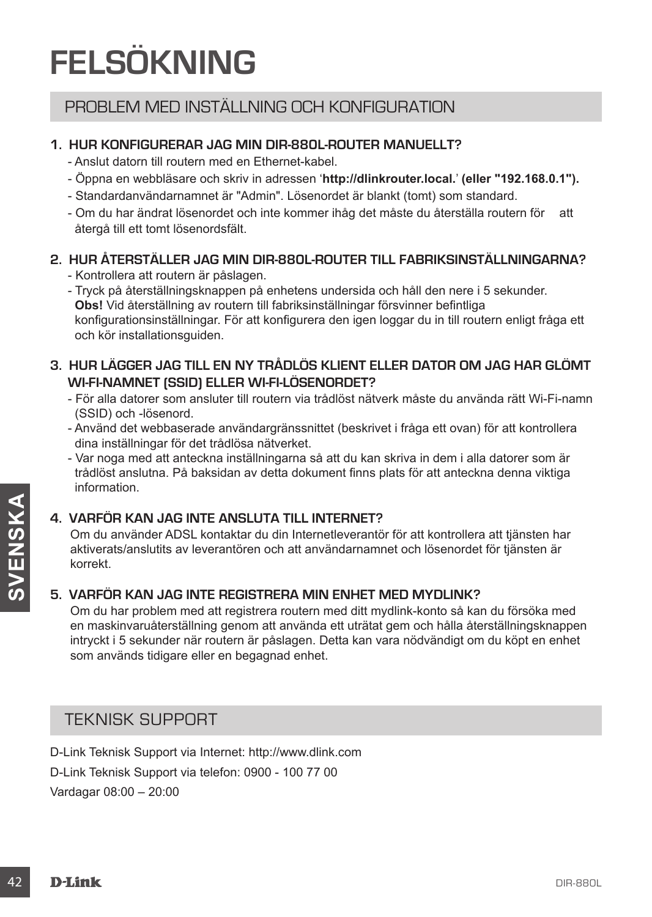# FELSÖKNING

## PROBLEM MED INSTÄLLNING OCH KONFIGURATION

### 1. HUR KONFIGURERAR JAG MIN DIR-880L-ROUTER MANUELLT?

- Anslut datorn till routern med en Ethernet-kabel.
- Öppna en webbläsare och skriv in adressen '**http://dlinkrouter.local.**' **(eller "192.168.0.1").**
- Standardanvändarnamnet är "Admin". Lösenordet är blankt (tomt) som standard.
- Om du har ändrat lösenordet och inte kommer ihåg det måste du återställa routern för att återgå till ett tomt lösenordsfält.

### 2. HUR ÅTERSTÄLLER JAG MIN DIR-880L-ROUTER TILL FABRIKSINSTÄLLNINGARNA?

- Kontrollera att routern är påslagen.
- Tryck på återställningsknappen på enhetens undersida och håll den nere i 5 sekunder.
  **Obs!** Vid återställning av routern till fabriksinställningar försvinner befintliga konfigurationsinställningar. För att konfigurera den igen loggar du in till routern enligt fråga ett och kör installationsguiden.

### 3. HUR LÄGGER JAG TILL EN NY TRÅDLÖS KLIENT ELLER DATOR OM JAG HAR GLÖMT WI-FI-NAMNET (SSID) ELLER WI-FI-LÖSENORDET?

- För alla datorer som ansluter till routern via trådlöst nätverk måste du använda rätt Wi-Fi-namn (SSID) och -lösenord.
- Använd det webbaserade användargränssnittet (beskrivet i fråga ett ovan) för att kontrollera dina inställningar för det trådlösa nätverket.
- Var noga med att anteckna inställningarna så att du kan skriva in dem i alla datorer som är trådlöst anslutna. På baksidan av detta dokument finns plats för att anteckna denna viktiga information.

### 4. VARFÖR KAN JAG INTE ANSLUTA TILL INTERNET?

Om du använder ADSL kontaktar du din Internetleverantör för att kontrollera att tjänsten har aktiverats/anslutits av leverantören och att användarnamnet och lösenordet för tjänsten är korrekt.

### 5. VARFÖR KAN JAG INTE REGISTRERA MIN ENHET MED MYDLINK?

Om du har problem med att registrera routern med ditt mydlink-konto så kan du försöka med en maskinvaruåterställning genom att använda ett uträtat gem och hålla återställningsknappen intryckt i 5 sekunder när routern är påslagen. Detta kan vara nödvändigt om du köpt en enhet som används tidigare eller en begagnad enhet.

## TEKNISK SUPPORT

D-Link Teknisk Support via Internet: http://www.dlink.com

D-Link Teknisk Support via telefon: 0900 - 100 77 00

Vardagar 08:00 – 20:00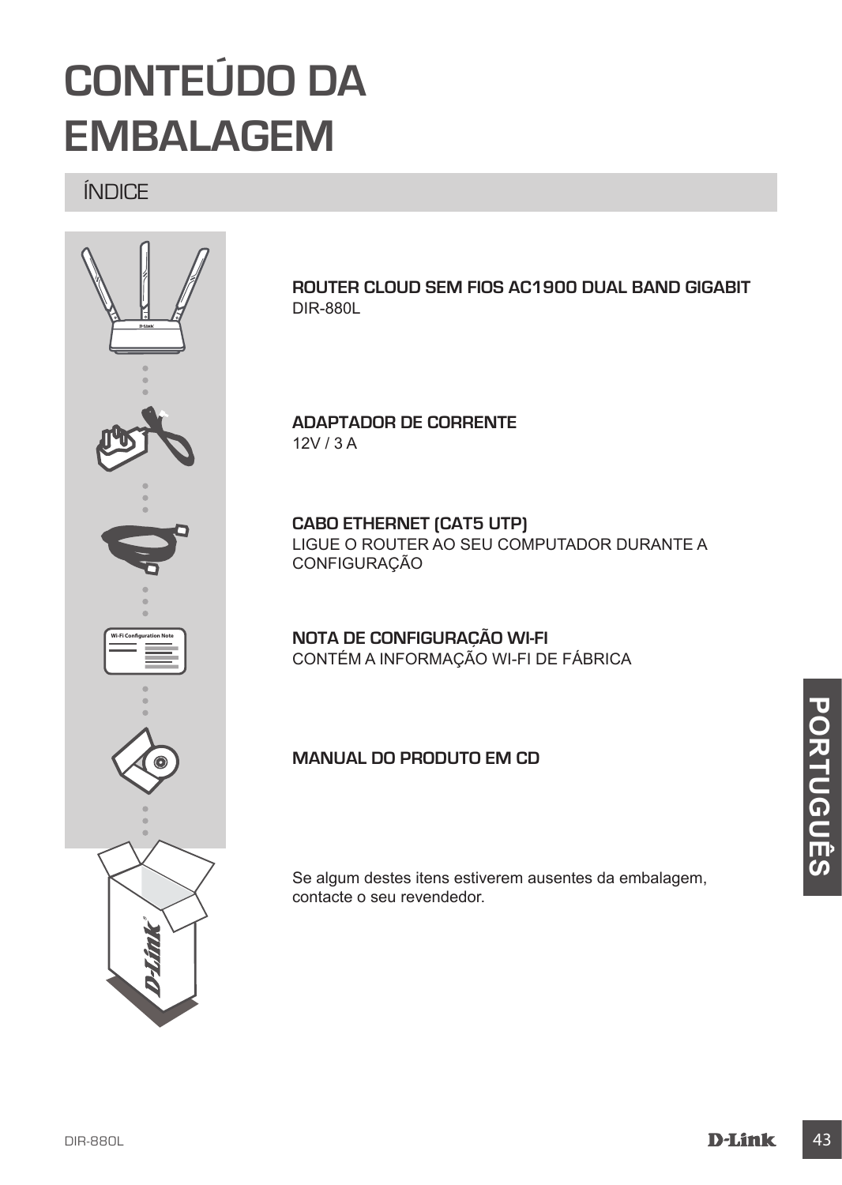# CONTEÚDO DA EMBALAGEM

## ÍNDICE

**ROUTER CLOUD SEM FIOS AC1900 DUAL BAND GIGABIT**
DIR-880L

**ADAPTADOR DE CORRENTE**
12V / 3 A

**CABO ETHERNET (CAT5 UTP)**
LIGUE O ROUTER AO SEU COMPUTADOR DURANTE A CONFIGURAÇÃO

**NOTA DE CONFIGURAÇÃO WI-FI**
CONTÉM A INFORMAÇÃO WI-FI DE FÁBRICA

**MANUAL DO PRODUTO EM CD**

Se algum destes itens estiverem ausentes da embalagem, contacte o seu revendedor.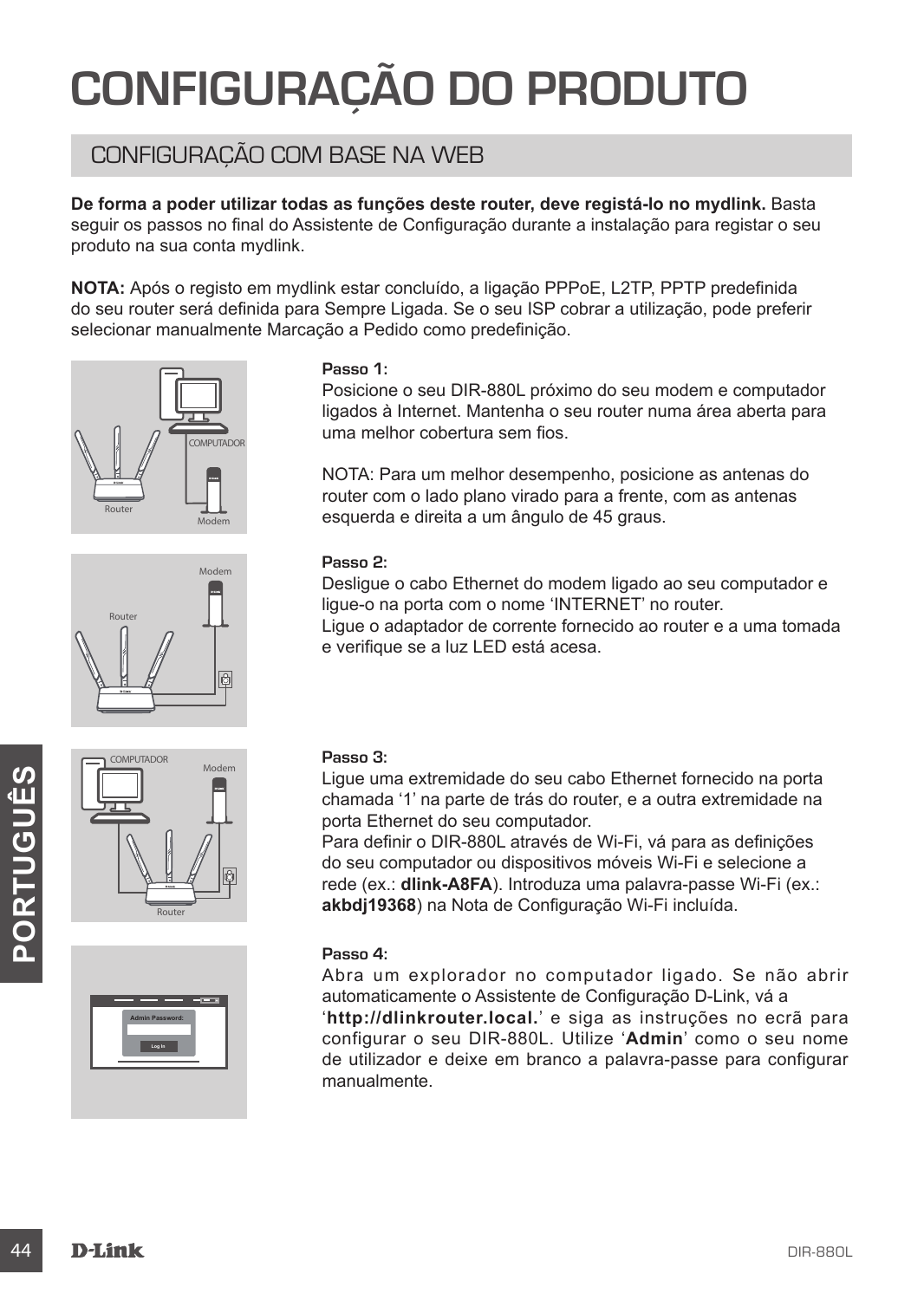# CONFIGURAÇÃO DO PRODUTO

## CONFIGURAÇÃO COM BASE NA WEB

**De forma a poder utilizar todas as funções deste router, deve registá-lo no mydlink.** Basta seguir os passos no final do Assistente de Configuração durante a instalação para registar o seu produto na sua conta mydlink.

**NOTA:** Após o registo em mydlink estar concluído, a ligação PPPoE, L2TP, PPTP predefinida do seu router será definida para Sempre Ligada. Se o seu ISP cobrar a utilização, pode preferir selecionar manualmente Marcação a Pedido como predefinição.

**Passo 1:**
Posicione o seu DIR-880L próximo do seu modem e computador ligados à Internet. Mantenha o seu router numa área aberta para uma melhor cobertura sem fios.

NOTA: Para um melhor desempenho, posicione as antenas do router com o lado plano virado para a frente, com as antenas esquerda e direita a um ângulo de 45 graus.

**Passo 2:**
Desligue o cabo Ethernet do modem ligado ao seu computador e ligue-o na porta com o nome 'INTERNET' no router.
Ligue o adaptador de corrente fornecido ao router e a uma tomada e verifique se a luz LED está acesa.

**Passo 3:**
Ligue uma extremidade do seu cabo Ethernet fornecido na porta chamada '1' na parte de trás do router, e a outra extremidade na porta Ethernet do seu computador.
Para definir o DIR-880L através de Wi-Fi, vá para as definições do seu computador ou dispositivos móveis Wi-Fi e selecione a rede (ex.: **dlink-A8FA**). Introduza uma palavra-passe Wi-Fi (ex.: **akbdj19368**) na Nota de Configuração Wi-Fi incluída.

**Passo 4:**
Abra um explorador no computador ligado. Se não abrir automaticamente o Assistente de Configuração D-Link, vá a '**http://dlinkrouter.local.**' e siga as instruções no ecrã para configurar o seu DIR-880L. Utilize '**Admin**' como o seu nome de utilizador e deixe em branco a palavra-passe para configurar manualmente.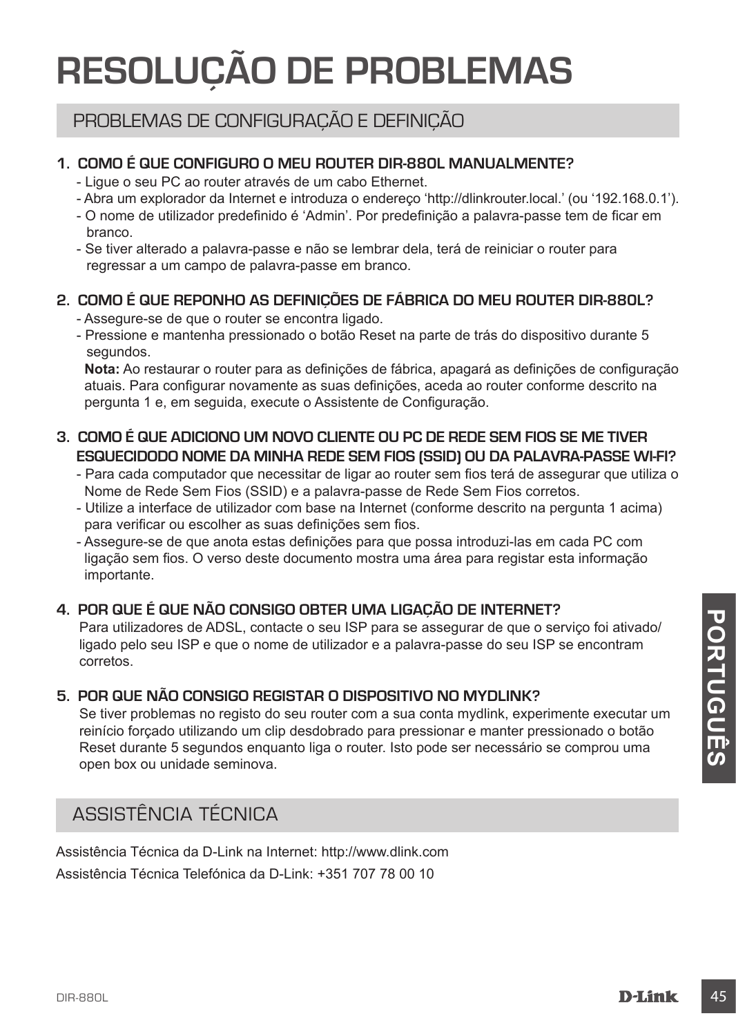# RESOLUÇÃO DE PROBLEMAS

## PROBLEMAS DE CONFIGURAÇÃO E DEFINIÇÃO

### 1. COMO É QUE CONFIGURO O MEU ROUTER DIR-880L MANUALMENTE?

- Ligue o seu PC ao router através de um cabo Ethernet.
- Abra um explorador da Internet e introduza o endereço 'http://dlinkrouter.local.' (ou '192.168.0.1').
- O nome de utilizador predefinido é 'Admin'. Por predefinição a palavra-passe tem de ficar em branco.
- Se tiver alterado a palavra-passe e não se lembrar dela, terá de reiniciar o router para regressar a um campo de palavra-passe em branco.

### 2. COMO É QUE REPONHO AS DEFINIÇÕES DE FÁBRICA DO MEU ROUTER DIR-880L?

- Assegure-se de que o router se encontra ligado.
- Pressione e mantenha pressionado o botão Reset na parte de trás do dispositivo durante 5 segundos.

**Nota:** Ao restaurar o router para as definições de fábrica, apagará as definições de configuração atuais. Para configurar novamente as suas definições, aceda ao router conforme descrito na pergunta 1 e, em seguida, execute o Assistente de Configuração.

### 3. COMO É QUE ADICIONO UM NOVO CLIENTE OU PC DE REDE SEM FIOS SE ME TIVER ESQUECIDODO NOME DA MINHA REDE SEM FIOS (SSID) OU DA PALAVRA-PASSE WI-FI?

- Para cada computador que necessitar de ligar ao router sem fios terá de assegurar que utiliza o Nome de Rede Sem Fios (SSID) e a palavra-passe de Rede Sem Fios corretos.
- Utilize a interface de utilizador com base na Internet (conforme descrito na pergunta 1 acima) para verificar ou escolher as suas definições sem fios.
- Assegure-se de que anota estas definições para que possa introduzi-las em cada PC com ligação sem fios. O verso deste documento mostra uma área para registar esta informação importante.

### 4. POR QUE É QUE NÃO CONSIGO OBTER UMA LIGAÇÃO DE INTERNET?

Para utilizadores de ADSL, contacte o seu ISP para se assegurar de que o serviço foi ativado/ligado pelo seu ISP e que o nome de utilizador e a palavra-passe do seu ISP se encontram corretos.

### 5. POR QUE NÃO CONSIGO REGISTAR O DISPOSITIVO NO MYDLINK?

Se tiver problemas no registo do seu router com a sua conta mydlink, experimente executar um reinício forçado utilizando um clip desdobrado para pressionar e manter pressionado o botão Reset durante 5 segundos enquanto liga o router. Isto pode ser necessário se comprou uma open box ou unidade seminova.

## ASSISTÊNCIA TÉCNICA

Assistência Técnica da D-Link na Internet: http://www.dlink.com

Assistência Técnica Telefónica da D-Link: +351 707 78 00 10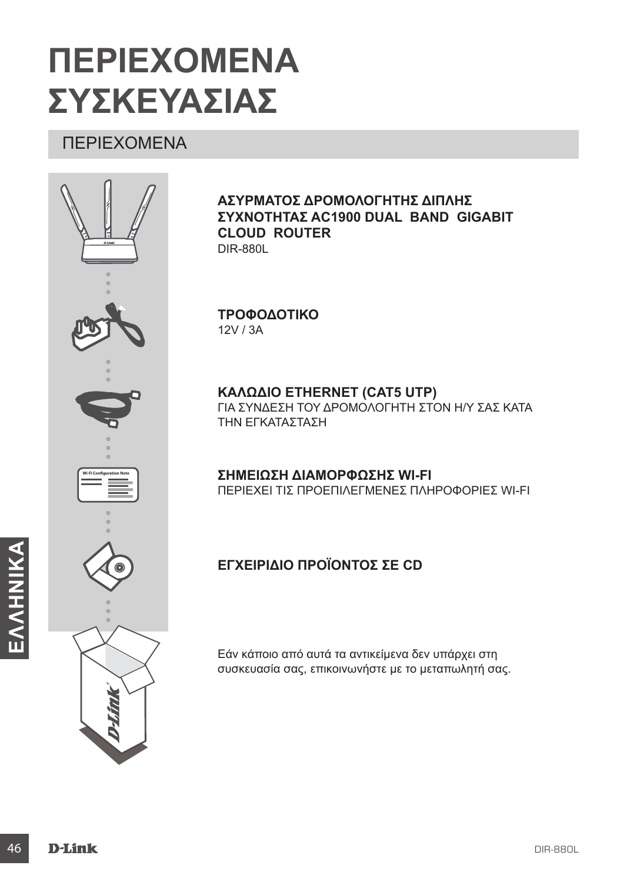# ΠΕΡΙΕΧΟΜΕΝΑ ΣΥΣΚΕΥΑΣΙΑΣ

## ΠΕΡΙΕΧΟΜΕΝΑ

**ΑΣΥΡΜΑΤΟΣ ΔΡΟΜΟΛΟΓΗΤΗΣ ΔΙΠΛΗΣ ΣΥΧΝΟΤΗΤΑΣ AC1900 DUAL BAND GIGABIT CLOUD ROUTER**
DIR-880L

**ΤΡΟΦΟΔΟΤΙΚΟ**
12V / 3A

**ΚΑΛΩΔΙΟ ETHERNET (CAT5 UTP)**
ΓΙΑ ΣΥΝΔΕΣΗ ΤΟΥ ΔΡΟΜΟΛΟΓΗΤΗ ΣΤΟΝ Η/Υ ΣΑΣ ΚΑΤΑ ΤΗΝ ΕΓΚΑΤΑΣΤΑΣΗ

**ΣΗΜΕΙΩΣΗ ΔΙΑΜΟΡΦΩΣΗΣ WI-FI**
ΠΕΡΙΕΧΕΙ ΤΙΣ ΠΡΟΕΠΙΛΕΓΜΕΝΕΣ ΠΛΗΡΟΦΟΡΙΕΣ WI-FI

**ΕΓΧΕΙΡΙΔΙΟ ΠΡΟΪΟΝΤΟΣ ΣΕ CD**

Εάν κάποιο από αυτά τα αντικείμενα δεν υπάρχει στη συσκευασία σας, επικοινωνήστε με το μεταπωλητή σας.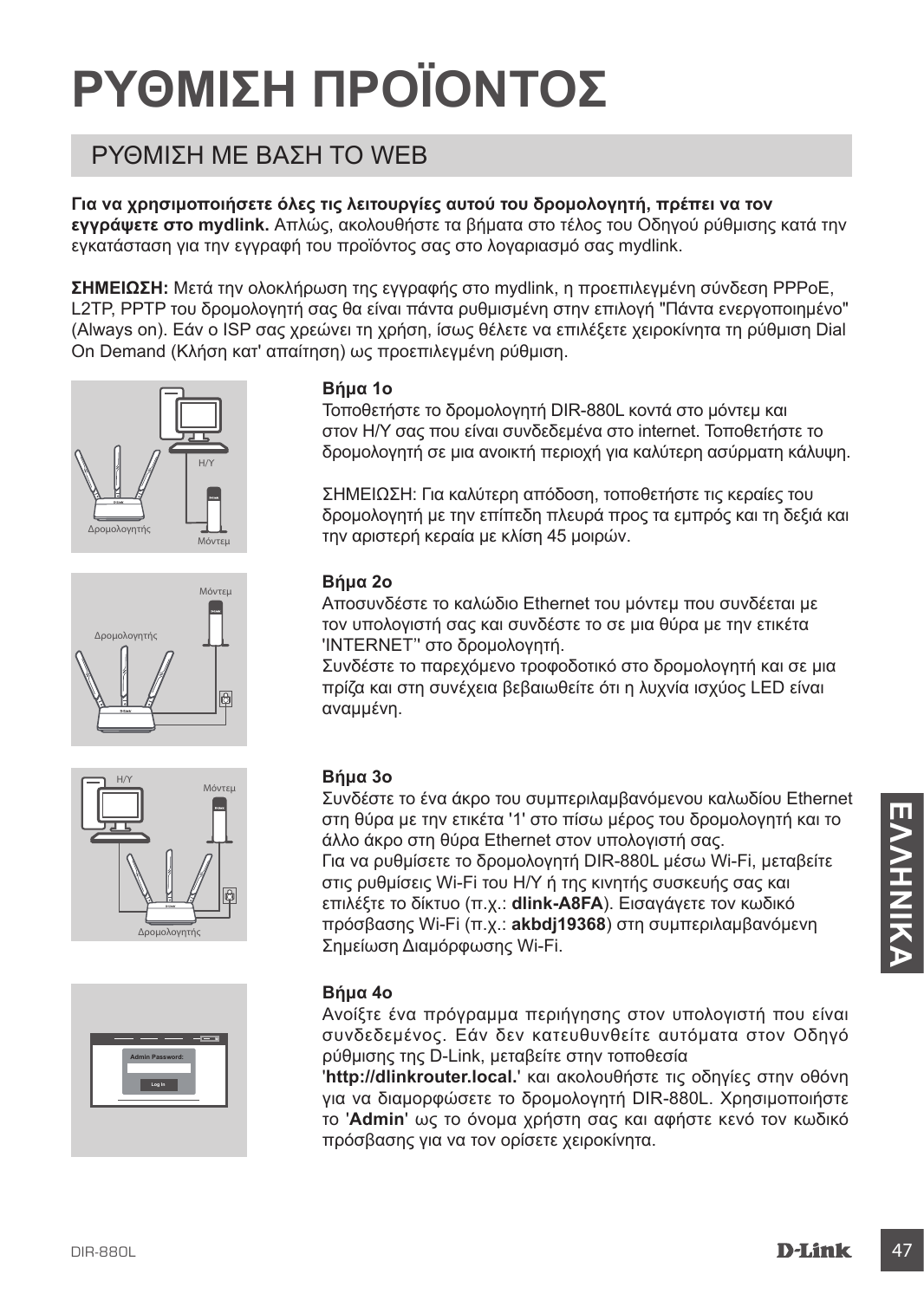# ΡΥΘΜΙΣΗ ΠΡΟΪΟΝΤΟΣ

## ΡΥΘΜΙΣΗ ΜΕ ΒΑΣΗ ΤΟ WEB

**Για να χρησιμοποιήσετε όλες τις λειτουργίες αυτού του δρομολογητή, πρέπει να τον εγγράψετε στο mydlink.** Απλώς, ακολουθήστε τα βήματα στο τέλος του Οδηγού ρύθμισης κατά την εγκατάσταση για την εγγραφή του προϊόντος σας στο λογαριασμό σας mydlink.

**ΣΗΜΕΙΩΣΗ:** Μετά την ολοκλήρωση της εγγραφής στο mydlink, η προεπιλεγμένη σύνδεση PPPoE, L2TP, PPTP του δρομολογητή σας θα είναι πάντα ρυθμισμένη στην επιλογή "Πάντα ενεργοποιημένο" (Always on). Εάν ο ISP σας χρεώνει τη χρήση, ίσως θέλετε να επιλέξετε χειροκίνητα τη ρύθμιση Dial On Demand (Κλήση κατ' απαίτηση) ως προεπιλεγμένη ρύθμιση.

**Βήμα 1ο**

Τοποθετήστε το δρομολογητή DIR-880L κοντά στο μόντεμ και στον Η/Υ σας που είναι συνδεδεμένα στο internet. Τοποθετήστε το δρομολογητή σε μια ανοικτή περιοχή για καλύτερη ασύρματη κάλυψη.

ΣΗΜΕΙΩΣΗ: Για καλύτερη απόδοση, τοποθετήστε τις κεραίες του δρομολογητή με την επίπεδη πλευρά προς τα εμπρός και τη δεξιά και την αριστερή κεραία με κλίση 45 μοιρών.

**Βήμα 2ο**

Αποσυνδέστε το καλώδιο Ethernet του μόντεμ που συνδέεται με τον υπολογιστή σας και συνδέστε το σε μια θύρα με την ετικέτα 'INTERNET'' στο δρομολογητή.

Συνδέστε το παρεχόμενο τροφοδοτικό στο δρομολογητή και σε μια πρίζα και στη συνέχεια βεβαιωθείτε ότι η λυχνία ισχύος LED είναι αναμμένη.

**Βήμα 3ο**

Συνδέστε το ένα άκρο του συμπεριλαμβανόμενου καλωδίου Ethernet στη θύρα με την ετικέτα '1' στο πίσω μέρος του δρομολογητή και το άλλο άκρο στη θύρα Ethernet στον υπολογιστή σας.

Για να ρυθμίσετε το δρομολογητή DIR-880L μέσω Wi-Fi, μεταβείτε στις ρυθμίσεις Wi-Fi του Η/Υ ή της κινητής συσκευής σας και επιλέξτε το δίκτυο (π.χ.: **dlink-A8FA**). Εισαγάγετε τον κωδικό πρόσβασης Wi-Fi (π.χ.: **akbdj19368**) στη συμπεριλαμβανόμενη Σημείωση Διαμόρφωσης Wi-Fi.

**Βήμα 4ο**

Ανοίξτε ένα πρόγραμμα περιήγησης στον υπολογιστή που είναι συνδεδεμένος. Εάν δεν κατευθυνθείτε αυτόματα στον Οδηγό ρύθμισης της D-Link, μεταβείτε στην τοποθεσία '**http://dlinkrouter.local.**' και ακολουθήστε τις οδηγίες στην οθόνη για να διαμορφώσετε το δρομολογητή DIR-880L. Χρησιμοποιήστε το '**Admin**' ως το όνομα χρήστη σας και αφήστε κενό τον κωδικό πρόσβασης για να τον ορίσετε χειροκίνητα.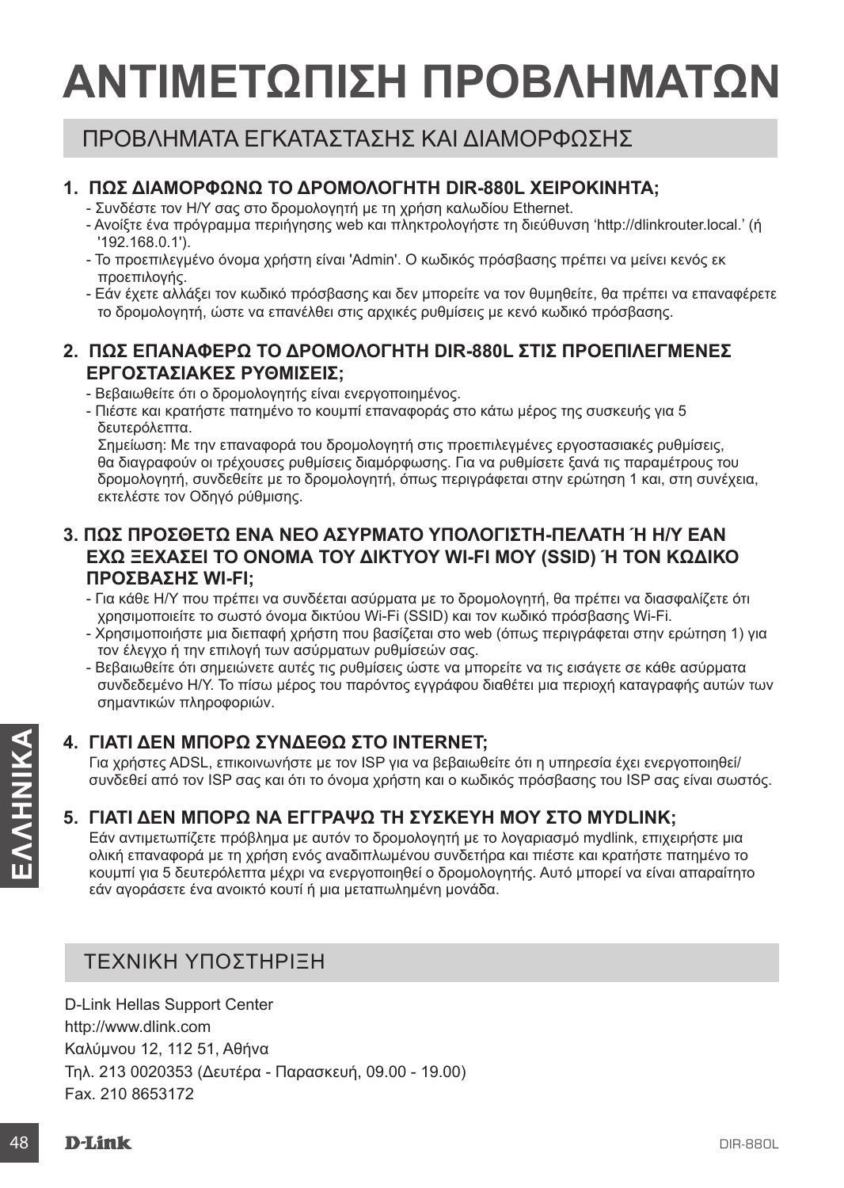# ΑΝΤΙΜΕΤΩΠΙΣΗ ΠΡΟΒΛΗΜΑΤΩΝ

## ΠΡΟΒΛΗΜΑΤΑ ΕΓΚΑΤΑΣΤΑΣΗΣ ΚΑΙ ΔΙΑΜΟΡΦΩΣΗΣ

### 1. ΠΩΣ ΔΙΑΜΟΡΦΩΝΩ ΤΟ ΔΡΟΜΟΛΟΓΗΤΗ DIR-880L ΧΕΙΡΟΚΙΝΗΤΑ;

- Συνδέστε τον Η/Υ σας στο δρομολογητή με τη χρήση καλωδίου Ethernet.
- Ανοίξτε ένα πρόγραμμα περιήγησης web και πληκτρολογήστε τη διεύθυνση 'http://dlinkrouter.local.' (ή '192.168.0.1').
- Το προεπιλεγμένο όνομα χρήστη είναι 'Admin'. Ο κωδικός πρόσβασης πρέπει να μείνει κενός εκ προεπιλογής.
- Εάν έχετε αλλάξει τον κωδικό πρόσβασης και δεν μπορείτε να τον θυμηθείτε, θα πρέπει να επαναφέρετε το δρομολογητή, ώστε να επανέλθει στις αρχικές ρυθμίσεις με κενό κωδικό πρόσβασης.

### 2. ΠΩΣ ΕΠΑΝΑΦΕΡΩ ΤΟ ΔΡΟΜΟΛΟΓΗΤΗ DIR-880L ΣΤΙΣ ΠΡΟΕΠΙΛΕΓΜΕΝΕΣ ΕΡΓΟΣΤΑΣΙΑΚΕΣ ΡΥΘΜΙΣΕΙΣ;

- Βεβαιωθείτε ότι ο δρομολογητής είναι ενεργοποιημένος.
- Πιέστε και κρατήστε πατημένο το κουμπί επαναφοράς στο κάτω μέρος της συσκευής για 5 δευτερόλεπτα.

  Σημείωση: Με την επαναφορά του δρομολογητή στις προεπιλεγμένες εργοστασιακές ρυθμίσεις, θα διαγραφούν οι τρέχουσες ρυθμίσεις διαμόρφωσης. Για να ρυθμίσετε ξανά τις παραμέτρους του δρομολογητή, συνδεθείτε με το δρομολογητή, όπως περιγράφεται στην ερώτηση 1 και, στη συνέχεια, εκτελέστε τον Οδηγό ρύθμισης.

### 3. ΠΩΣ ΠΡΟΣΘΕΤΩ ΕΝΑ ΝΕΟ ΑΣΥΡΜΑΤΟ ΥΠΟΛΟΓΙΣΤΗ-ΠΕΛΑΤΗ Ή Η/Υ ΕΑΝ ΕΧΩ ΞΕΧΑΣΕΙ ΤΟ ΟΝΟΜΑ ΤΟΥ ΔΙΚΤΥΟΥ WI-FI ΜΟΥ (SSID) Ή ΤΟΝ ΚΩΔΙΚΟ ΠΡΟΣΒΑΣΗΣ WI-FI;

- Για κάθε Η/Υ που πρέπει να συνδέεται ασύρματα με το δρομολογητή, θα πρέπει να διασφαλίζετε ότι χρησιμοποιείτε το σωστό όνομα δικτύου Wi-Fi (SSID) και τον κωδικό πρόσβασης Wi-Fi.
- Χρησιμοποιήστε μια διεπαφή χρήστη που βασίζεται στο web (όπως περιγράφεται στην ερώτηση 1) για τον έλεγχο ή την επιλογή των ασύρματων ρυθμίσεών σας.
- Βεβαιωθείτε ότι σημειώνετε αυτές τις ρυθμίσεις ώστε να μπορείτε να τις εισάγετε σε κάθε ασύρματα συνδεδεμένο Η/Υ. Το πίσω μέρος του παρόντος εγγράφου διαθέτει μια περιοχή καταγραφής αυτών των σημαντικών πληροφοριών.

### 4. ΓΙΑΤΙ ΔΕΝ ΜΠΟΡΩ ΣΥΝΔΕΘΩ ΣΤΟ INTERNET;

Για χρήστες ADSL, επικοινωνήστε με τον ISP για να βεβαιωθείτε ότι η υπηρεσία έχει ενεργοποιηθεί/συνδεθεί από τον ISP σας και ότι το όνομα χρήστη και ο κωδικός πρόσβασης του ISP σας είναι σωστός.

### 5. ΓΙΑΤΙ ΔΕΝ ΜΠΟΡΩ ΝΑ ΕΓΓΡΑΨΩ ΤΗ ΣΥΣΚΕΥΗ ΜΟΥ ΣΤΟ MYDLINK;

Εάν αντιμετωπίζετε πρόβλημα με αυτόν το δρομολογητή με το λογαριασμό mydlink, επιχειρήστε μια ολική επαναφορά με τη χρήση ενός αναδιπλωμένου συνδετήρα και πιέστε και κρατήστε πατημένο το κουμπί για 5 δευτερόλεπτα μέχρι να ενεργοποιηθεί ο δρομολογητής. Αυτό μπορεί να είναι απαραίτητο εάν αγοράσετε ένα ανοικτό κουτί ή μια μεταπωλημένη μονάδα.

## ΤΕΧΝΙΚΗ ΥΠΟΣΤΗΡΙΞΗ

D-Link Hellas Support Center
http://www.dlink.com
Καλύμνου 12, 112 51, Αθήνα
Τηλ. 213 0020353 (Δευτέρα - Παρασκευή, 09.00 - 19.00)
Fax. 210 8653172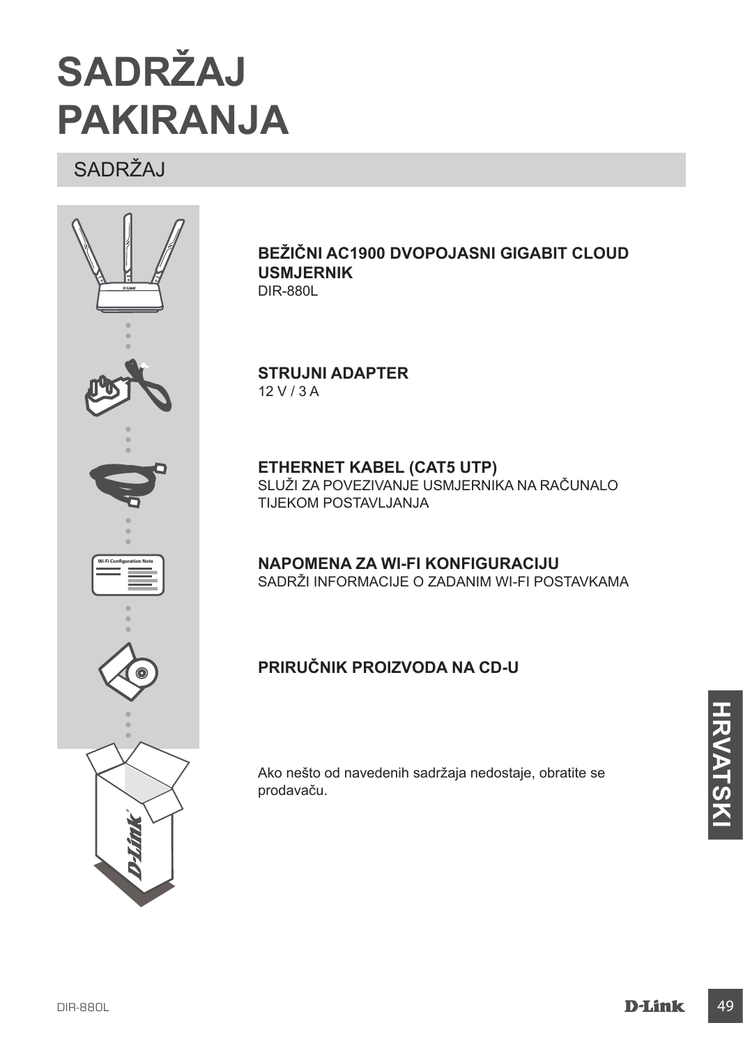# SADRŽAJ PAKIRANJA

## SADRŽAJ

**BEŽIČNI AC1900 DVOPOJASNI GIGABIT CLOUD USMJERNIK**
DIR-880L

**STRUJNI ADAPTER**
12 V / 3 A

**ETHERNET KABEL (CAT5 UTP)**
SLUŽI ZA POVEZIVANJE USMJERNIKA NA RAČUNALO TIJEKOM POSTAVLJANJA

**NAPOMENA ZA WI-FI KONFIGURACIJU**
SADRŽI INFORMACIJE O ZADANIM WI-FI POSTAVKAMA

**PRIRUČNIK PROIZVODA NA CD-U**

Ako nešto od navedenih sadržaja nedostaje, obratite se prodavaču.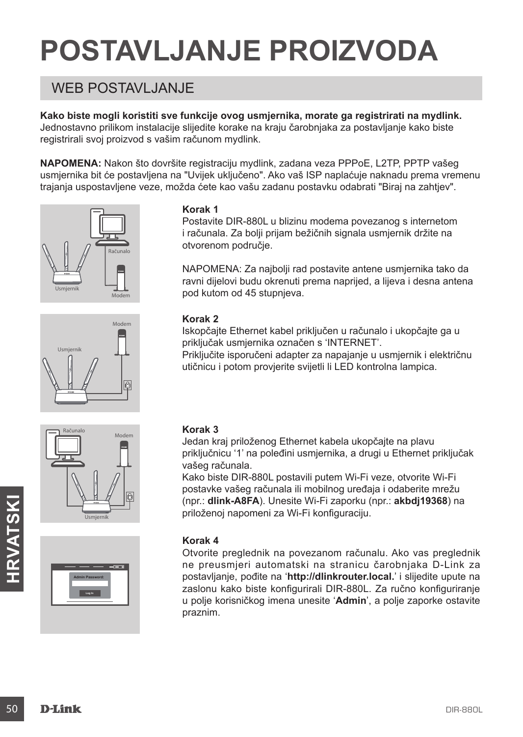# POSTAVLJANJE PROIZVODA

## WEB POSTAVLJANJE

**Kako biste mogli koristiti sve funkcije ovog usmjernika, morate ga registrirati na mydlink.** Jednostavno prilikom instalacije slijedite korake na kraju čarobnjaka za postavljanje kako biste registrirali svoj proizvod s vašim računom mydlink.

**NAPOMENA:** Nakon što dovršite registraciju mydlink, zadana veza PPPoE, L2TP, PPTP vašeg usmjernika bit će postavljena na "Uvijek uključeno". Ako vaš ISP naplaćuje naknadu prema vremenu trajanja uspostavljene veze, možda ćete kao vašu zadanu postavku odabrati "Biraj na zahtjev".

**Korak 1**

Postavite DIR-880L u blizinu modema povezanog s internetom i računala. Za bolji prijam bežičnih signala usmjernik držite na otvorenom područje.

NAPOMENA: Za najbolji rad postavite antene usmjernika tako da ravni dijelovi budu okrenuti prema naprijed, a lijeva i desna antena pod kutom od 45 stupnjeva.

**Korak 2**

Iskopčajte Ethernet kabel priključen u računalo i ukopčajte ga u priključak usmjernika označen s ‘INTERNET’.
Priključite isporučeni adapter za napajanje u usmjernik i električnu utičnicu i potom provjerite svijetli li LED kontrolna lampica.

**Korak 3**

Jedan kraj priloženog Ethernet kabela ukopčajte na plavu priključnicu ‘1’ na poleđini usmjernika, a drugi u Ethernet priključak vašeg računala.
Kako biste DIR-880L postavili putem Wi-Fi veze, otvorite Wi-Fi postavke vašeg računala ili mobilnog uređaja i odaberite mrežu (npr.: **dlink-A8FA**). Unesite Wi-Fi zaporku (npr.: **akbdj19368**) na priloženoj napomeni za Wi-Fi konfiguraciju.

**Korak 4**

Otvorite preglednik na povezanom računalu. Ako vas preglednik ne preusmjeri automatski na stranicu čarobnjaka D-Link za postavljanje, pođite na ‘**http://dlinkrouter.local.**’ i slijedite upute na zaslonu kako biste konfigurirali DIR-880L. Za ručno konfiguriranje u polje korisničkog imena unesite ‘**Admin**’, a polje zaporke ostavite praznim.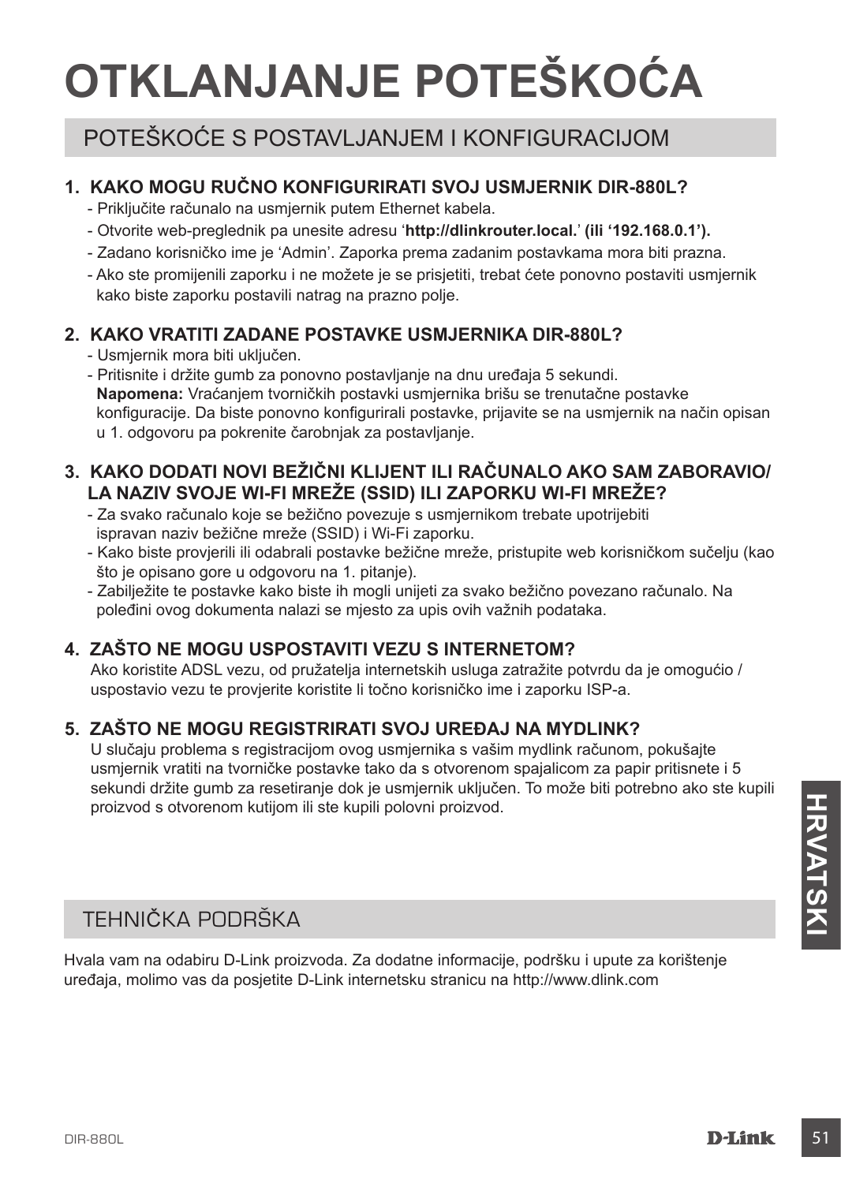# OTKLANJANJE POTEŠKOĆA

## POTEŠKOĆE S POSTAVLJANJEM I KONFIGURACIJOM

### 1. KAKO MOGU RUČNO KONFIGURIRATI SVOJ USMJERNIK DIR-880L?

- Priključite računalo na usmjernik putem Ethernet kabela.
- Otvorite web-preglednik pa unesite adresu '**http://dlinkrouter.local.**' **(ili '192.168.0.1').**
- Zadano korisničko ime je 'Admin'. Zaporka prema zadanim postavkama mora biti prazna.
- Ako ste promijenili zaporku i ne možete je se prisjetiti, trebat ćete ponovno postaviti usmjernik kako biste zaporku postavili natrag na prazno polje.

### 2. KAKO VRATITI ZADANE POSTAVKE USMJERNIKA DIR-880L?

- Usmjernik mora biti uključen.
- Pritisnite i držite gumb za ponovno postavljanje na dnu uređaja 5 sekundi.
  **Napomena:** Vraćanjem tvorničkih postavki usmjernika brišu se trenutačne postavke konfiguracije. Da biste ponovno konfigurirali postavke, prijavite se na usmjernik na način opisan u 1. odgovoru pa pokrenite čarobnjak za postavljanje.

### 3. KAKO DODATI NOVI BEŽIČNI KLIJENT ILI RAČUNALO AKO SAM ZABORAVIO/LA NAZIV SVOJE WI-FI MREŽE (SSID) ILI ZAPORKU WI-FI MREŽE?

- Za svako računalo koje se bežično povezuje s usmjernikom trebate upotrijebiti ispravan naziv bežične mreže (SSID) i Wi-Fi zaporku.
- Kako biste provjerili ili odabrali postavke bežične mreže, pristupite web korisničkom sučelju (kao što je opisano gore u odgovoru na 1. pitanje).
- Zabilježite te postavke kako biste ih mogli unijeti za svako bežično povezano računalo. Na poleđini ovog dokumenta nalazi se mjesto za upis ovih važnih podataka.

### 4. ZAŠTO NE MOGU USPOSTAVITI VEZU S INTERNETOM?

Ako koristite ADSL vezu, od pružatelja internetskih usluga zatražite potvrdu da je omogućio / uspostavio vezu te provjerite koristite li točno korisničko ime i zaporku ISP-a.

### 5. ZAŠTO NE MOGU REGISTRIRATI SVOJ UREĐAJ NA MYDLINK?

U slučaju problema s registracijom ovog usmjernika s vašim mydlink računom, pokušajte usmjernik vratiti na tvorničke postavke tako da s otvorenom spajalicom za papir pritisnete i 5 sekundi držite gumb za resetiranje dok je usmjernik uključen. To može biti potrebno ako ste kupili proizvod s otvorenom kutijom ili ste kupili polovni proizvod.

## TEHNIČKA PODRŠKA

Hvala vam na odabiru D-Link proizvoda. Za dodatne informacije, podršku i upute za korištenje uređaja, molimo vas da posjetite D-Link internetsku stranicu na http://www.dlink.com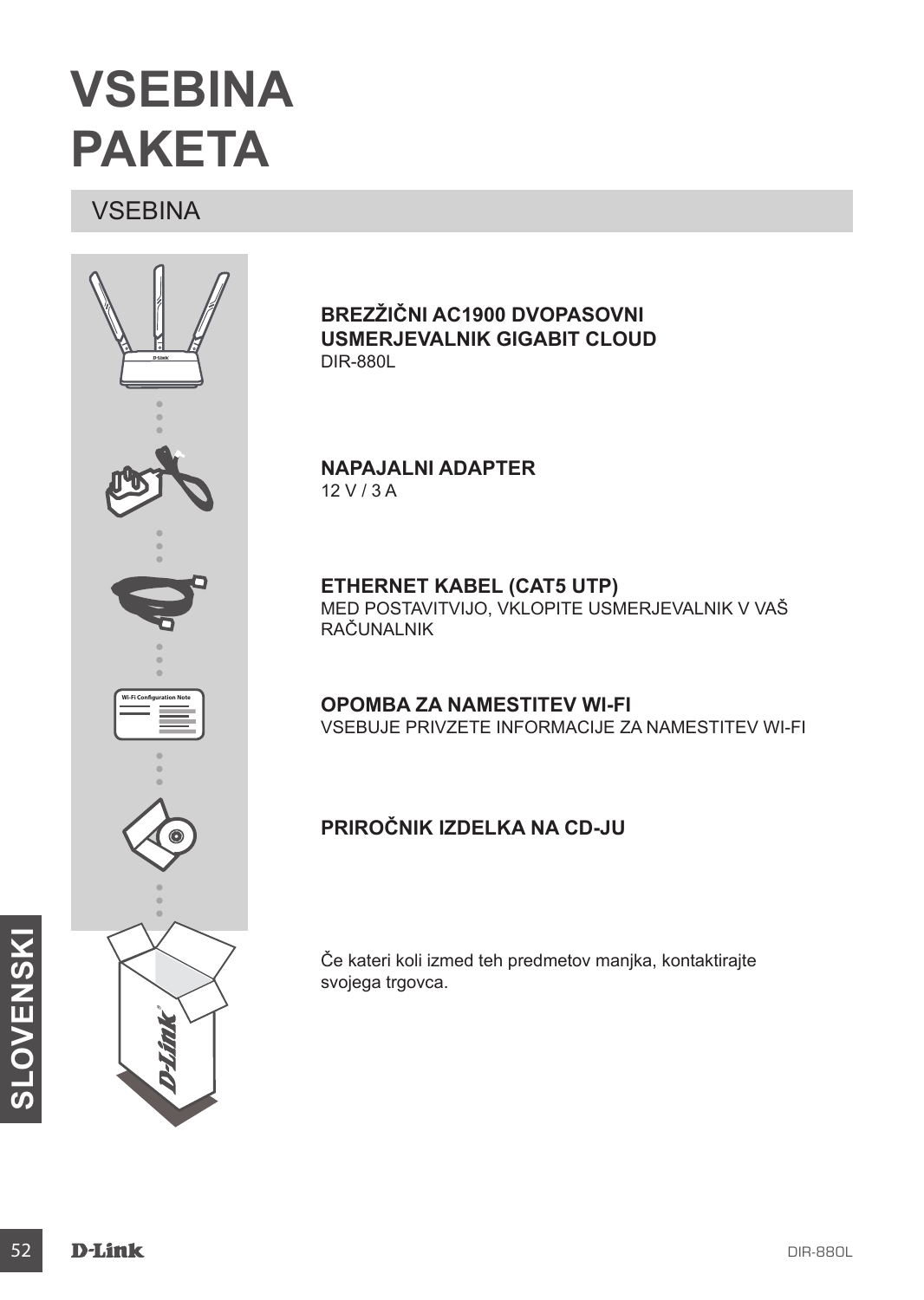# VSEBINA PAKETA

## VSEBINA

**BREZŽIČNI AC1900 DVOPASOVNI USMERJEVALNIK GIGABIT CLOUD**
DIR-880L

**NAPAJALNI ADAPTER**
12 V / 3 A

**ETHERNET KABEL (CAT5 UTP)**
MED POSTAVITVIJO, VKLOPITE USMERJEVALNIK V VAŠ RAČUNALNIK

**OPOMBA ZA NAMESTITEV WI-FI**
VSEBUJE PRIVZETE INFORMACIJE ZA NAMESTITEV WI-FI

**PRIROČNIK IZDELKA NA CD-JU**

Če kateri koli izmed teh predmetov manjka, kontaktirajte svojega trgovca.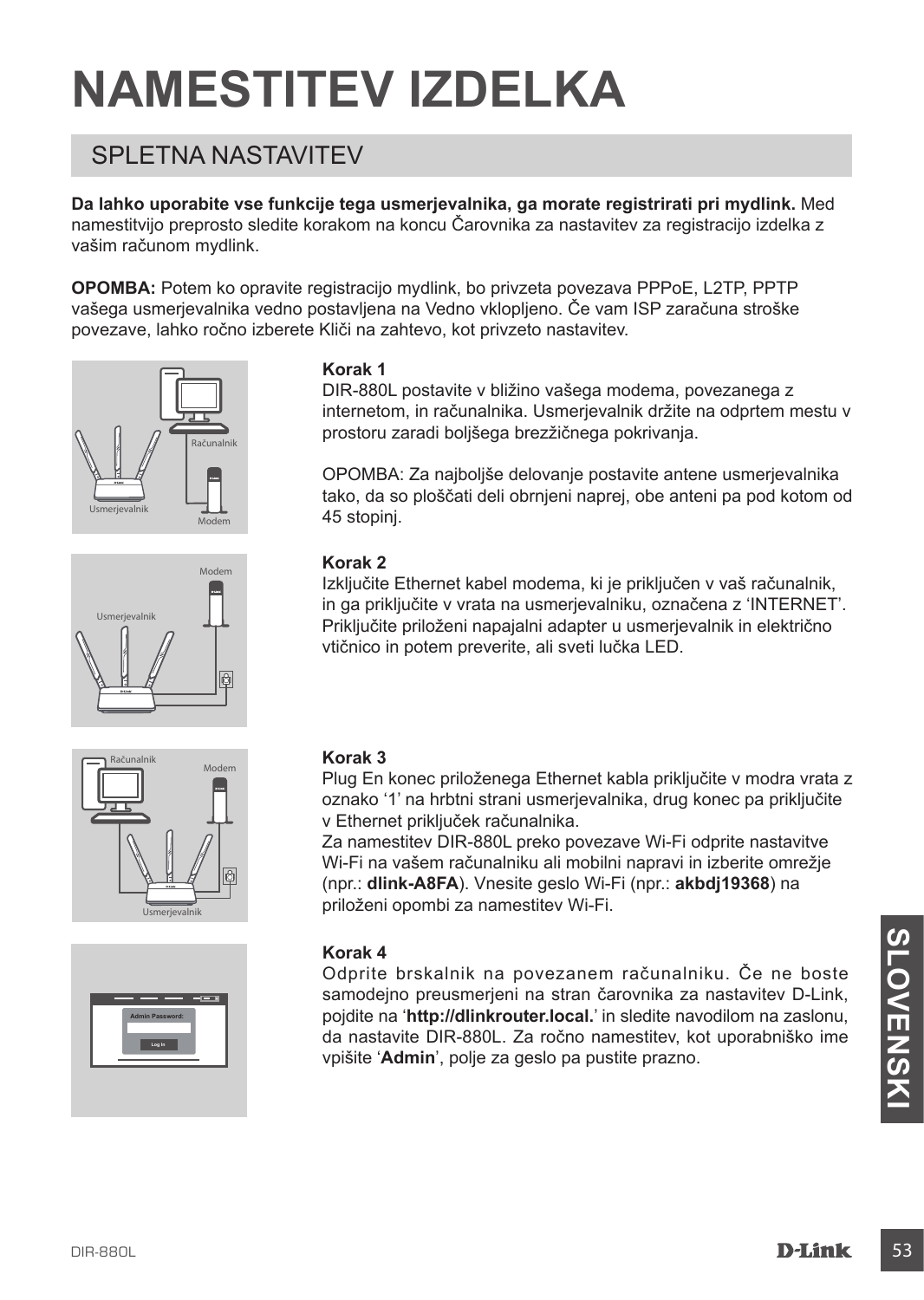# NAMESTITEV IZDELKA

## SPLETNA NASTAVITEV

**Da lahko uporabite vse funkcije tega usmerjevalnika, ga morate registrirati pri mydlink.** Med namestitvijo preprosto sledite korakom na koncu Čarovnika za nastavitev za registracijo izdelka z vašim računom mydlink.

**OPOMBA:** Potem ko opravite registracijo mydlink, bo privzeta povezava PPPoE, L2TP, PPTP vašega usmerjevalnika vedno postavljena na Vedno vklopljeno. Če vam ISP zaračuna stroške povezave, lahko ročno izberete Kliči na zahtevo, kot privzeto nastavitev.

### Korak 1

DIR-880L postavite v bližino vašega modema, povezanega z internetom, in računalnika. Usmerjevalnik držite na odprtem mestu v prostoru zaradi boljšega brezžičnega pokrivanja.

OPOMBA: Za najboljše delovanje postavite antene usmerjevalnika tako, da so ploščati deli obrnjeni naprej, obe anteni pa pod kotom od 45 stopinj.

### Korak 2

Izključite Ethernet kabel modema, ki je priključen v vaš računalnik, in ga priključite v vrata na usmerjevalniku, označena z 'INTERNET'. Priključite priloženi napajalni adapter u usmerjevalnik in električno vtičnico in potem preverite, ali sveti lučka LED.

### Korak 3

Plug En konec priloženega Ethernet kabla priključite v modra vrata z oznako '1' na hrbtni strani usmerjevalnika, drug konec pa priključite v Ethernet priključek računalnika.

Za namestitev DIR-880L preko povezave Wi-Fi odprite nastavitve Wi-Fi na vašem računalniku ali mobilni napravi in izberite omrežje (npr.: **dlink-A8FA**). Vnesite geslo Wi-Fi (npr.: **akbdj19368**) na priloženi opombi za namestitev Wi-Fi.

### Korak 4

Odprite brskalnik na povezanem računalniku. Če ne boste samodejno preusmerjeni na stran čarovnika za nastavitev D-Link, pojdite na '**http://dlinkrouter.local.**' in sledite navodilom na zaslonu, da nastavite DIR-880L. Za ročno namestitev, kot uporabniško ime vpišite '**Admin**', polje za geslo pa pustite prazno.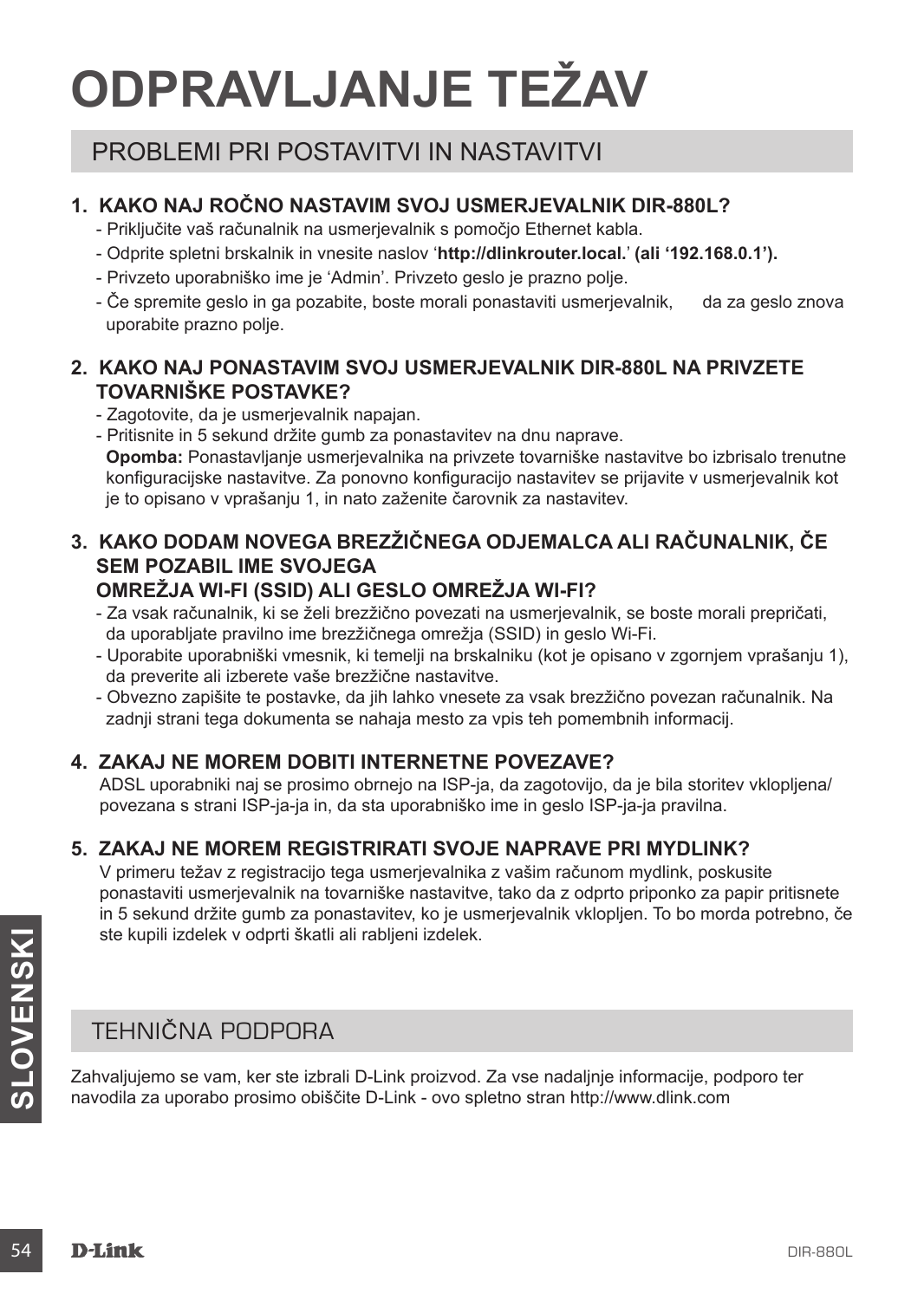# ODPRAVLJANJE TEŽAV

## PROBLEMI PRI POSTAVITVI IN NASTAVITVI

### 1. KAKO NAJ ROČNO NASTAVIM SVOJ USMERJEVALNIK DIR-880L?

- Priključite vaš računalnik na usmerjevalnik s pomočjo Ethernet kabla.
- Odprite spletni brskalnik in vnesite naslov '**http://dlinkrouter.local.**' **(ali '192.168.0.1').**
- Privzeto uporabniško ime je 'Admin'. Privzeto geslo je prazno polje.
- Če spremite geslo in ga pozabite, boste morali ponastaviti usmerjevalnik, da za geslo znova uporabite prazno polje.

### 2. KAKO NAJ PONASTAVIM SVOJ USMERJEVALNIK DIR-880L NA PRIVZETE TOVARNIŠKE POSTAVKE?

- Zagotovite, da je usmerjevalnik napajan.
- Pritisnite in 5 sekund držite gumb za ponastavitev na dnu naprave.
  **Opomba:** Ponastavljanje usmerjevalnika na privzete tovarniške nastavitve bo izbrisalo trenutne konfiguracijske nastavitve. Za ponovno konfiguracijo nastavitev se prijavite v usmerjevalnik kot je to opisano v vprašanju 1, in nato zaženite čarovnik za nastavitev.

### 3. KAKO DODAM NOVEGA BREZŽIČNEGA ODJEMALCA ALI RAČUNALNIK, ČE SEM POZABIL IME SVOJEGA OMREŽJA WI-FI (SSID) ALI GESLO OMREŽJA WI-FI?

- Za vsak računalnik, ki se želi brezžično povezati na usmerjevalnik, se boste morali prepričati, da uporabljate pravilno ime brezžičnega omrežja (SSID) in geslo Wi-Fi.
- Uporabite uporabniški vmesnik, ki temelji na brskalniku (kot je opisano v zgornjem vprašanju 1), da preverite ali izberete vaše brezžične nastavitve.
- Obvezno zapišite te postavke, da jih lahko vnesete za vsak brezžično povezan računalnik. Na zadnji strani tega dokumenta se nahaja mesto za vpis teh pomembnih informacij.

### 4. ZAKAJ NE MOREM DOBITI INTERNETNE POVEZAVE?

ADSL uporabniki naj se prosimo obrnejo na ISP-ja, da zagotovijo, da je bila storitev vklopljena/ povezana s strani ISP-ja-ja in, da sta uporabniško ime in geslo ISP-ja-ja pravilna.

### 5. ZAKAJ NE MOREM REGISTRIRATI SVOJE NAPRAVE PRI MYDLINK?

V primeru težav z registracijo tega usmerjevalnika z vašim računom mydlink, poskusite ponastaviti usmerjevalnik na tovarniške nastavitve, tako da z odprto priponko za papir pritisnete in 5 sekund držite gumb za ponastavitev, ko je usmerjevalnik vklopljen. To bo morda potrebno, če ste kupili izdelek v odprti škatli ali rabljeni izdelek.

## TEHNIČNA PODPORA

Zahvaljujemo se vam, ker ste izbrali D-Link proizvod. Za vse nadaljnje informacije, podporo ter navodila za uporabo prosimo obiščite D-Link - ovo spletno stran http://www.dlink.com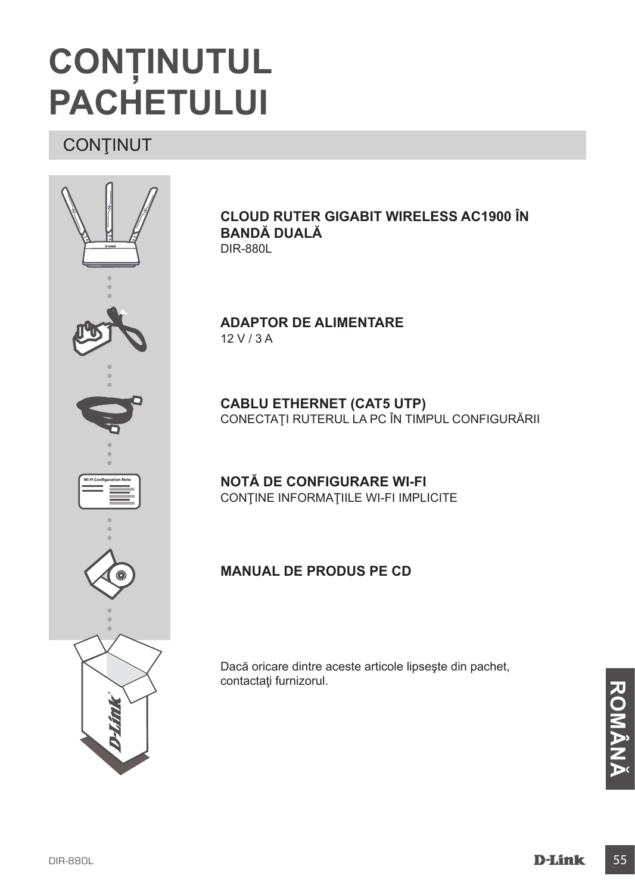# CONȚINUTUL PACHETULUI

## CONŢINUT

**CLOUD RUTER GIGABIT WIRELESS AC1900 ÎN BANDĂ DUALĂ**
DIR-880L

**ADAPTOR DE ALIMENTARE**
12 V / 3 A

**CABLU ETHERNET (CAT5 UTP)**
CONECTAŢI RUTERUL LA PC ÎN TIMPUL CONFIGURĂRII

**NOTĂ DE CONFIGURARE WI-FI**
CONŢINE INFORMAŢIILE WI-FI IMPLICITE

**MANUAL DE PRODUS PE CD**

Dacă oricare dintre aceste articole lipseşte din pachet, contactaţi furnizorul.

**ROMÂNĂ**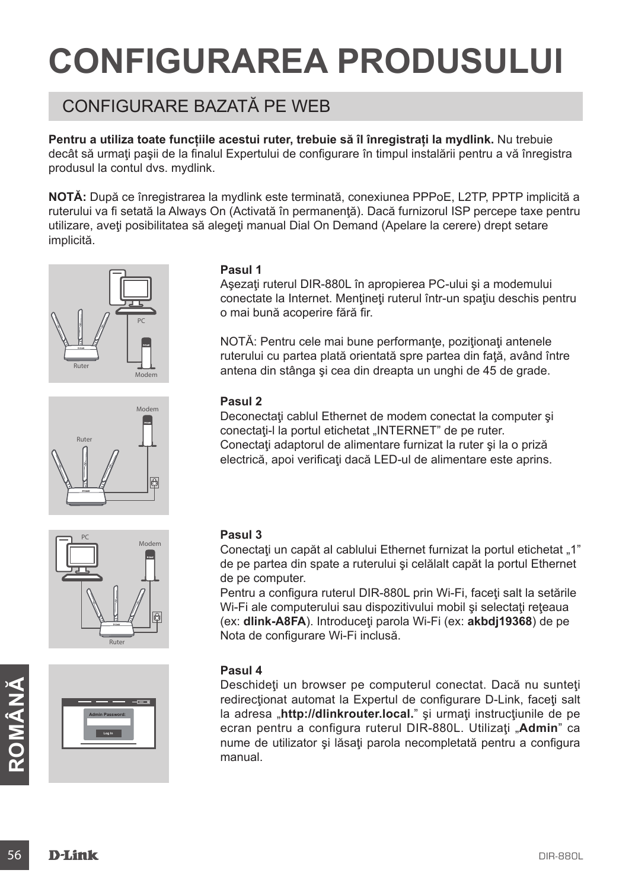# CONFIGURAREA PRODUSULUI

## CONFIGURARE BAZATĂ PE WEB

**Pentru a utiliza toate funcțiile acestui ruter, trebuie să îl înregistrați la mydlink.** Nu trebuie decât să urmaţi paşii de la finalul Expertului de configurare în timpul instalării pentru a vă înregistra produsul la contul dvs. mydlink.

**NOTĂ:** După ce înregistrarea la mydlink este terminată, conexiunea PPPoE, L2TP, PPTP implicită a ruterului va fi setată la Always On (Activată în permanenţă). Dacă furnizorul ISP percepe taxe pentru utilizare, aveţi posibilitatea să alegeţi manual Dial On Demand (Apelare la cerere) drept setare implicită.

**Pasul 1**
Aşezaţi ruterul DIR-880L în apropierea PC-ului şi a modemului conectate la Internet. Menţineţi ruterul într-un spaţiu deschis pentru o mai bună acoperire fără fir.

NOTĂ: Pentru cele mai bune performanţe, poziţionaţi antenele ruterului cu partea plată orientată spre partea din faţă, având între antena din stânga şi cea din dreapta un unghi de 45 de grade.

**Pasul 2**
Deconectaţi cablul Ethernet de modem conectat la computer şi conectaţi-l la portul etichetat „INTERNET" de pe ruter.
Conectaţi adaptorul de alimentare furnizat la ruter şi la o priză electrică, apoi verificaţi dacă LED-ul de alimentare este aprins.

**Pasul 3**
Conectaţi un capăt al cablului Ethernet furnizat la portul etichetat „1" de pe partea din spate a ruterului şi celălalt capăt la portul Ethernet de pe computer.
Pentru a configura ruterul DIR-880L prin Wi-Fi, faceţi salt la setările Wi-Fi ale computerului sau dispozitivului mobil şi selectaţi reţeaua (ex: **dlink-A8FA**). Introduceţi parola Wi-Fi (ex: **akbdj19368**) de pe Nota de configurare Wi-Fi inclusă.

**Pasul 4**
Deschideţi un browser pe computerul conectat. Dacă nu sunteţi redirecţionat automat la Expertul de configurare D-Link, faceţi salt la adresa „**http://dlinkrouter.local.**" şi urmaţi instrucţiunile de pe ecran pentru a configura ruterul DIR-880L. Utilizaţi „**Admin**" ca nume de utilizator şi lăsaţi parola necompletată pentru a configura manual.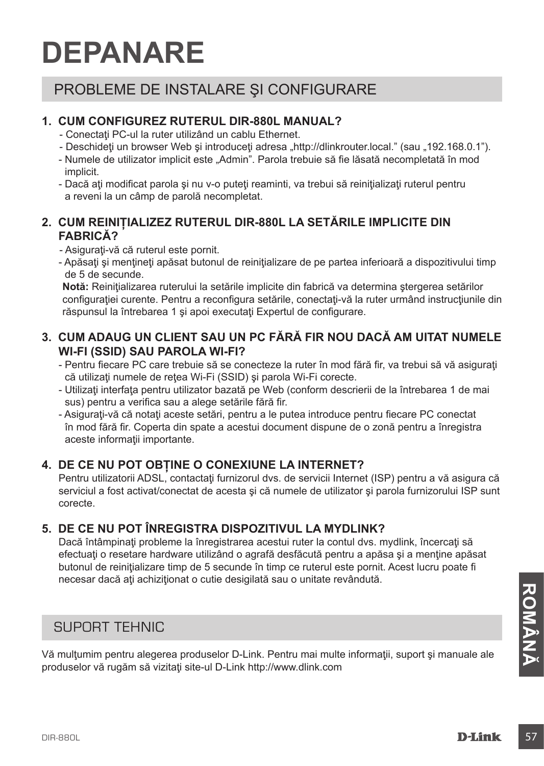# DEPANARE

## PROBLEME DE INSTALARE ŞI CONFIGURARE

### 1. CUM CONFIGUREZ RUTERUL DIR-880L MANUAL?

- Conectaţi PC-ul la ruter utilizând un cablu Ethernet.
- Deschideţi un browser Web şi introduceţi adresa „http://dlinkrouter.local." (sau „192.168.0.1").
- Numele de utilizator implicit este „Admin". Parola trebuie să fie lăsată necompletată în mod implicit.
- Dacă aţi modificat parola şi nu v-o puteţi reaminti, va trebui să reiniţializaţi ruterul pentru a reveni la un câmp de parolă necompletat.

### 2. CUM REINIȚIALIZEZ RUTERUL DIR-880L LA SETĂRILE IMPLICITE DIN FABRICĂ?

- Asiguraţi-vă că ruterul este pornit.
- Apăsaţi şi menţineţi apăsat butonul de reiniţializare de pe partea inferioară a dispozitivului timp de 5 de secunde.

**Notă:** Reiniţializarea ruterului la setările implicite din fabrică va determina ştergerea setărilor configuraţiei curente. Pentru a reconfigura setările, conectaţi-vă la ruter urmând instrucţiunile din răspunsul la întrebarea 1 şi apoi executaţi Expertul de configurare.

### 3. CUM ADAUG UN CLIENT SAU UN PC FĂRĂ FIR NOU DACĂ AM UITAT NUMELE WI-FI (SSID) SAU PAROLA WI-FI?

- Pentru fiecare PC care trebuie să se conecteze la ruter în mod fără fir, va trebui să vă asiguraţi că utilizaţi numele de reţea Wi-Fi (SSID) şi parola Wi-Fi corecte.
- Utilizaţi interfaţa pentru utilizator bazată pe Web (conform descrierii de la întrebarea 1 de mai sus) pentru a verifica sau a alege setările fără fir.
- Asiguraţi-vă că notaţi aceste setări, pentru a le putea introduce pentru fiecare PC conectat în mod fără fir. Coperta din spate a acestui document dispune de o zonă pentru a înregistra aceste informaţii importante.

### 4. DE CE NU POT OBȚINE O CONEXIUNE LA INTERNET?

Pentru utilizatorii ADSL, contactaţi furnizorul dvs. de servicii Internet (ISP) pentru a vă asigura că serviciul a fost activat/conectat de acesta şi că numele de utilizator şi parola furnizorului ISP sunt corecte.

### 5. DE CE NU POT ÎNREGISTRA DISPOZITIVUL LA MYDLINK?

Dacă întâmpinaţi probleme la înregistrarea acestui ruter la contul dvs. mydlink, încercaţi să efectuaţi o resetare hardware utilizând o agrafă desfăcută pentru a apăsa şi a menţine apăsat butonul de reiniţializare timp de 5 secunde în timp ce ruterul este pornit. Acest lucru poate fi necesar dacă aţi achiziţionat o cutie desigilată sau o unitate revândută.

## SUPORT TEHNIC

Vă mulţumim pentru alegerea produselor D-Link. Pentru mai multe informaţii, suport şi manuale ale produselor vă rugăm să vizitaţi site-ul D-Link http://www.dlink.com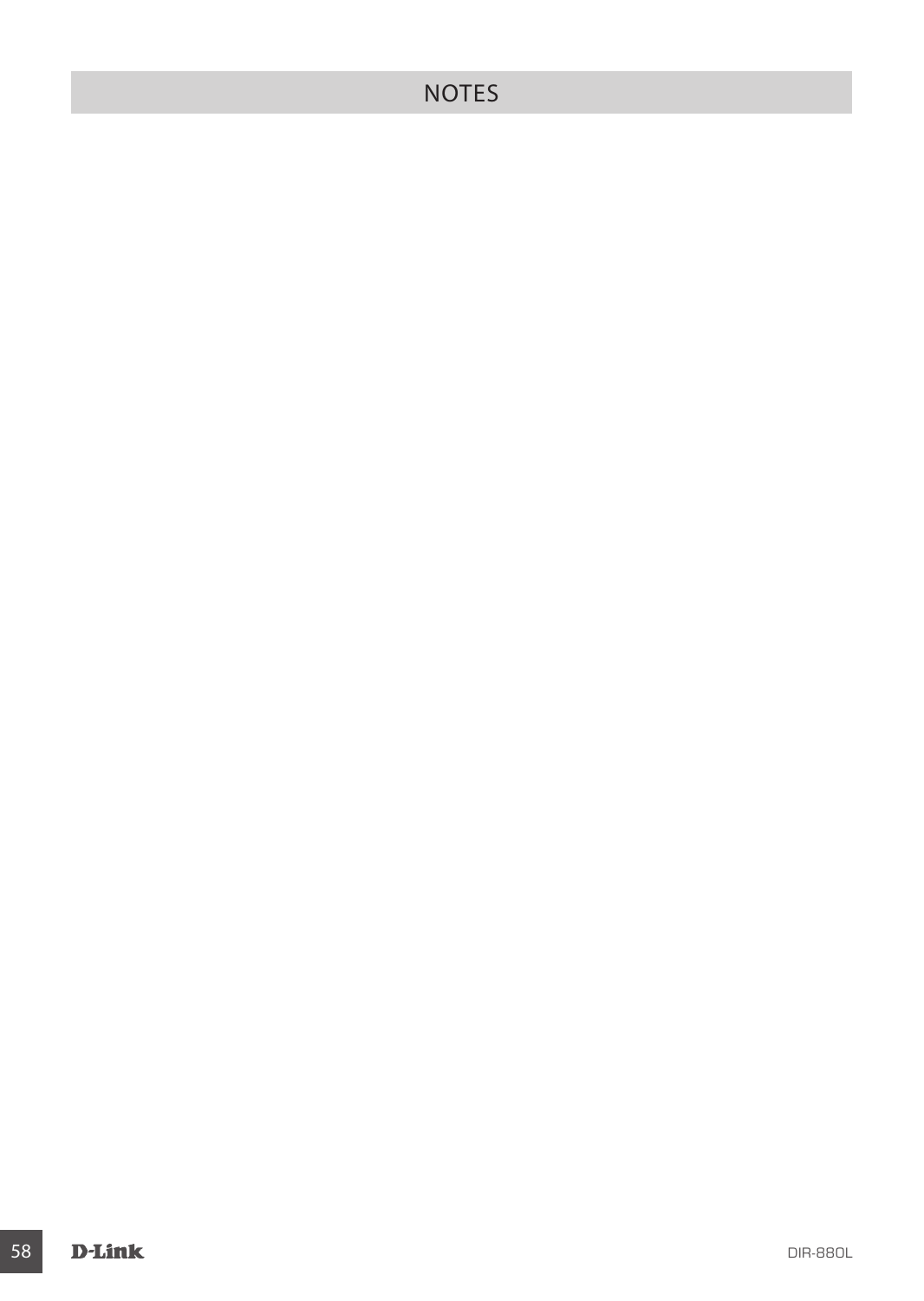# NOTES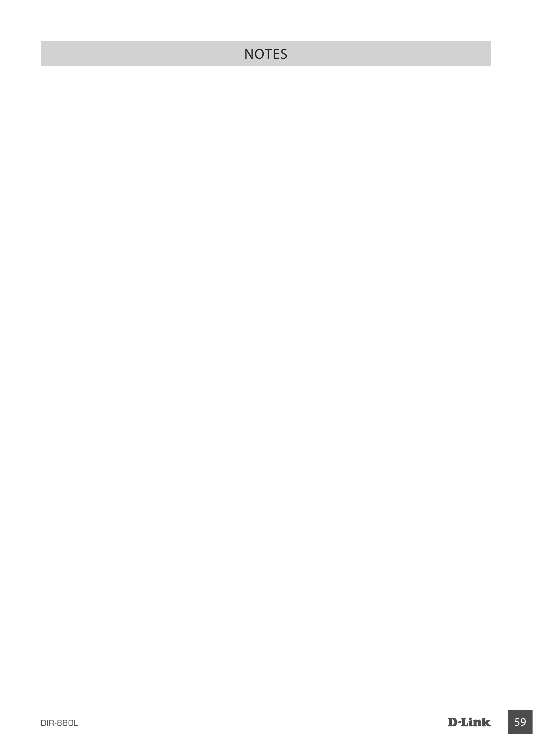# NOTES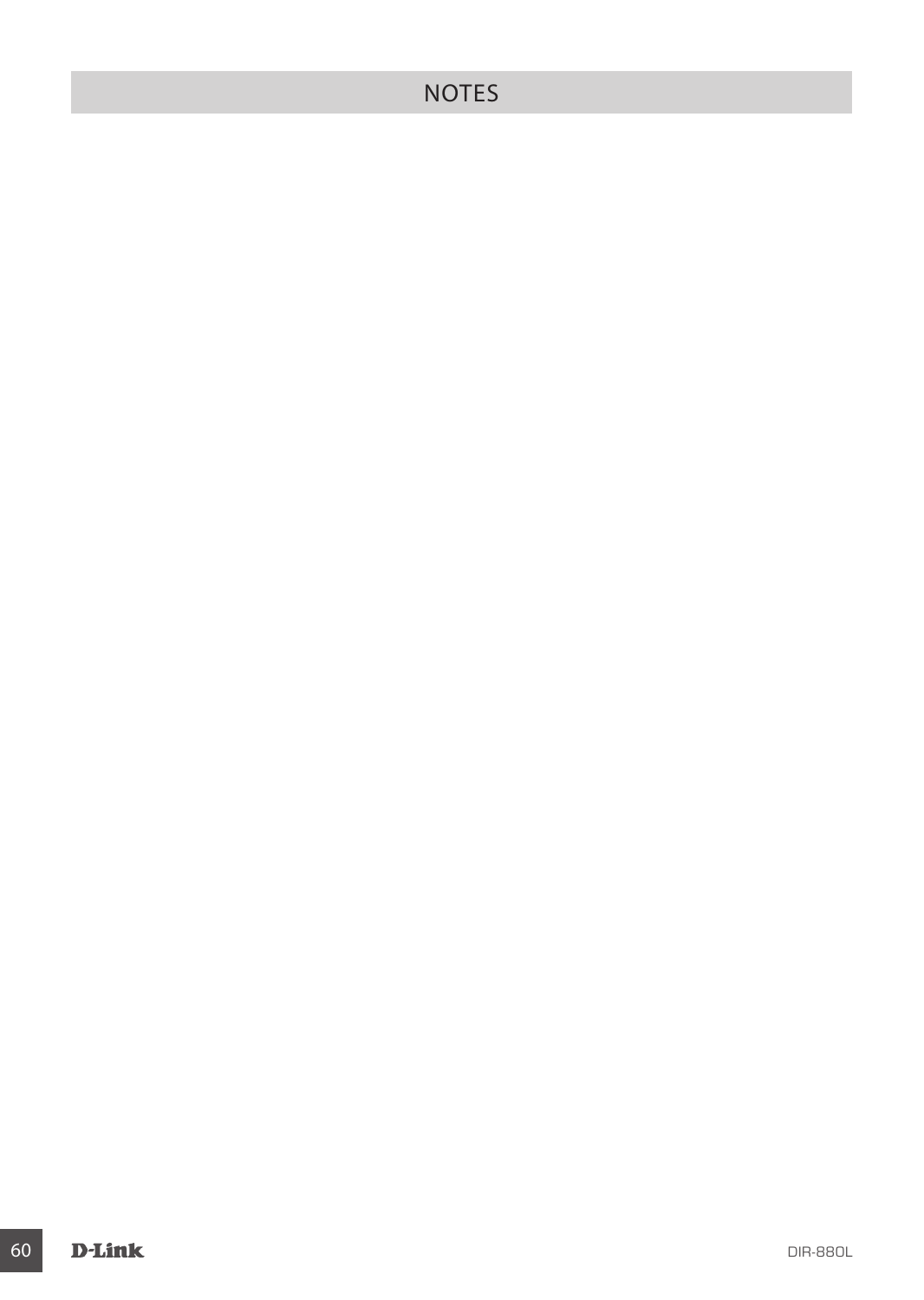# NOTES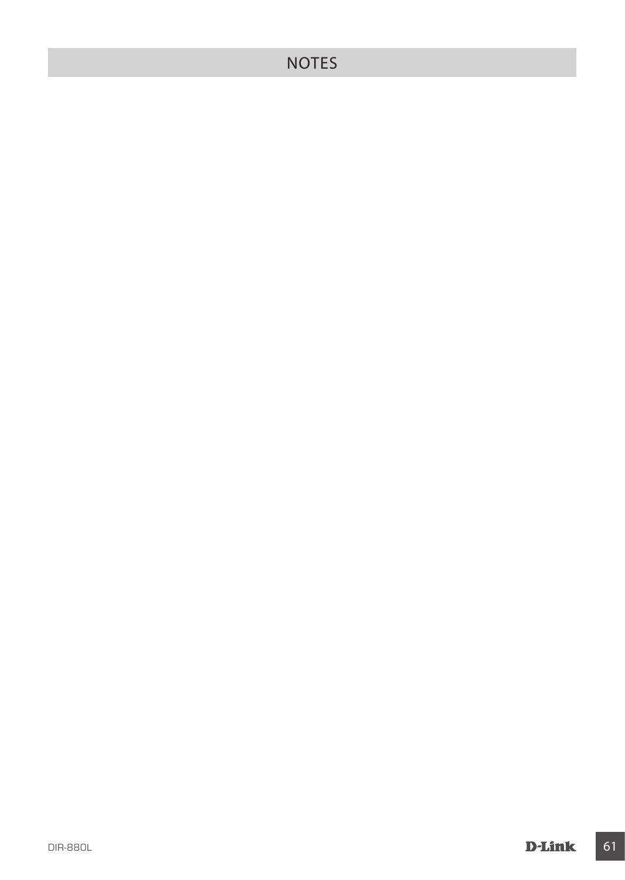# NOTES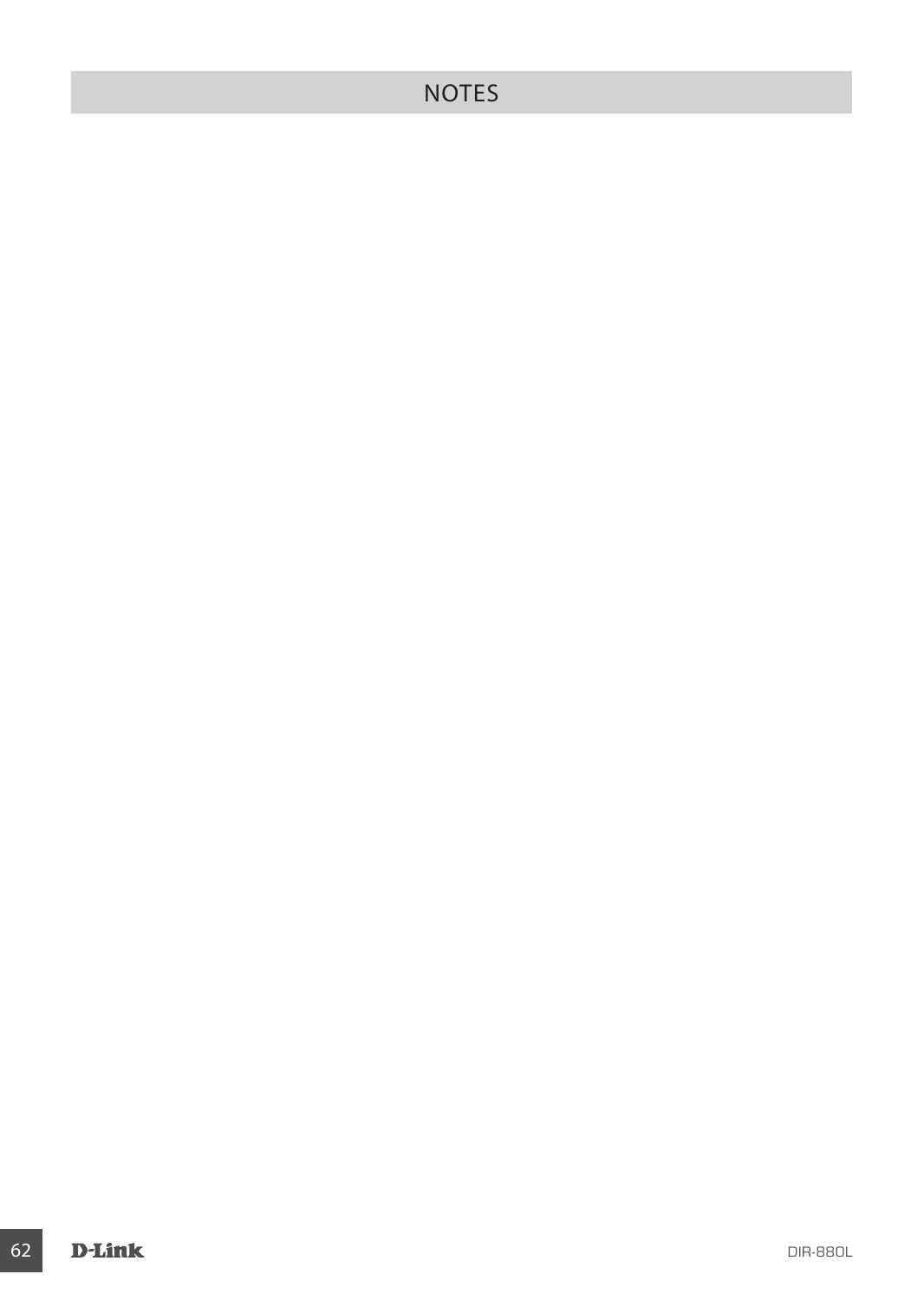# NOTES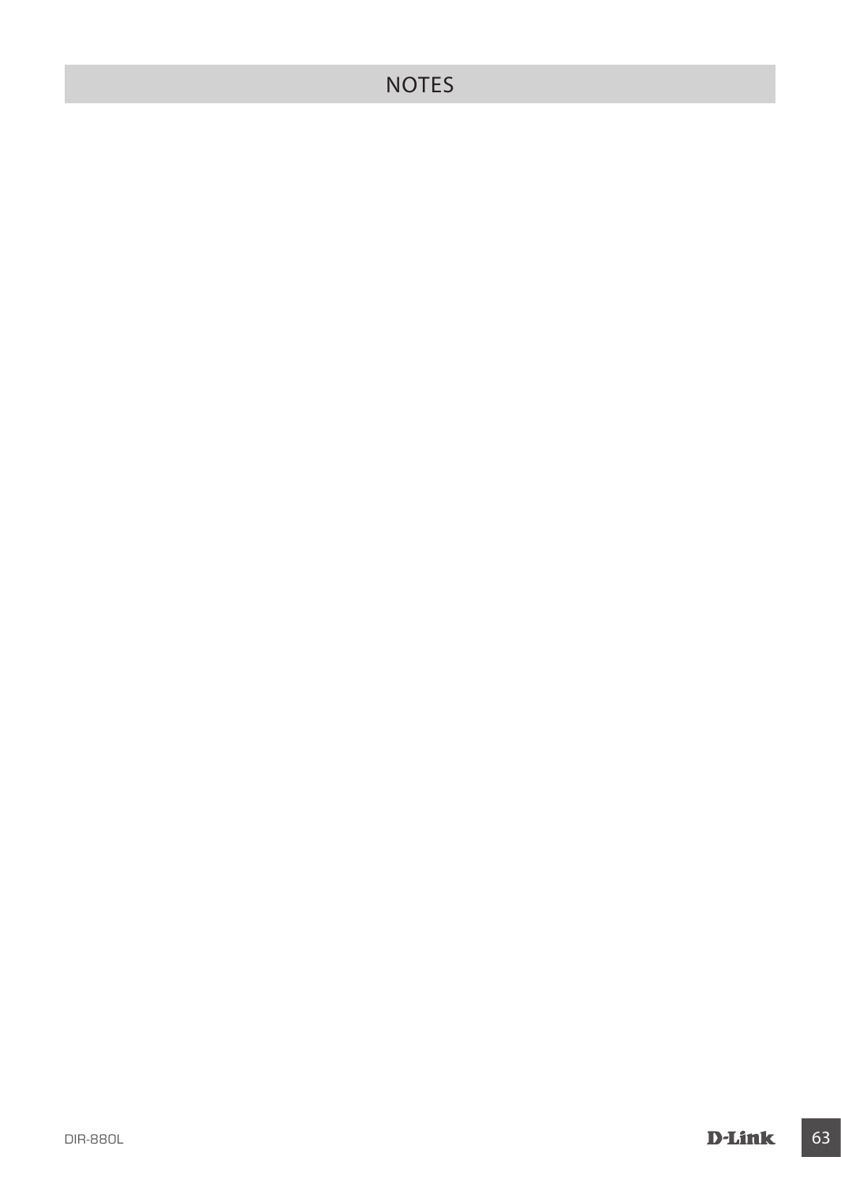# NOTES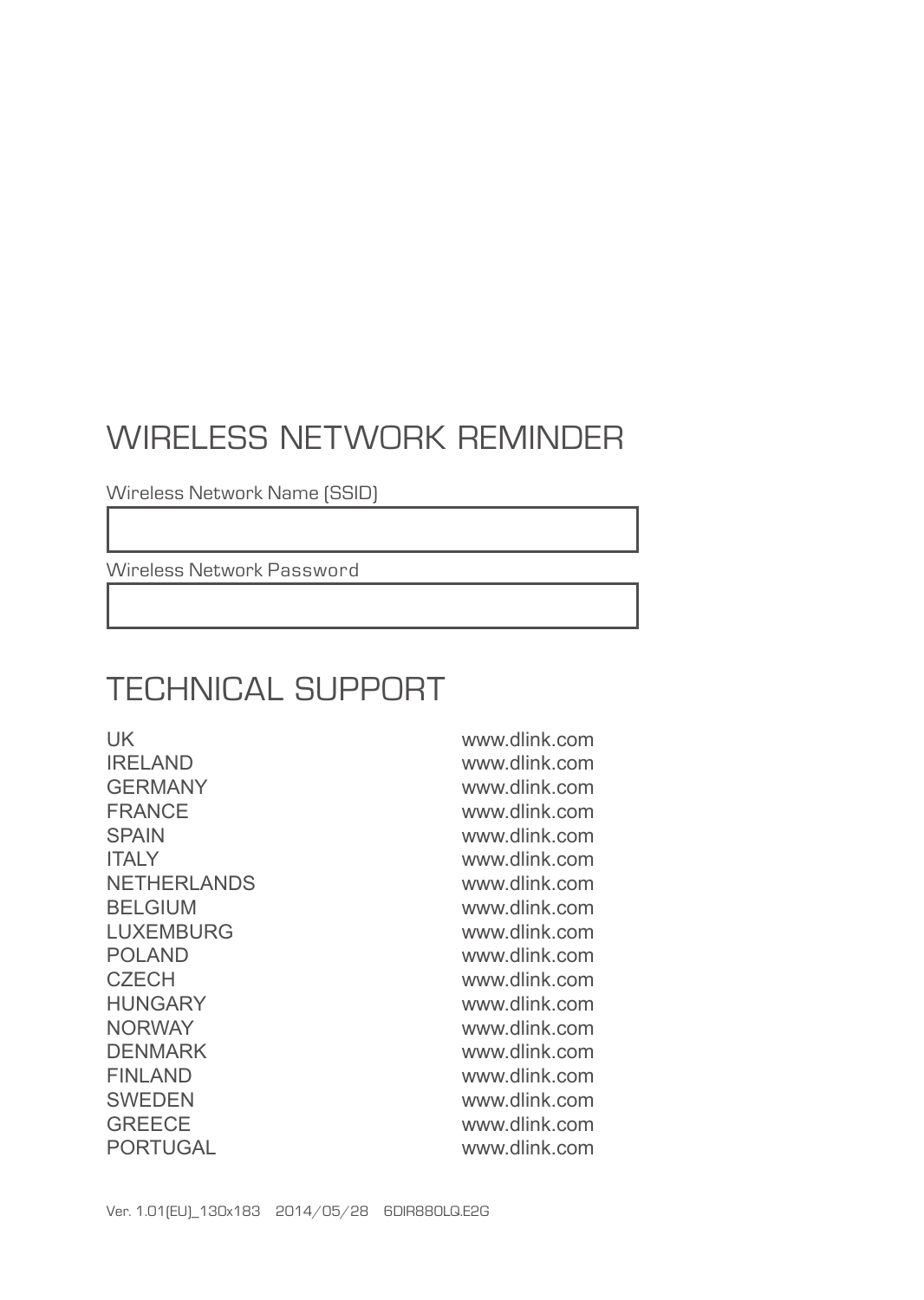# WIRELESS NETWORK REMINDER

Wireless Network Name (SSID)

| |
|---|
| |

Wireless Network Password

| |
|---|
| |

# TECHNICAL SUPPORT

| | |
|---|---|
| UK | www.dlink.com |
| IRELAND | www.dlink.com |
| GERMANY | www.dlink.com |
| FRANCE | www.dlink.com |
| SPAIN | www.dlink.com |
| ITALY | www.dlink.com |
| NETHERLANDS | www.dlink.com |
| BELGIUM | www.dlink.com |
| LUXEMBURG | www.dlink.com |
| POLAND | www.dlink.com |
| CZECH | www.dlink.com |
| HUNGARY | www.dlink.com |
| NORWAY | www.dlink.com |
| DENMARK | www.dlink.com |
| FINLAND | www.dlink.com |
| SWEDEN | www.dlink.com |
| GREECE | www.dlink.com |
| PORTUGAL | www.dlink.com |

Ver. 1.01(EU)_130x183 2014/05/28 6DIR880LQ.E2G